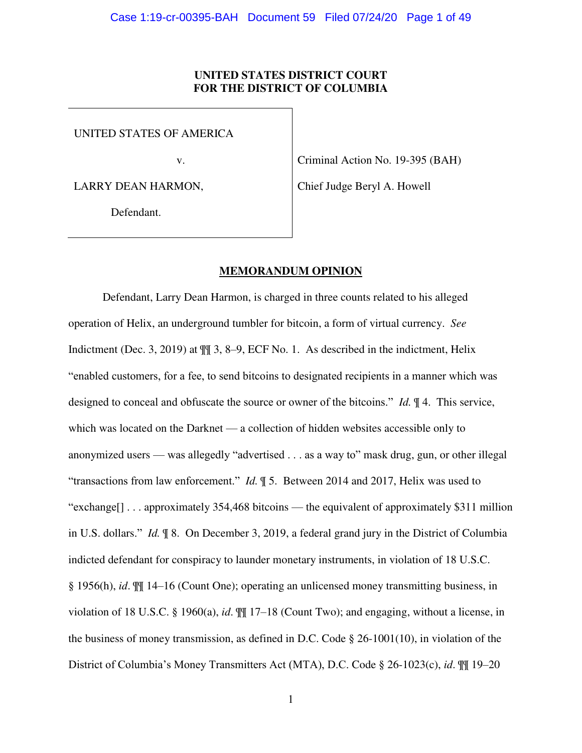**UNITED STATES DISTRICT COURT**
**FOR THE DISTRICT OF COLUMBIA**

| | |
|---|---|
| UNITED STATES OF AMERICA | |
| v. | Criminal Action No. 19-395 (BAH) |
| LARRY DEAN HARMON, | Chief Judge Beryl A. Howell |
| Defendant. | |

## MEMORANDUM OPINION

Defendant, Larry Dean Harmon, is charged in three counts related to his alleged operation of Helix, an underground tumbler for bitcoin, a form of virtual currency. *See* Indictment (Dec. 3, 2019) at ¶¶ 3, 8–9, ECF No. 1. As described in the indictment, Helix "enabled customers, for a fee, to send bitcoins to designated recipients in a manner which was designed to conceal and obfuscate the source or owner of the bitcoins." *Id.* ¶ 4. This service, which was located on the Darknet — a collection of hidden websites accessible only to anonymized users — was allegedly "advertised . . . as a way to" mask drug, gun, or other illegal "transactions from law enforcement." *Id.* ¶ 5. Between 2014 and 2017, Helix was used to "exchange[] . . . approximately 354,468 bitcoins — the equivalent of approximately $311 million in U.S. dollars." *Id.* ¶ 8. On December 3, 2019, a federal grand jury in the District of Columbia indicted defendant for conspiracy to launder monetary instruments, in violation of 18 U.S.C. § 1956(h), *id*. ¶¶ 14–16 (Count One); operating an unlicensed money transmitting business, in violation of 18 U.S.C. § 1960(a), *id*. ¶¶ 17–18 (Count Two); and engaging, without a license, in the business of money transmission, as defined in D.C. Code § 26-1001(10), in violation of the District of Columbia's Money Transmitters Act (MTA), D.C. Code § 26-1023(c), *id*. ¶¶ 19–20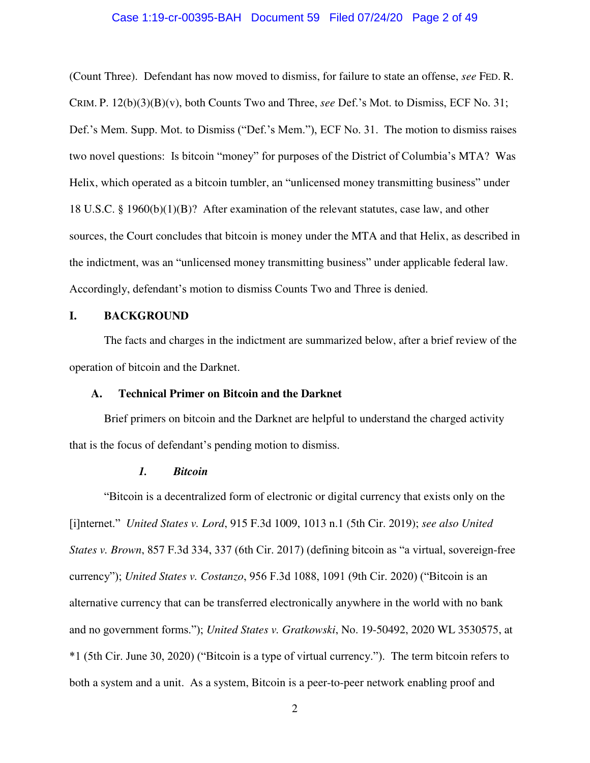(Count Three). Defendant has now moved to dismiss, for failure to state an offense, *see* FED. R. CRIM. P. 12(b)(3)(B)(v), both Counts Two and Three, *see* Def.'s Mot. to Dismiss, ECF No. 31; Def.'s Mem. Supp. Mot. to Dismiss ("Def.'s Mem."), ECF No. 31. The motion to dismiss raises two novel questions: Is bitcoin "money" for purposes of the District of Columbia's MTA? Was Helix, which operated as a bitcoin tumbler, an "unlicensed money transmitting business" under 18 U.S.C. § 1960(b)(1)(B)? After examination of the relevant statutes, case law, and other sources, the Court concludes that bitcoin is money under the MTA and that Helix, as described in the indictment, was an "unlicensed money transmitting business" under applicable federal law. Accordingly, defendant's motion to dismiss Counts Two and Three is denied.

## I. BACKGROUND

The facts and charges in the indictment are summarized below, after a brief review of the operation of bitcoin and the Darknet.

### A. Technical Primer on Bitcoin and the Darknet

Brief primers on bitcoin and the Darknet are helpful to understand the charged activity that is the focus of defendant's pending motion to dismiss.

#### *1. Bitcoin*

"Bitcoin is a decentralized form of electronic or digital currency that exists only on the [i]nternet." *United States v. Lord*, 915 F.3d 1009, 1013 n.1 (5th Cir. 2019); *see also United States v. Brown*, 857 F.3d 334, 337 (6th Cir. 2017) (defining bitcoin as "a virtual, sovereign-free currency"); *United States v. Costanzo*, 956 F.3d 1088, 1091 (9th Cir. 2020) ("Bitcoin is an alternative currency that can be transferred electronically anywhere in the world with no bank and no government forms."); *United States v. Gratkowski*, No. 19-50492, 2020 WL 3530575, at *1 (5th Cir. June 30, 2020) ("Bitcoin is a type of virtual currency."). The term bitcoin refers to both a system and a unit. As a system, Bitcoin is a peer-to-peer network enabling proof and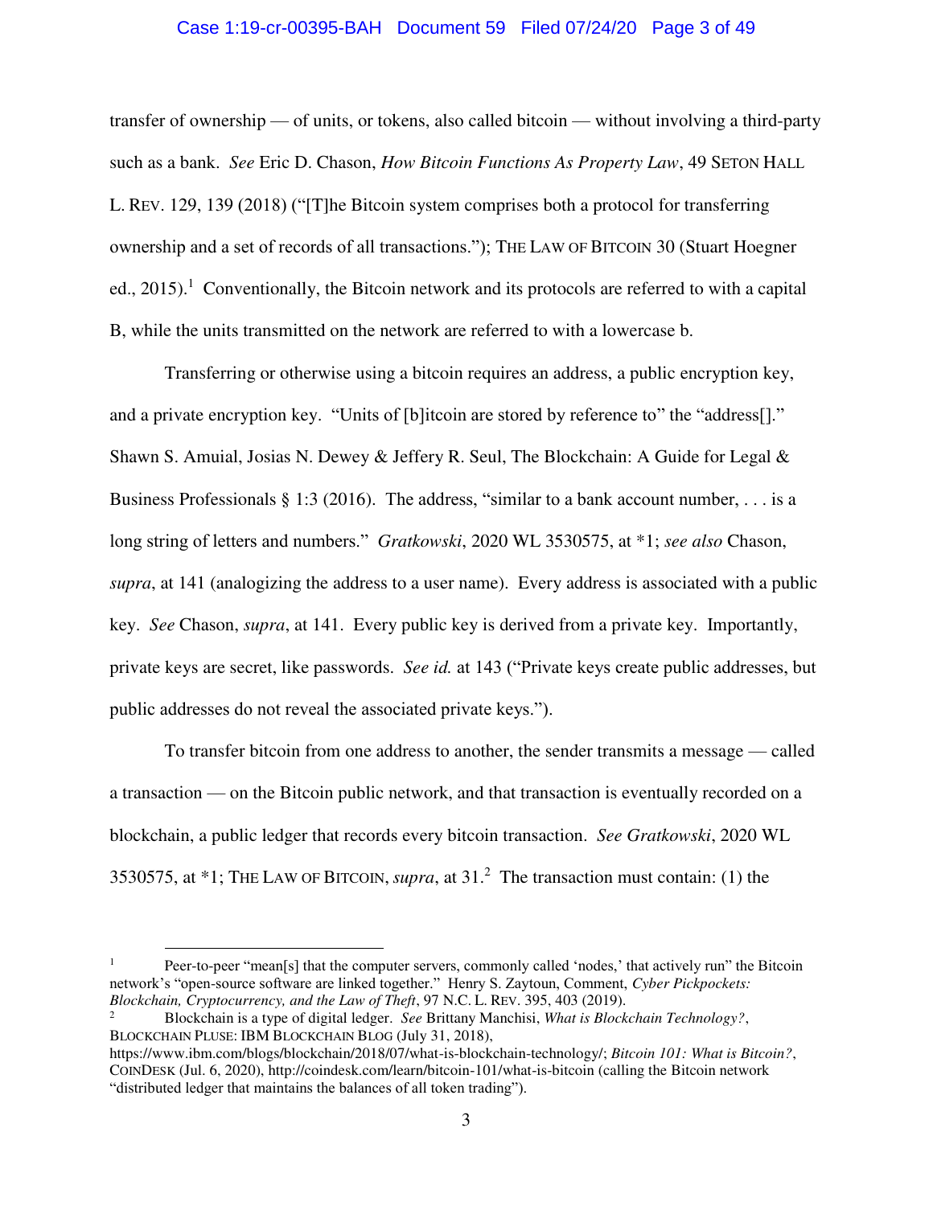transfer of ownership — of units, or tokens, also called bitcoin — without involving a third-party such as a bank. *See* Eric D. Chason, *How Bitcoin Functions As Property Law*, 49 SETON HALL L. REV. 129, 139 (2018) ("[T]he Bitcoin system comprises both a protocol for transferring ownership and a set of records of all transactions."); THE LAW OF BITCOIN 30 (Stuart Hoegner ed., 2015).[1] Conventionally, the Bitcoin network and its protocols are referred to with a capital B, while the units transmitted on the network are referred to with a lowercase b.

Transferring or otherwise using a bitcoin requires an address, a public encryption key, and a private encryption key. "Units of [b]itcoin are stored by reference to" the "address[]." Shawn S. Amuial, Josias N. Dewey & Jeffery R. Seul, The Blockchain: A Guide for Legal & Business Professionals § 1:3 (2016). The address, "similar to a bank account number, . . . is a long string of letters and numbers." *Gratkowski*, 2020 WL 3530575, at *1; *see also* Chason, *supra*, at 141 (analogizing the address to a user name). Every address is associated with a public key. *See* Chason, *supra*, at 141. Every public key is derived from a private key. Importantly, private keys are secret, like passwords. *See id.* at 143 ("Private keys create public addresses, but public addresses do not reveal the associated private keys.").

To transfer bitcoin from one address to another, the sender transmits a message — called a transaction — on the Bitcoin public network, and that transaction is eventually recorded on a blockchain, a public ledger that records every bitcoin transaction. *See Gratkowski*, 2020 WL 3530575, at *1; THE LAW OF BITCOIN, *supra*, at 31.[2] The transaction must contain: (1) the

---

[1] Peer-to-peer "mean[s] that the computer servers, commonly called 'nodes,' that actively run" the Bitcoin network's "open-source software are linked together." Henry S. Zaytoun, Comment, *Cyber Pickpockets: Blockchain, Cryptocurrency, and the Law of Theft*, 97 N.C. L. REV. 395, 403 (2019).

[2] Blockchain is a type of digital ledger. *See* Brittany Manchisi, *What is Blockchain Technology?*, BLOCKCHAIN PLUSE: IBM BLOCKCHAIN BLOG (July 31, 2018), https://www.ibm.com/blogs/blockchain/2018/07/what-is-blockchain-technology/; *Bitcoin 101: What is Bitcoin?*, COINDESK (Jul. 6, 2020), http://coindesk.com/learn/bitcoin-101/what-is-bitcoin (calling the Bitcoin network "distributed ledger that maintains the balances of all token trading").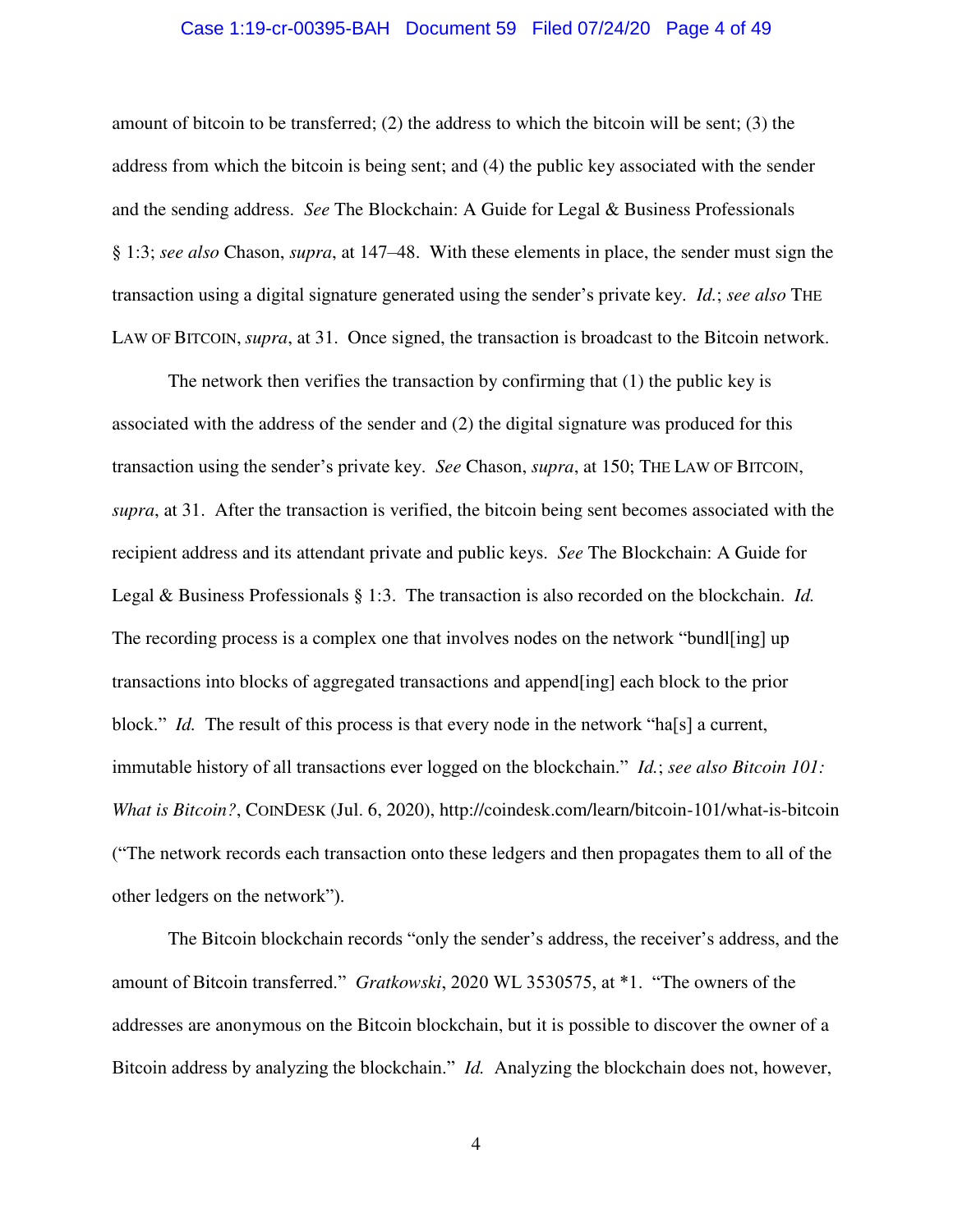amount of bitcoin to be transferred; (2) the address to which the bitcoin will be sent; (3) the address from which the bitcoin is being sent; and (4) the public key associated with the sender and the sending address. *See* The Blockchain: A Guide for Legal & Business Professionals § 1:3; *see also* Chason, *supra*, at 147–48. With these elements in place, the sender must sign the transaction using a digital signature generated using the sender's private key. *Id.*; *see also* THE LAW OF BITCOIN, *supra*, at 31. Once signed, the transaction is broadcast to the Bitcoin network.

The network then verifies the transaction by confirming that (1) the public key is associated with the address of the sender and (2) the digital signature was produced for this transaction using the sender's private key. *See* Chason, *supra*, at 150; THE LAW OF BITCOIN, *supra*, at 31. After the transaction is verified, the bitcoin being sent becomes associated with the recipient address and its attendant private and public keys. *See* The Blockchain: A Guide for Legal & Business Professionals § 1:3. The transaction is also recorded on the blockchain. *Id.* The recording process is a complex one that involves nodes on the network "bundl[ing] up transactions into blocks of aggregated transactions and append[ing] each block to the prior block." *Id.* The result of this process is that every node in the network "ha[s] a current, immutable history of all transactions ever logged on the blockchain." *Id.*; *see also Bitcoin 101: What is Bitcoin?*, COINDESK (Jul. 6, 2020), http://coindesk.com/learn/bitcoin-101/what-is-bitcoin ("The network records each transaction onto these ledgers and then propagates them to all of the other ledgers on the network").

The Bitcoin blockchain records "only the sender's address, the receiver's address, and the amount of Bitcoin transferred." *Gratkowski*, 2020 WL 3530575, at *1. "The owners of the addresses are anonymous on the Bitcoin blockchain, but it is possible to discover the owner of a Bitcoin address by analyzing the blockchain." *Id.* Analyzing the blockchain does not, however,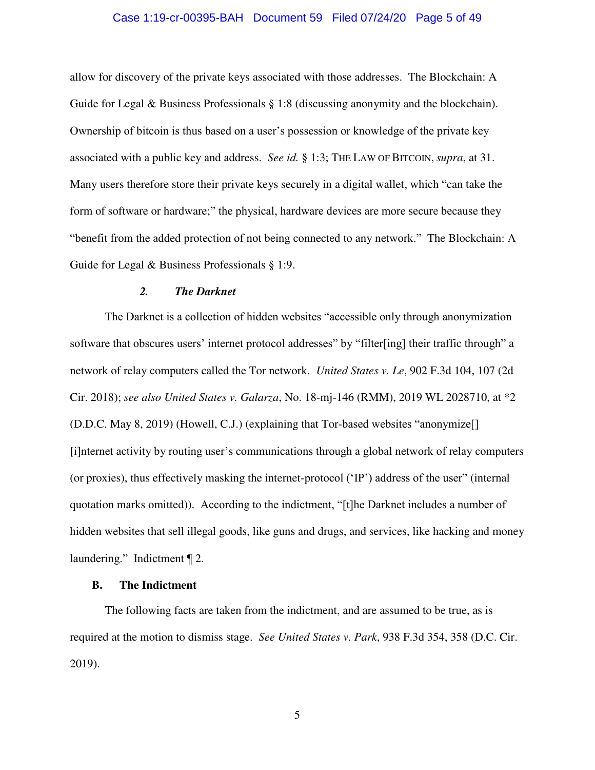allow for discovery of the private keys associated with those addresses. The Blockchain: A Guide for Legal & Business Professionals § 1:8 (discussing anonymity and the blockchain). Ownership of bitcoin is thus based on a user's possession or knowledge of the private key associated with a public key and address. *See id.* § 1:3; THE LAW OF BITCOIN, *supra*, at 31. Many users therefore store their private keys securely in a digital wallet, which "can take the form of software or hardware;" the physical, hardware devices are more secure because they "benefit from the added protection of not being connected to any network." The Blockchain: A Guide for Legal & Business Professionals § 1:9.

#### *2. The Darknet*

The Darknet is a collection of hidden websites "accessible only through anonymization software that obscures users' internet protocol addresses" by "filter[ing] their traffic through" a network of relay computers called the Tor network. *United States v. Le*, 902 F.3d 104, 107 (2d Cir. 2018); *see also United States v. Galarza*, No. 18-mj-146 (RMM), 2019 WL 2028710, at *2 (D.D.C. May 8, 2019) (Howell, C.J.) (explaining that Tor-based websites "anonymize[] [i]nternet activity by routing user's communications through a global network of relay computers (or proxies), thus effectively masking the internet-protocol ('IP') address of the user" (internal quotation marks omitted)). According to the indictment, "[t]he Darknet includes a number of hidden websites that sell illegal goods, like guns and drugs, and services, like hacking and money laundering." Indictment ¶ 2.

### B. The Indictment

The following facts are taken from the indictment, and are assumed to be true, as is required at the motion to dismiss stage. *See United States v. Park*, 938 F.3d 354, 358 (D.C. Cir. 2019).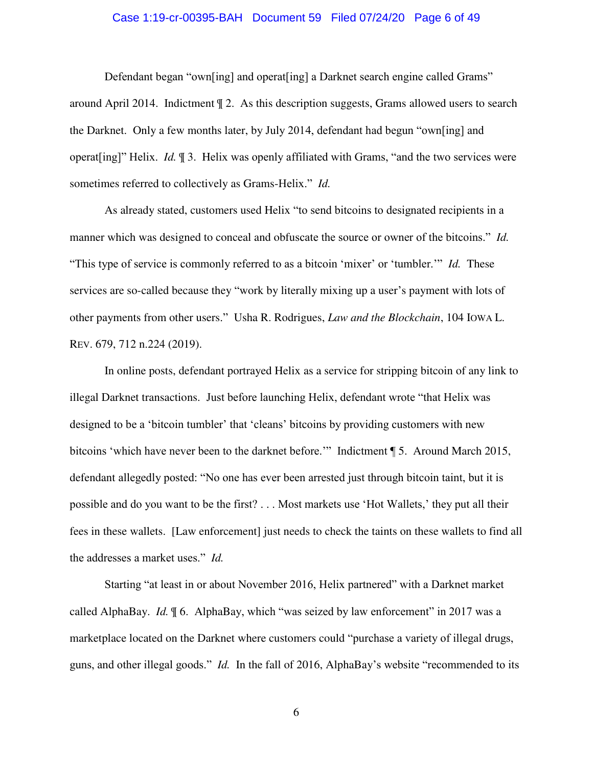Defendant began "own[ing] and operat[ing] a Darknet search engine called Grams" around April 2014. Indictment ¶ 2. As this description suggests, Grams allowed users to search the Darknet. Only a few months later, by July 2014, defendant had begun "own[ing] and operat[ing]" Helix. *Id.* ¶ 3. Helix was openly affiliated with Grams, "and the two services were sometimes referred to collectively as Grams-Helix." *Id.*

As already stated, customers used Helix "to send bitcoins to designated recipients in a manner which was designed to conceal and obfuscate the source or owner of the bitcoins." *Id.* "This type of service is commonly referred to as a bitcoin 'mixer' or 'tumbler.'" *Id.* These services are so-called because they "work by literally mixing up a user's payment with lots of other payments from other users." Usha R. Rodrigues, *Law and the Blockchain*, 104 IOWA L. REV. 679, 712 n.224 (2019).

In online posts, defendant portrayed Helix as a service for stripping bitcoin of any link to illegal Darknet transactions. Just before launching Helix, defendant wrote "that Helix was designed to be a 'bitcoin tumbler' that 'cleans' bitcoins by providing customers with new bitcoins 'which have never been to the darknet before.'" Indictment ¶ 5. Around March 2015, defendant allegedly posted: "No one has ever been arrested just through bitcoin taint, but it is possible and do you want to be the first? . . . Most markets use 'Hot Wallets,' they put all their fees in these wallets. [Law enforcement] just needs to check the taints on these wallets to find all the addresses a market uses." *Id.*

Starting "at least in or about November 2016, Helix partnered" with a Darknet market called AlphaBay. *Id.* ¶ 6. AlphaBay, which "was seized by law enforcement" in 2017 was a marketplace located on the Darknet where customers could "purchase a variety of illegal drugs, guns, and other illegal goods." *Id.* In the fall of 2016, AlphaBay's website "recommended to its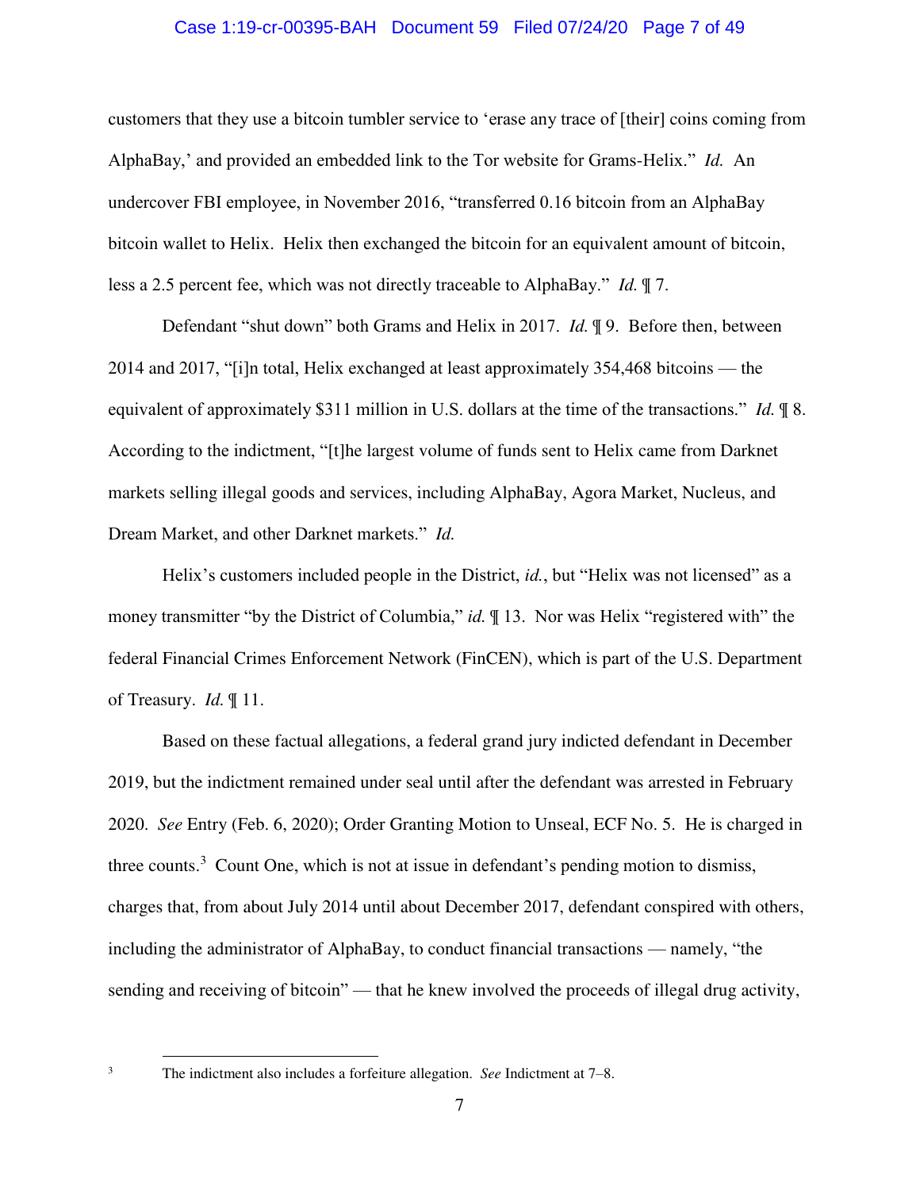customers that they use a bitcoin tumbler service to 'erase any trace of [their] coins coming from AlphaBay,' and provided an embedded link to the Tor website for Grams-Helix." *Id.* An undercover FBI employee, in November 2016, "transferred 0.16 bitcoin from an AlphaBay bitcoin wallet to Helix. Helix then exchanged the bitcoin for an equivalent amount of bitcoin, less a 2.5 percent fee, which was not directly traceable to AlphaBay." *Id.* ¶ 7.

Defendant "shut down" both Grams and Helix in 2017. *Id.* ¶ 9. Before then, between 2014 and 2017, "[i]n total, Helix exchanged at least approximately 354,468 bitcoins — the equivalent of approximately $311 million in U.S. dollars at the time of the transactions." *Id.* ¶ 8. According to the indictment, "[t]he largest volume of funds sent to Helix came from Darknet markets selling illegal goods and services, including AlphaBay, Agora Market, Nucleus, and Dream Market, and other Darknet markets." *Id.*

Helix's customers included people in the District, *id.*, but "Helix was not licensed" as a money transmitter "by the District of Columbia," *id.* ¶ 13. Nor was Helix "registered with" the federal Financial Crimes Enforcement Network (FinCEN), which is part of the U.S. Department of Treasury. *Id.* ¶ 11.

Based on these factual allegations, a federal grand jury indicted defendant in December 2019, but the indictment remained under seal until after the defendant was arrested in February 2020. *See* Entry (Feb. 6, 2020); Order Granting Motion to Unseal, ECF No. 5. He is charged in three counts.[3] Count One, which is not at issue in defendant's pending motion to dismiss, charges that, from about July 2014 until about December 2017, defendant conspired with others, including the administrator of AlphaBay, to conduct financial transactions — namely, "the sending and receiving of bitcoin" — that he knew involved the proceeds of illegal drug activity,

---

[3] The indictment also includes a forfeiture allegation. *See* Indictment at 7–8.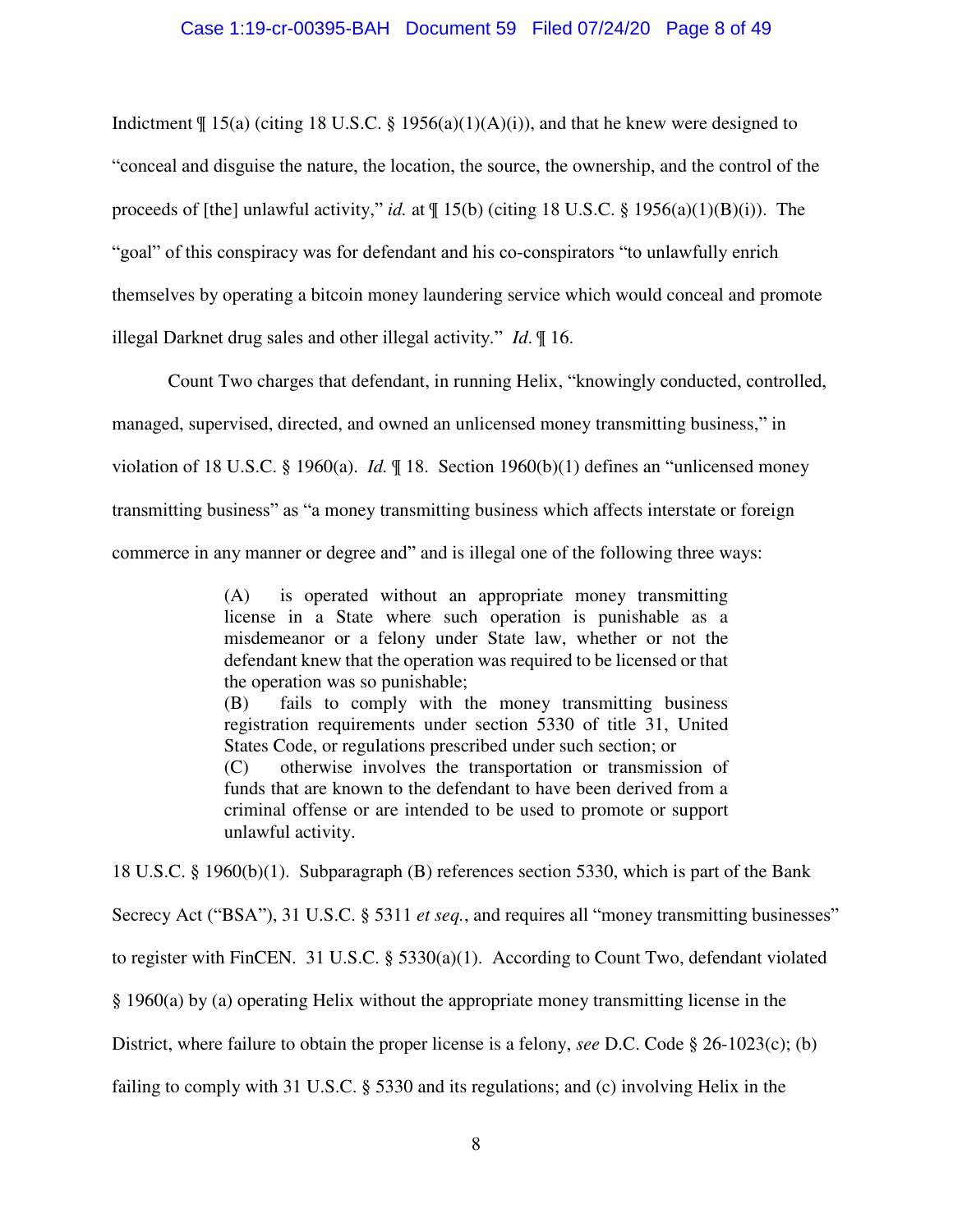Indictment ¶ 15(a) (citing 18 U.S.C. § 1956(a)(1)(A)(i)), and that he knew were designed to "conceal and disguise the nature, the location, the source, the ownership, and the control of the proceeds of [the] unlawful activity," *id.* at ¶ 15(b) (citing 18 U.S.C. § 1956(a)(1)(B)(i)). The "goal" of this conspiracy was for defendant and his co-conspirators "to unlawfully enrich themselves by operating a bitcoin money laundering service which would conceal and promote illegal Darknet drug sales and other illegal activity." *Id*. ¶ 16.

Count Two charges that defendant, in running Helix, "knowingly conducted, controlled, managed, supervised, directed, and owned an unlicensed money transmitting business," in violation of 18 U.S.C. § 1960(a). *Id.* ¶ 18. Section 1960(b)(1) defines an "unlicensed money transmitting business" as "a money transmitting business which affects interstate or foreign commerce in any manner or degree and" and is illegal one of the following three ways:

> (A) is operated without an appropriate money transmitting license in a State where such operation is punishable as a misdemeanor or a felony under State law, whether or not the defendant knew that the operation was required to be licensed or that the operation was so punishable;
> (B) fails to comply with the money transmitting business registration requirements under section 5330 of title 31, United States Code, or regulations prescribed under such section; or
> (C) otherwise involves the transportation or transmission of funds that are known to the defendant to have been derived from a criminal offense or are intended to be used to promote or support unlawful activity.

18 U.S.C. § 1960(b)(1). Subparagraph (B) references section 5330, which is part of the Bank Secrecy Act ("BSA"), 31 U.S.C. § 5311 *et seq.*, and requires all "money transmitting businesses" to register with FinCEN. 31 U.S.C. § 5330(a)(1). According to Count Two, defendant violated § 1960(a) by (a) operating Helix without the appropriate money transmitting license in the District, where failure to obtain the proper license is a felony, *see* D.C. Code § 26-1023(c); (b) failing to comply with 31 U.S.C. § 5330 and its regulations; and (c) involving Helix in the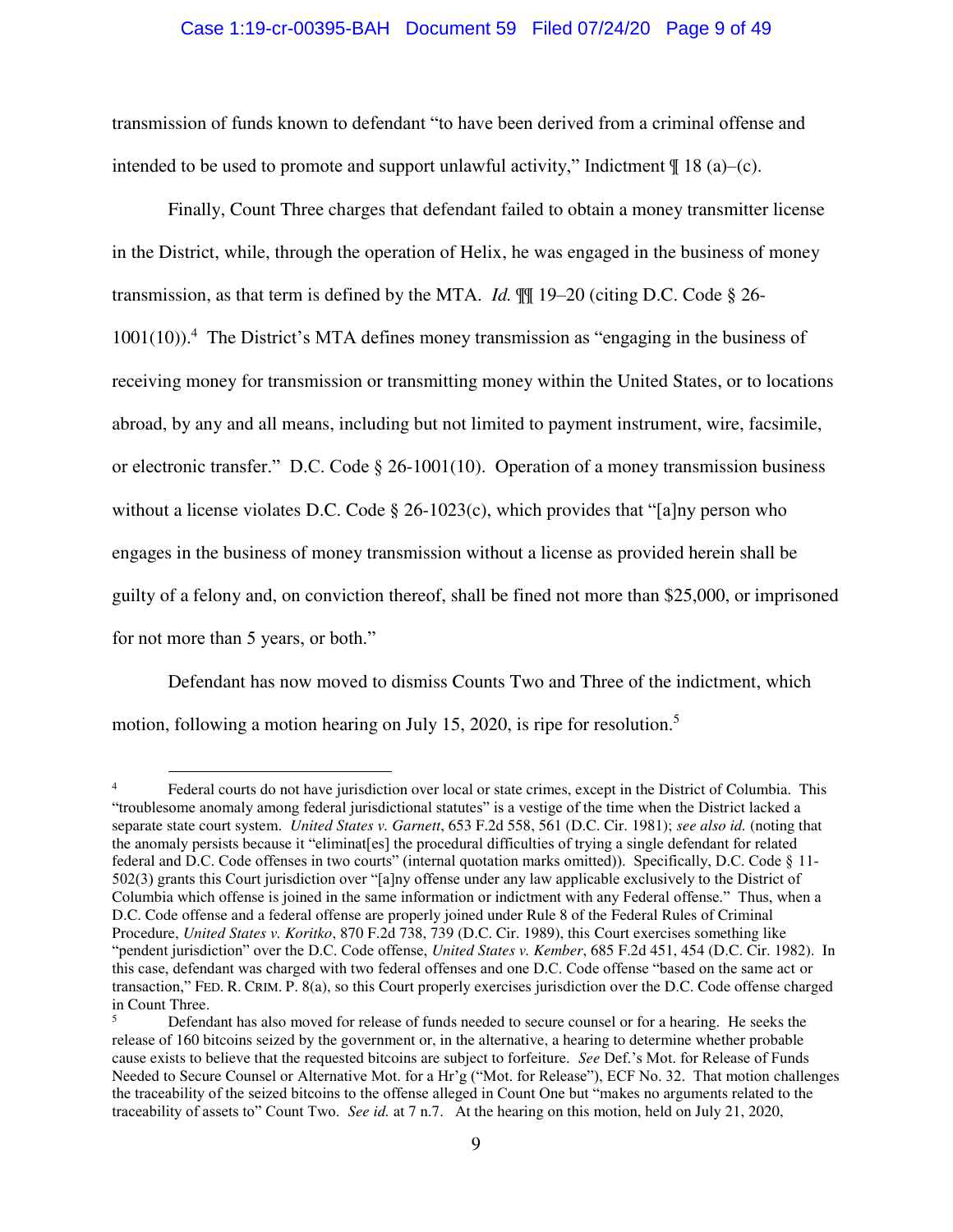transmission of funds known to defendant "to have been derived from a criminal offense and intended to be used to promote and support unlawful activity," Indictment ¶ 18 (a)–(c).

Finally, Count Three charges that defendant failed to obtain a money transmitter license in the District, while, through the operation of Helix, he was engaged in the business of money transmission, as that term is defined by the MTA. *Id.* ¶¶ 19–20 (citing D.C. Code § 26-1001(10)).[4] The District's MTA defines money transmission as "engaging in the business of receiving money for transmission or transmitting money within the United States, or to locations abroad, by any and all means, including but not limited to payment instrument, wire, facsimile, or electronic transfer." D.C. Code § 26-1001(10). Operation of a money transmission business without a license violates D.C. Code § 26-1023(c), which provides that "[a]ny person who engages in the business of money transmission without a license as provided herein shall be guilty of a felony and, on conviction thereof, shall be fined not more than $25,000, or imprisoned for not more than 5 years, or both."

Defendant has now moved to dismiss Counts Two and Three of the indictment, which motion, following a motion hearing on July 15, 2020, is ripe for resolution.[5]

---

[4] Federal courts do not have jurisdiction over local or state crimes, except in the District of Columbia. This "troublesome anomaly among federal jurisdictional statutes" is a vestige of the time when the District lacked a separate state court system. *United States v. Garnett*, 653 F.2d 558, 561 (D.C. Cir. 1981); *see also id.* (noting that the anomaly persists because it "eliminat[es] the procedural difficulties of trying a single defendant for related federal and D.C. Code offenses in two courts" (internal quotation marks omitted)). Specifically, D.C. Code § 11-502(3) grants this Court jurisdiction over "[a]ny offense under any law applicable exclusively to the District of Columbia which offense is joined in the same information or indictment with any Federal offense." Thus, when a D.C. Code offense and a federal offense are properly joined under Rule 8 of the Federal Rules of Criminal Procedure, *United States v. Koritko*, 870 F.2d 738, 739 (D.C. Cir. 1989), this Court exercises something like "pendent jurisdiction" over the D.C. Code offense, *United States v. Kember*, 685 F.2d 451, 454 (D.C. Cir. 1982). In this case, defendant was charged with two federal offenses and one D.C. Code offense "based on the same act or transaction," FED. R. CRIM. P. 8(a), so this Court properly exercises jurisdiction over the D.C. Code offense charged in Count Three.

[5] Defendant has also moved for release of funds needed to secure counsel or for a hearing. He seeks the release of 160 bitcoins seized by the government or, in the alternative, a hearing to determine whether probable cause exists to believe that the requested bitcoins are subject to forfeiture. *See* Def.'s Mot. for Release of Funds Needed to Secure Counsel or Alternative Mot. for a Hr'g ("Mot. for Release"), ECF No. 32. That motion challenges the traceability of the seized bitcoins to the offense alleged in Count One but "makes no arguments related to the traceability of assets to" Count Two. *See id.* at 7 n.7. At the hearing on this motion, held on July 21, 2020,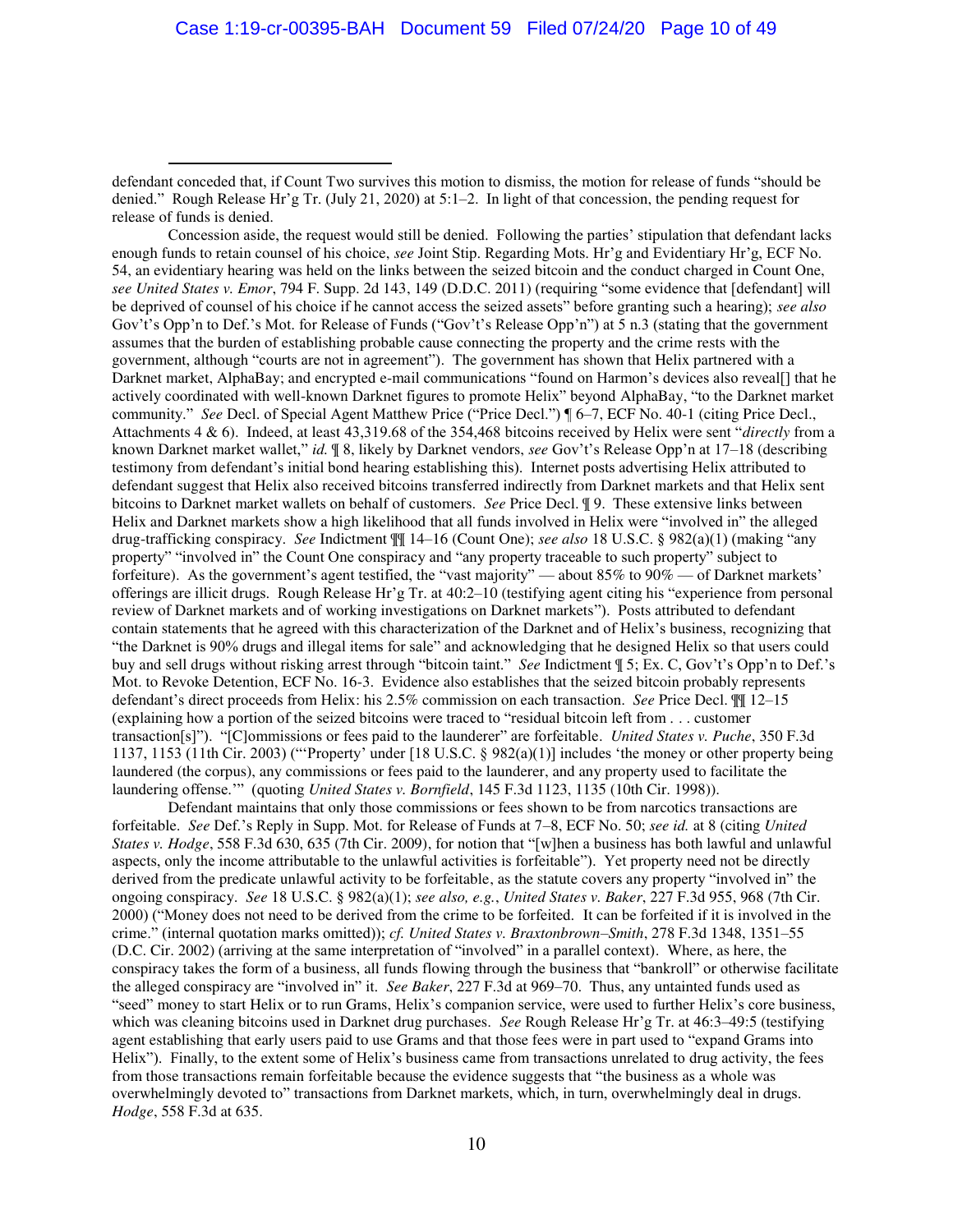defendant conceded that, if Count Two survives this motion to dismiss, the motion for release of funds "should be denied." Rough Release Hr'g Tr. (July 21, 2020) at 5:1–2. In light of that concession, the pending request for release of funds is denied.

Concession aside, the request would still be denied. Following the parties' stipulation that defendant lacks enough funds to retain counsel of his choice, *see* Joint Stip. Regarding Mots. Hr'g and Evidentiary Hr'g, ECF No. 54, an evidentiary hearing was held on the links between the seized bitcoin and the conduct charged in Count One, *see United States v. Emor*, 794 F. Supp. 2d 143, 149 (D.D.C. 2011) (requiring "some evidence that [defendant] will be deprived of counsel of his choice if he cannot access the seized assets" before granting such a hearing); *see also* Gov't's Opp'n to Def.'s Mot. for Release of Funds ("Gov't's Release Opp'n") at 5 n.3 (stating that the government assumes that the burden of establishing probable cause connecting the property and the crime rests with the government, although "courts are not in agreement"). The government has shown that Helix partnered with a Darknet market, AlphaBay; and encrypted e-mail communications "found on Harmon's devices also reveal[] that he actively coordinated with well-known Darknet figures to promote Helix" beyond AlphaBay, "to the Darknet market community." *See* Decl. of Special Agent Matthew Price ("Price Decl.") ¶ 6–7, ECF No. 40-1 (citing Price Decl., Attachments 4 & 6). Indeed, at least 43,319.68 of the 354,468 bitcoins received by Helix were sent "*directly* from a known Darknet market wallet," *id.* ¶ 8, likely by Darknet vendors, *see* Gov't's Release Opp'n at 17–18 (describing testimony from defendant's initial bond hearing establishing this). Internet posts advertising Helix attributed to defendant suggest that Helix also received bitcoins transferred indirectly from Darknet markets and that Helix sent bitcoins to Darknet market wallets on behalf of customers. *See* Price Decl. ¶ 9. These extensive links between Helix and Darknet markets show a high likelihood that all funds involved in Helix were "involved in" the alleged drug-trafficking conspiracy. *See* Indictment ¶¶ 14–16 (Count One); *see also* 18 U.S.C. § 982(a)(1) (making "any property" "involved in" the Count One conspiracy and "any property traceable to such property" subject to forfeiture). As the government's agent testified, the "vast majority" — about 85% to 90% — of Darknet markets' offerings are illicit drugs. Rough Release Hr'g Tr. at 40:2–10 (testifying agent citing his "experience from personal review of Darknet markets and of working investigations on Darknet markets"). Posts attributed to defendant contain statements that he agreed with this characterization of the Darknet and of Helix's business, recognizing that "the Darknet is 90% drugs and illegal items for sale" and acknowledging that he designed Helix so that users could buy and sell drugs without risking arrest through "bitcoin taint." *See* Indictment ¶ 5; Ex. C, Gov't's Opp'n to Def.'s Mot. to Revoke Detention, ECF No. 16-3. Evidence also establishes that the seized bitcoin probably represents defendant's direct proceeds from Helix: his 2.5% commission on each transaction. *See* Price Decl. ¶¶ 12–15 (explaining how a portion of the seized bitcoins were traced to "residual bitcoin left from . . . customer transaction[s]"). "[C]ommissions or fees paid to the launderer" are forfeitable. *United States v. Puche*, 350 F.3d 1137, 1153 (11th Cir. 2003) ("'Property' under [18 U.S.C. § 982(a)(1)] includes 'the money or other property being laundered (the corpus), any commissions or fees paid to the launderer, and any property used to facilitate the laundering offense.'" (quoting *United States v. Bornfield*, 145 F.3d 1123, 1135 (10th Cir. 1998)).

Defendant maintains that only those commissions or fees shown to be from narcotics transactions are forfeitable. *See* Def.'s Reply in Supp. Mot. for Release of Funds at 7–8, ECF No. 50; *see id.* at 8 (citing *United States v. Hodge*, 558 F.3d 630, 635 (7th Cir. 2009), for notion that "[w]hen a business has both lawful and unlawful aspects, only the income attributable to the unlawful activities is forfeitable"). Yet property need not be directly derived from the predicate unlawful activity to be forfeitable, as the statute covers any property "involved in" the ongoing conspiracy. *See* 18 U.S.C. § 982(a)(1); *see also, e.g.*, *United States v. Baker*, 227 F.3d 955, 968 (7th Cir. 2000) ("Money does not need to be derived from the crime to be forfeited. It can be forfeited if it is involved in the crime." (internal quotation marks omitted)); *cf. United States v. Braxtonbrown–Smith*, 278 F.3d 1348, 1351–55 (D.C. Cir. 2002) (arriving at the same interpretation of "involved" in a parallel context). Where, as here, the conspiracy takes the form of a business, all funds flowing through the business that "bankroll" or otherwise facilitate the alleged conspiracy are "involved in" it. *See Baker*, 227 F.3d at 969–70. Thus, any untainted funds used as "seed" money to start Helix or to run Grams, Helix's companion service, were used to further Helix's core business, which was cleaning bitcoins used in Darknet drug purchases. *See* Rough Release Hr'g Tr. at 46:3–49:5 (testifying agent establishing that early users paid to use Grams and that those fees were in part used to "expand Grams into Helix"). Finally, to the extent some of Helix's business came from transactions unrelated to drug activity, the fees from those transactions remain forfeitable because the evidence suggests that "the business as a whole was overwhelmingly devoted to" transactions from Darknet markets, which, in turn, overwhelmingly deal in drugs. *Hodge*, 558 F.3d at 635.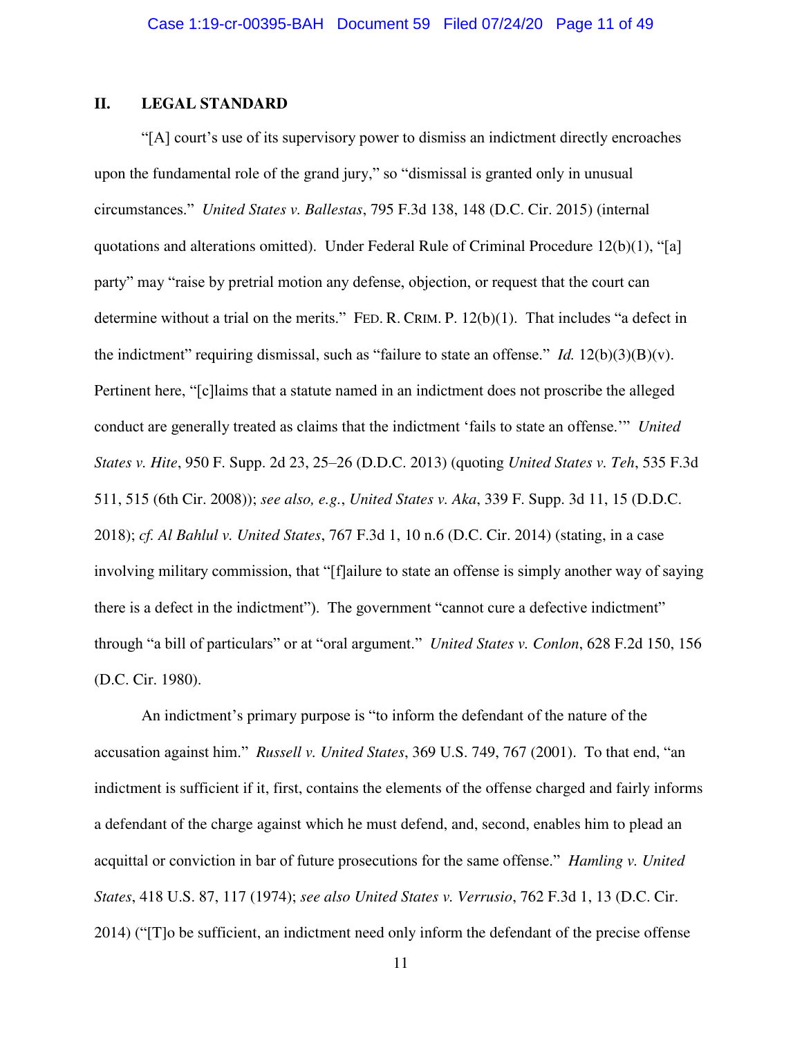## II. LEGAL STANDARD

"[A] court's use of its supervisory power to dismiss an indictment directly encroaches upon the fundamental role of the grand jury," so "dismissal is granted only in unusual circumstances." *United States v. Ballestas*, 795 F.3d 138, 148 (D.C. Cir. 2015) (internal quotations and alterations omitted). Under Federal Rule of Criminal Procedure 12(b)(1), "[a] party" may "raise by pretrial motion any defense, objection, or request that the court can determine without a trial on the merits." FED. R. CRIM. P. 12(b)(1). That includes "a defect in the indictment" requiring dismissal, such as "failure to state an offense." *Id.* 12(b)(3)(B)(v). Pertinent here, "[c]laims that a statute named in an indictment does not proscribe the alleged conduct are generally treated as claims that the indictment 'fails to state an offense.'" *United States v. Hite*, 950 F. Supp. 2d 23, 25–26 (D.D.C. 2013) (quoting *United States v. Teh*, 535 F.3d 511, 515 (6th Cir. 2008)); *see also, e.g.*, *United States v. Aka*, 339 F. Supp. 3d 11, 15 (D.D.C. 2018); *cf. Al Bahlul v. United States*, 767 F.3d 1, 10 n.6 (D.C. Cir. 2014) (stating, in a case involving military commission, that "[f]ailure to state an offense is simply another way of saying there is a defect in the indictment"). The government "cannot cure a defective indictment" through "a bill of particulars" or at "oral argument." *United States v. Conlon*, 628 F.2d 150, 156 (D.C. Cir. 1980).

An indictment's primary purpose is "to inform the defendant of the nature of the accusation against him." *Russell v. United States*, 369 U.S. 749, 767 (2001). To that end, "an indictment is sufficient if it, first, contains the elements of the offense charged and fairly informs a defendant of the charge against which he must defend, and, second, enables him to plead an acquittal or conviction in bar of future prosecutions for the same offense." *Hamling v. United States*, 418 U.S. 87, 117 (1974); *see also United States v. Verrusio*, 762 F.3d 1, 13 (D.C. Cir. 2014) ("[T]o be sufficient, an indictment need only inform the defendant of the precise offense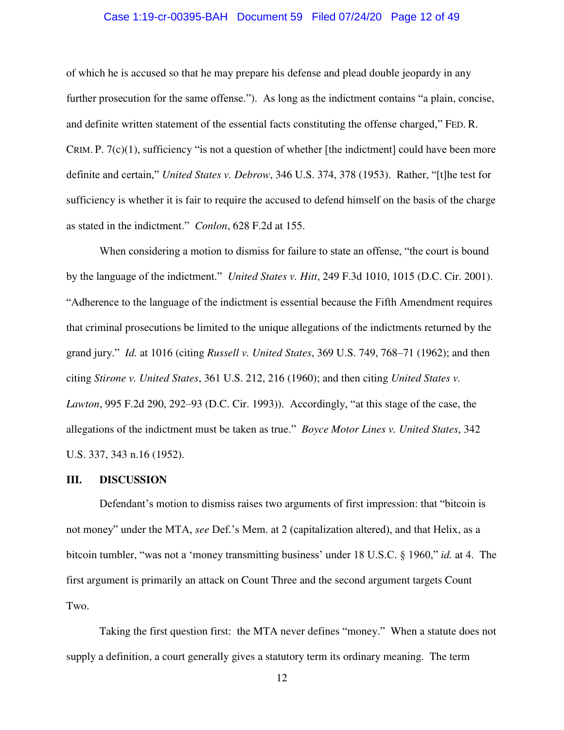of which he is accused so that he may prepare his defense and plead double jeopardy in any further prosecution for the same offense."). As long as the indictment contains "a plain, concise, and definite written statement of the essential facts constituting the offense charged," FED. R. CRIM. P. 7(c)(1), sufficiency "is not a question of whether [the indictment] could have been more definite and certain," *United States v. Debrow*, 346 U.S. 374, 378 (1953). Rather, "[t]he test for sufficiency is whether it is fair to require the accused to defend himself on the basis of the charge as stated in the indictment." *Conlon*, 628 F.2d at 155.

When considering a motion to dismiss for failure to state an offense, "the court is bound by the language of the indictment." *United States v. Hitt*, 249 F.3d 1010, 1015 (D.C. Cir. 2001). "Adherence to the language of the indictment is essential because the Fifth Amendment requires that criminal prosecutions be limited to the unique allegations of the indictments returned by the grand jury." *Id.* at 1016 (citing *Russell v. United States*, 369 U.S. 749, 768–71 (1962); and then citing *Stirone v. United States*, 361 U.S. 212, 216 (1960); and then citing *United States v. Lawton*, 995 F.2d 290, 292–93 (D.C. Cir. 1993)). Accordingly, "at this stage of the case, the allegations of the indictment must be taken as true." *Boyce Motor Lines v. United States*, 342 U.S. 337, 343 n.16 (1952).

## III. DISCUSSION

Defendant's motion to dismiss raises two arguments of first impression: that "bitcoin is not money" under the MTA, *see* Def.'s Mem. at 2 (capitalization altered), and that Helix, as a bitcoin tumbler, "was not a 'money transmitting business' under 18 U.S.C. § 1960," *id.* at 4. The first argument is primarily an attack on Count Three and the second argument targets Count Two.

Taking the first question first: the MTA never defines "money." When a statute does not supply a definition, a court generally gives a statutory term its ordinary meaning. The term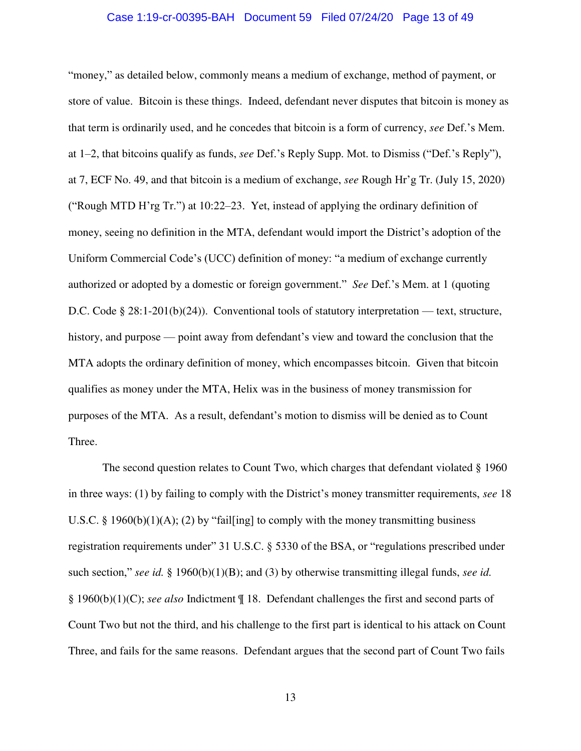"money," as detailed below, commonly means a medium of exchange, method of payment, or store of value. Bitcoin is these things. Indeed, defendant never disputes that bitcoin is money as that term is ordinarily used, and he concedes that bitcoin is a form of currency, *see* Def.'s Mem. at 1–2, that bitcoins qualify as funds, *see* Def.'s Reply Supp. Mot. to Dismiss ("Def.'s Reply"), at 7, ECF No. 49, and that bitcoin is a medium of exchange, *see* Rough Hr'g Tr. (July 15, 2020) ("Rough MTD H'rg Tr.") at 10:22–23. Yet, instead of applying the ordinary definition of money, seeing no definition in the MTA, defendant would import the District's adoption of the Uniform Commercial Code's (UCC) definition of money: "a medium of exchange currently authorized or adopted by a domestic or foreign government." *See* Def.'s Mem. at 1 (quoting D.C. Code § 28:1-201(b)(24)). Conventional tools of statutory interpretation — text, structure, history, and purpose — point away from defendant's view and toward the conclusion that the MTA adopts the ordinary definition of money, which encompasses bitcoin. Given that bitcoin qualifies as money under the MTA, Helix was in the business of money transmission for purposes of the MTA. As a result, defendant's motion to dismiss will be denied as to Count Three.

The second question relates to Count Two, which charges that defendant violated § 1960 in three ways: (1) by failing to comply with the District's money transmitter requirements, *see* 18 U.S.C. § 1960(b)(1)(A); (2) by "fail[ing] to comply with the money transmitting business registration requirements under" 31 U.S.C. § 5330 of the BSA, or "regulations prescribed under such section," *see id.* § 1960(b)(1)(B); and (3) by otherwise transmitting illegal funds, *see id.* § 1960(b)(1)(C); *see also* Indictment ¶ 18. Defendant challenges the first and second parts of Count Two but not the third, and his challenge to the first part is identical to his attack on Count Three, and fails for the same reasons. Defendant argues that the second part of Count Two fails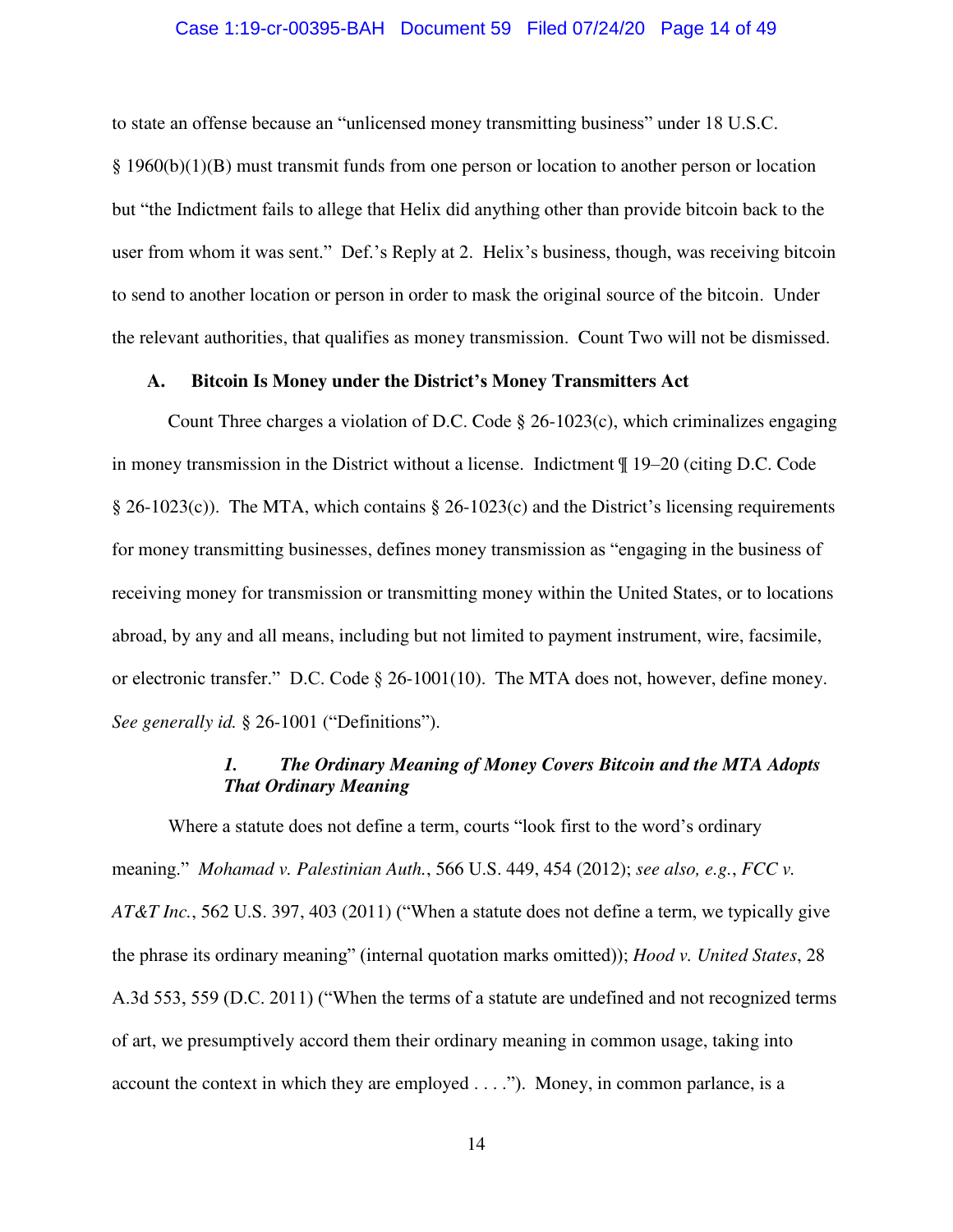to state an offense because an "unlicensed money transmitting business" under 18 U.S.C. § 1960(b)(1)(B) must transmit funds from one person or location to another person or location but "the Indictment fails to allege that Helix did anything other than provide bitcoin back to the user from whom it was sent." Def.'s Reply at 2. Helix's business, though, was receiving bitcoin to send to another location or person in order to mask the original source of the bitcoin. Under the relevant authorities, that qualifies as money transmission. Count Two will not be dismissed.

### A. Bitcoin Is Money under the District's Money Transmitters Act

Count Three charges a violation of D.C. Code § 26-1023(c), which criminalizes engaging in money transmission in the District without a license. Indictment ¶ 19–20 (citing D.C. Code § 26-1023(c)). The MTA, which contains § 26-1023(c) and the District's licensing requirements for money transmitting businesses, defines money transmission as "engaging in the business of receiving money for transmission or transmitting money within the United States, or to locations abroad, by any and all means, including but not limited to payment instrument, wire, facsimile, or electronic transfer." D.C. Code § 26-1001(10). The MTA does not, however, define money. *See generally id.* § 26-1001 ("Definitions").

#### *1. The Ordinary Meaning of Money Covers Bitcoin and the MTA Adopts That Ordinary Meaning*

Where a statute does not define a term, courts "look first to the word's ordinary meaning." *Mohamad v. Palestinian Auth.*, 566 U.S. 449, 454 (2012); *see also, e.g.*, *FCC v. AT&T Inc.*, 562 U.S. 397, 403 (2011) ("When a statute does not define a term, we typically give the phrase its ordinary meaning" (internal quotation marks omitted)); *Hood v. United States*, 28 A.3d 553, 559 (D.C. 2011) ("When the terms of a statute are undefined and not recognized terms of art, we presumptively accord them their ordinary meaning in common usage, taking into account the context in which they are employed . . . ."). Money, in common parlance, is a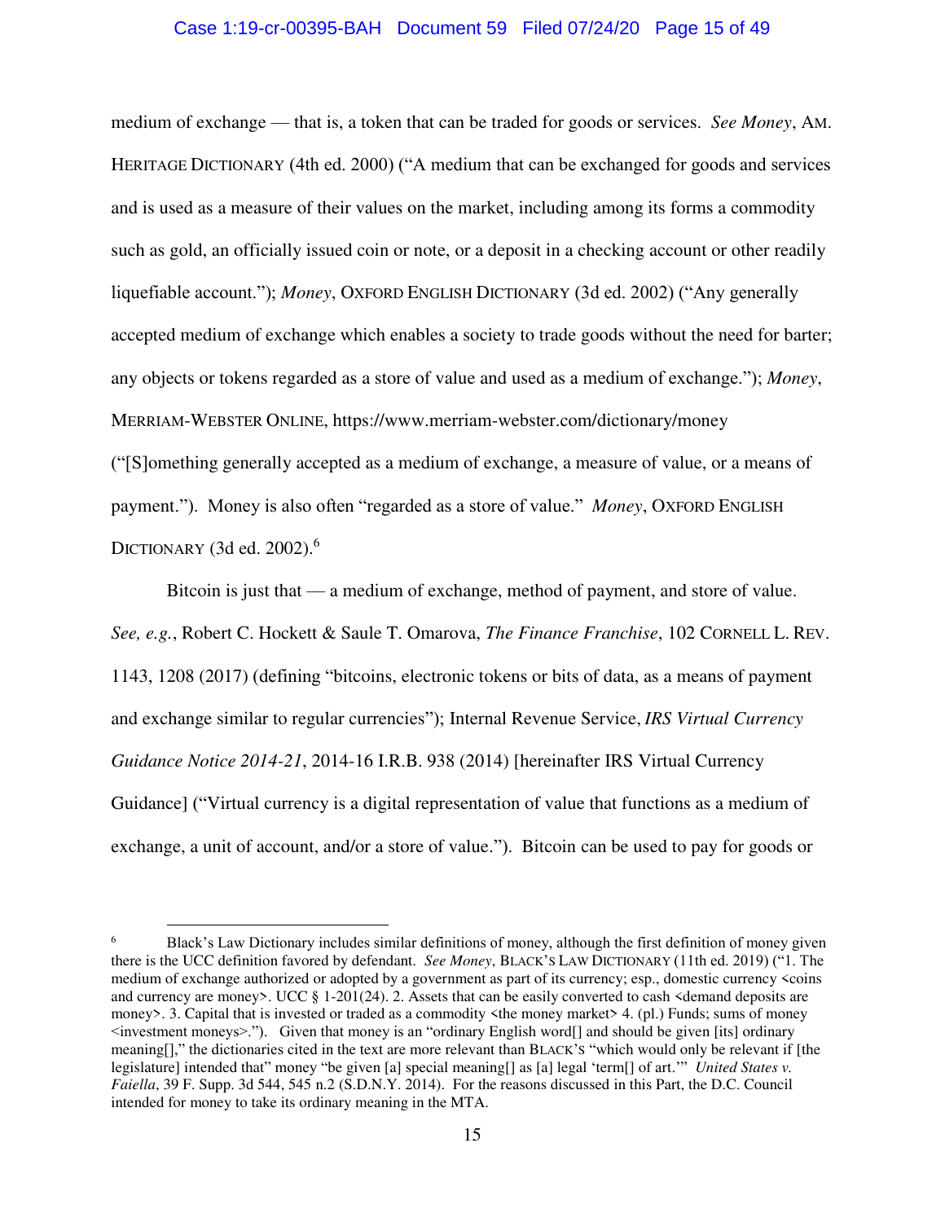medium of exchange — that is, a token that can be traded for goods or services. *See Money*, AM. HERITAGE DICTIONARY (4th ed. 2000) ("A medium that can be exchanged for goods and services and is used as a measure of their values on the market, including among its forms a commodity such as gold, an officially issued coin or note, or a deposit in a checking account or other readily liquefiable account."); *Money*, OXFORD ENGLISH DICTIONARY (3d ed. 2002) ("Any generally accepted medium of exchange which enables a society to trade goods without the need for barter; any objects or tokens regarded as a store of value and used as a medium of exchange."); *Money*, MERRIAM-WEBSTER ONLINE, https://www.merriam-webster.com/dictionary/money ("[S]omething generally accepted as a medium of exchange, a measure of value, or a means of payment."). Money is also often "regarded as a store of value." *Money*, OXFORD ENGLISH DICTIONARY (3d ed. 2002).[6]

Bitcoin is just that — a medium of exchange, method of payment, and store of value. *See, e.g.*, Robert C. Hockett & Saule T. Omarova, *The Finance Franchise*, 102 CORNELL L. REV. 1143, 1208 (2017) (defining "bitcoins, electronic tokens or bits of data, as a means of payment and exchange similar to regular currencies"); Internal Revenue Service, *IRS Virtual Currency Guidance Notice 2014-21*, 2014-16 I.R.B. 938 (2014) [hereinafter IRS Virtual Currency Guidance] ("Virtual currency is a digital representation of value that functions as a medium of exchange, a unit of account, and/or a store of value."). Bitcoin can be used to pay for goods or

---

[6] Black's Law Dictionary includes similar definitions of money, although the first definition of money given there is the UCC definition favored by defendant. *See Money*, BLACK'S LAW DICTIONARY (11th ed. 2019) ("1. The medium of exchange authorized or adopted by a government as part of its currency; esp., domestic currency <coins and currency are money>. UCC § 1-201(24). 2. Assets that can be easily converted to cash <demand deposits are money>. 3. Capital that is invested or traded as a commodity <the money market> 4. (pl.) Funds; sums of money <investment moneys>."). Given that money is an "ordinary English word[] and should be given [its] ordinary meaning[]," the dictionaries cited in the text are more relevant than BLACK'S "which would only be relevant if [the legislature] intended that" money "be given [a] special meaning[] as [a] legal 'term[] of art.'" *United States v. Faiella*, 39 F. Supp. 3d 544, 545 n.2 (S.D.N.Y. 2014). For the reasons discussed in this Part, the D.C. Council intended for money to take its ordinary meaning in the MTA.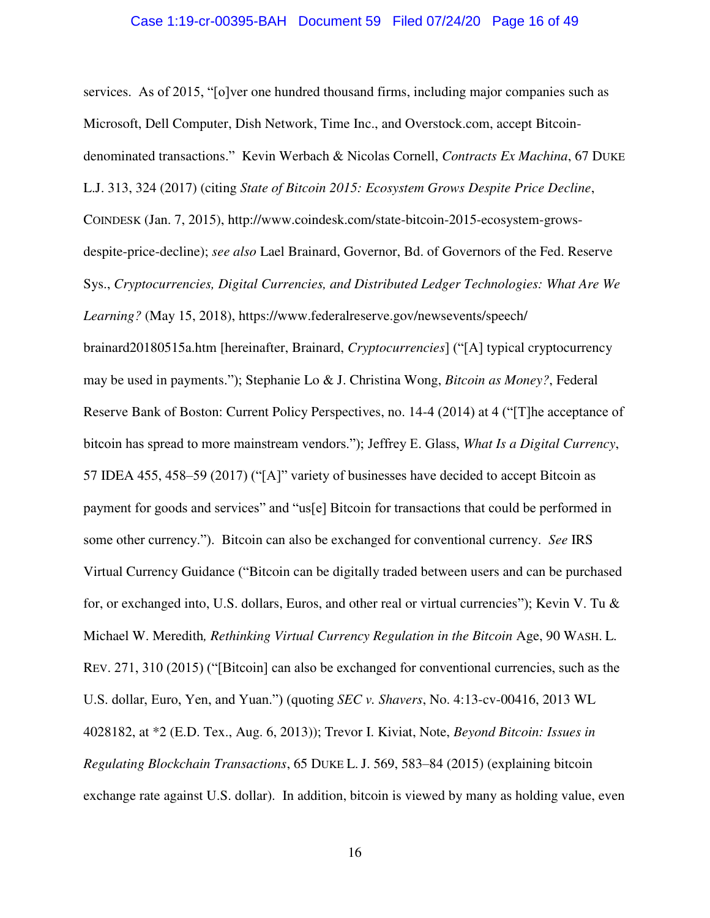services. As of 2015, "[o]ver one hundred thousand firms, including major companies such as Microsoft, Dell Computer, Dish Network, Time Inc., and Overstock.com, accept Bitcoin-denominated transactions." Kevin Werbach & Nicolas Cornell, *Contracts Ex Machina*, 67 DUKE L.J. 313, 324 (2017) (citing *State of Bitcoin 2015: Ecosystem Grows Despite Price Decline*, COINDESK (Jan. 7, 2015), http://www.coindesk.com/state-bitcoin-2015-ecosystem-grows-despite-price-decline); *see also* Lael Brainard, Governor, Bd. of Governors of the Fed. Reserve Sys., *Cryptocurrencies, Digital Currencies, and Distributed Ledger Technologies: What Are We Learning?* (May 15, 2018), https://www.federalreserve.gov/newsevents/speech/brainard20180515a.htm [hereinafter, Brainard, *Cryptocurrencies*] ("[A] typical cryptocurrency may be used in payments."); Stephanie Lo & J. Christina Wong, *Bitcoin as Money?*, Federal Reserve Bank of Boston: Current Policy Perspectives, no. 14-4 (2014) at 4 ("[T]he acceptance of bitcoin has spread to more mainstream vendors."); Jeffrey E. Glass, *What Is a Digital Currency*, 57 IDEA 455, 458–59 (2017) ("[A]" variety of businesses have decided to accept Bitcoin as payment for goods and services" and "us[e] Bitcoin for transactions that could be performed in some other currency."). Bitcoin can also be exchanged for conventional currency. *See* IRS Virtual Currency Guidance ("Bitcoin can be digitally traded between users and can be purchased for, or exchanged into, U.S. dollars, Euros, and other real or virtual currencies"); Kevin V. Tu & Michael W. Meredith*, Rethinking Virtual Currency Regulation in the Bitcoin* Age, 90 WASH. L. REV. 271, 310 (2015) ("[Bitcoin] can also be exchanged for conventional currencies, such as the U.S. dollar, Euro, Yen, and Yuan.") (quoting *SEC v. Shavers*, No. 4:13-cv-00416, 2013 WL 4028182, at *2 (E.D. Tex., Aug. 6, 2013)); Trevor I. Kiviat, Note, *Beyond Bitcoin: Issues in Regulating Blockchain Transactions*, 65 DUKE L. J. 569, 583–84 (2015) (explaining bitcoin exchange rate against U.S. dollar). In addition, bitcoin is viewed by many as holding value, even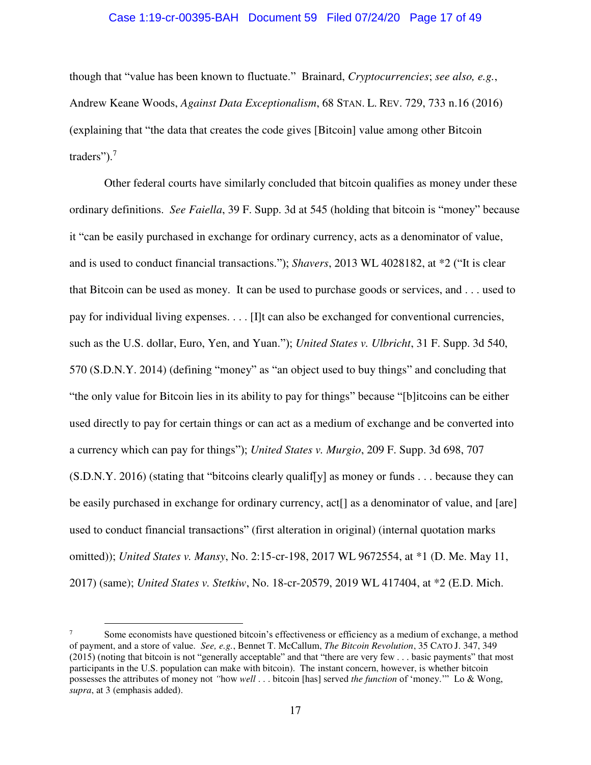though that "value has been known to fluctuate." Brainard, *Cryptocurrencies*; *see also, e.g.*, Andrew Keane Woods, *Against Data Exceptionalism*, 68 STAN. L. REV. 729, 733 n.16 (2016) (explaining that "the data that creates the code gives [Bitcoin] value among other Bitcoin traders").[7]

Other federal courts have similarly concluded that bitcoin qualifies as money under these ordinary definitions. *See Faiella*, 39 F. Supp. 3d at 545 (holding that bitcoin is "money" because it "can be easily purchased in exchange for ordinary currency, acts as a denominator of value, and is used to conduct financial transactions."); *Shavers*, 2013 WL 4028182, at *2 ("It is clear that Bitcoin can be used as money. It can be used to purchase goods or services, and . . . used to pay for individual living expenses. . . . [I]t can also be exchanged for conventional currencies, such as the U.S. dollar, Euro, Yen, and Yuan."); *United States v. Ulbricht*, 31 F. Supp. 3d 540, 570 (S.D.N.Y. 2014) (defining "money" as "an object used to buy things" and concluding that "the only value for Bitcoin lies in its ability to pay for things" because "[b]itcoins can be either used directly to pay for certain things or can act as a medium of exchange and be converted into a currency which can pay for things"); *United States v. Murgio*, 209 F. Supp. 3d 698, 707 (S.D.N.Y. 2016) (stating that "bitcoins clearly qualif[y] as money or funds . . . because they can be easily purchased in exchange for ordinary currency, act[] as a denominator of value, and [are] used to conduct financial transactions" (first alteration in original) (internal quotation marks omitted)); *United States v. Mansy*, No. 2:15-cr-198, 2017 WL 9672554, at *1 (D. Me. May 11, 2017) (same); *United States v. Stetkiw*, No. 18-cr-20579, 2019 WL 417404, at *2 (E.D. Mich.

---

[7] Some economists have questioned bitcoin's effectiveness or efficiency as a medium of exchange, a method of payment, and a store of value. *See, e.g.*, Bennet T. McCallum, *The Bitcoin Revolution*, 35 CATO J. 347, 349 (2015) (noting that bitcoin is not "generally acceptable" and that "there are very few . . . basic payments" that most participants in the U.S. population can make with bitcoin). The instant concern, however, is whether bitcoin possesses the attributes of money not "how *well* . . . bitcoin [has] served *the function* of 'money.'" Lo & Wong, *supra*, at 3 (emphasis added).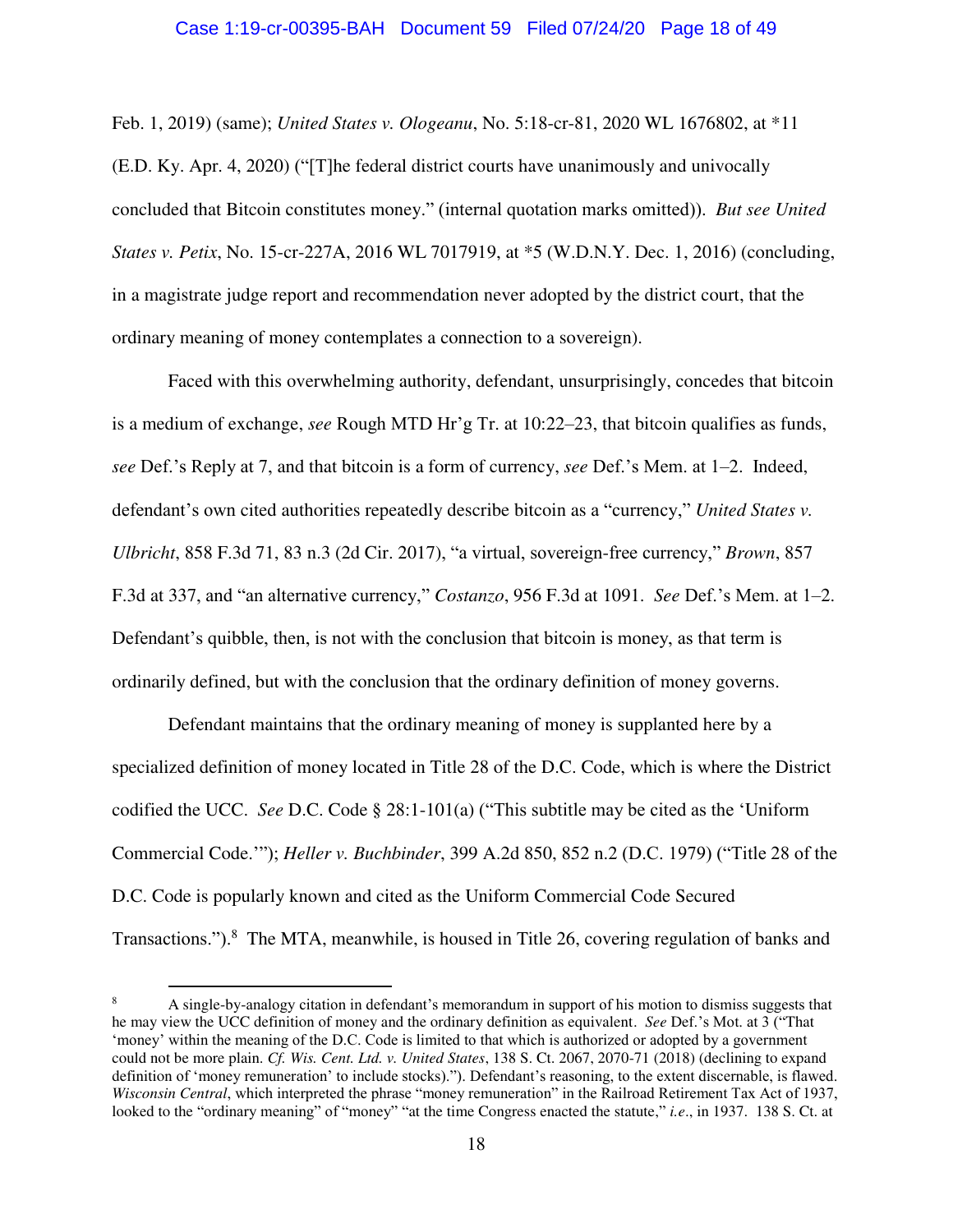Feb. 1, 2019) (same); *United States v. Ologeanu*, No. 5:18-cr-81, 2020 WL 1676802, at *11 (E.D. Ky. Apr. 4, 2020) ("[T]he federal district courts have unanimously and univocally concluded that Bitcoin constitutes money." (internal quotation marks omitted)). *But see United States v. Petix*, No. 15-cr-227A, 2016 WL 7017919, at *5 (W.D.N.Y. Dec. 1, 2016) (concluding, in a magistrate judge report and recommendation never adopted by the district court, that the ordinary meaning of money contemplates a connection to a sovereign).

Faced with this overwhelming authority, defendant, unsurprisingly, concedes that bitcoin is a medium of exchange, *see* Rough MTD Hr'g Tr. at 10:22–23, that bitcoin qualifies as funds, *see* Def.'s Reply at 7, and that bitcoin is a form of currency, *see* Def.'s Mem. at 1–2. Indeed, defendant's own cited authorities repeatedly describe bitcoin as a "currency," *United States v. Ulbricht*, 858 F.3d 71, 83 n.3 (2d Cir. 2017), "a virtual, sovereign-free currency," *Brown*, 857 F.3d at 337, and "an alternative currency," *Costanzo*, 956 F.3d at 1091. *See* Def.'s Mem. at 1–2. Defendant's quibble, then, is not with the conclusion that bitcoin is money, as that term is ordinarily defined, but with the conclusion that the ordinary definition of money governs.

Defendant maintains that the ordinary meaning of money is supplanted here by a specialized definition of money located in Title 28 of the D.C. Code, which is where the District codified the UCC. *See* D.C. Code § 28:1-101(a) ("This subtitle may be cited as the 'Uniform Commercial Code.'"); *Heller v. Buchbinder*, 399 A.2d 850, 852 n.2 (D.C. 1979) ("Title 28 of the D.C. Code is popularly known and cited as the Uniform Commercial Code Secured Transactions.").[8] The MTA, meanwhile, is housed in Title 26, covering regulation of banks and

---

[8] A single-by-analogy citation in defendant's memorandum in support of his motion to dismiss suggests that he may view the UCC definition of money and the ordinary definition as equivalent. *See* Def.'s Mot. at 3 ("That 'money' within the meaning of the D.C. Code is limited to that which is authorized or adopted by a government could not be more plain. *Cf. Wis. Cent. Ltd. v. United States*, 138 S. Ct. 2067, 2070-71 (2018) (declining to expand definition of 'money remuneration' to include stocks)."). Defendant's reasoning, to the extent discernable, is flawed. *Wisconsin Central*, which interpreted the phrase "money remuneration" in the Railroad Retirement Tax Act of 1937, looked to the "ordinary meaning" of "money" "at the time Congress enacted the statute," *i.e.*, in 1937. 138 S. Ct. at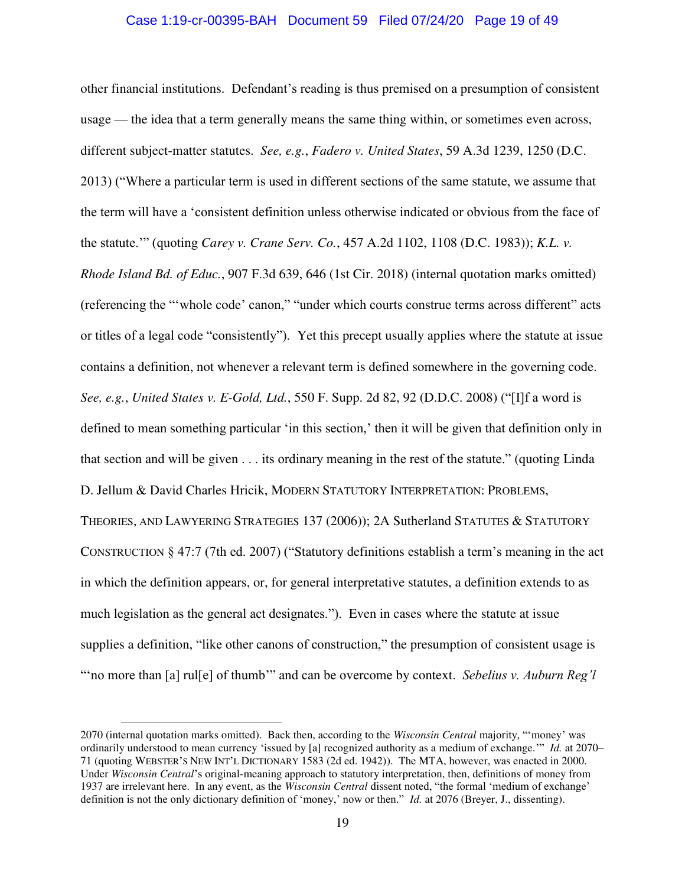other financial institutions. Defendant's reading is thus premised on a presumption of consistent usage — the idea that a term generally means the same thing within, or sometimes even across, different subject-matter statutes. *See, e.g.*, *Fadero v. United States*, 59 A.3d 1239, 1250 (D.C. 2013) ("Where a particular term is used in different sections of the same statute, we assume that the term will have a 'consistent definition unless otherwise indicated or obvious from the face of the statute.'" (quoting *Carey v. Crane Serv. Co.*, 457 A.2d 1102, 1108 (D.C. 1983)); *K.L. v. Rhode Island Bd. of Educ.*, 907 F.3d 639, 646 (1st Cir. 2018) (internal quotation marks omitted) (referencing the "'whole code' canon," "under which courts construe terms across different" acts or titles of a legal code "consistently"). Yet this precept usually applies where the statute at issue contains a definition, not whenever a relevant term is defined somewhere in the governing code. *See, e.g.*, *United States v. E-Gold, Ltd.*, 550 F. Supp. 2d 82, 92 (D.D.C. 2008) ("[I]f a word is defined to mean something particular 'in this section,' then it will be given that definition only in that section and will be given . . . its ordinary meaning in the rest of the statute." (quoting Linda D. Jellum & David Charles Hricik, MODERN STATUTORY INTERPRETATION: PROBLEMS, THEORIES, AND LAWYERING STRATEGIES 137 (2006)); 2A Sutherland STATUTES & STATUTORY CONSTRUCTION § 47:7 (7th ed. 2007) ("Statutory definitions establish a term's meaning in the act in which the definition appears, or, for general interpretative statutes, a definition extends to as much legislation as the general act designates."). Even in cases where the statute at issue supplies a definition, "like other canons of construction," the presumption of consistent usage is "'no more than [a] rul[e] of thumb'" and can be overcome by context. *Sebelius v. Auburn Reg'l*

2070 (internal quotation marks omitted). Back then, according to the *Wisconsin Central* majority, "'money' was ordinarily understood to mean currency 'issued by [a] recognized authority as a medium of exchange.'" *Id.* at 2070–71 (quoting WEBSTER'S NEW INT'L DICTIONARY 1583 (2d ed. 1942)). The MTA, however, was enacted in 2000. Under *Wisconsin Central*'s original-meaning approach to statutory interpretation, then, definitions of money from 1937 are irrelevant here. In any event, as the *Wisconsin Central* dissent noted, "the formal 'medium of exchange' definition is not the only dictionary definition of 'money,' now or then." *Id.* at 2076 (Breyer, J., dissenting).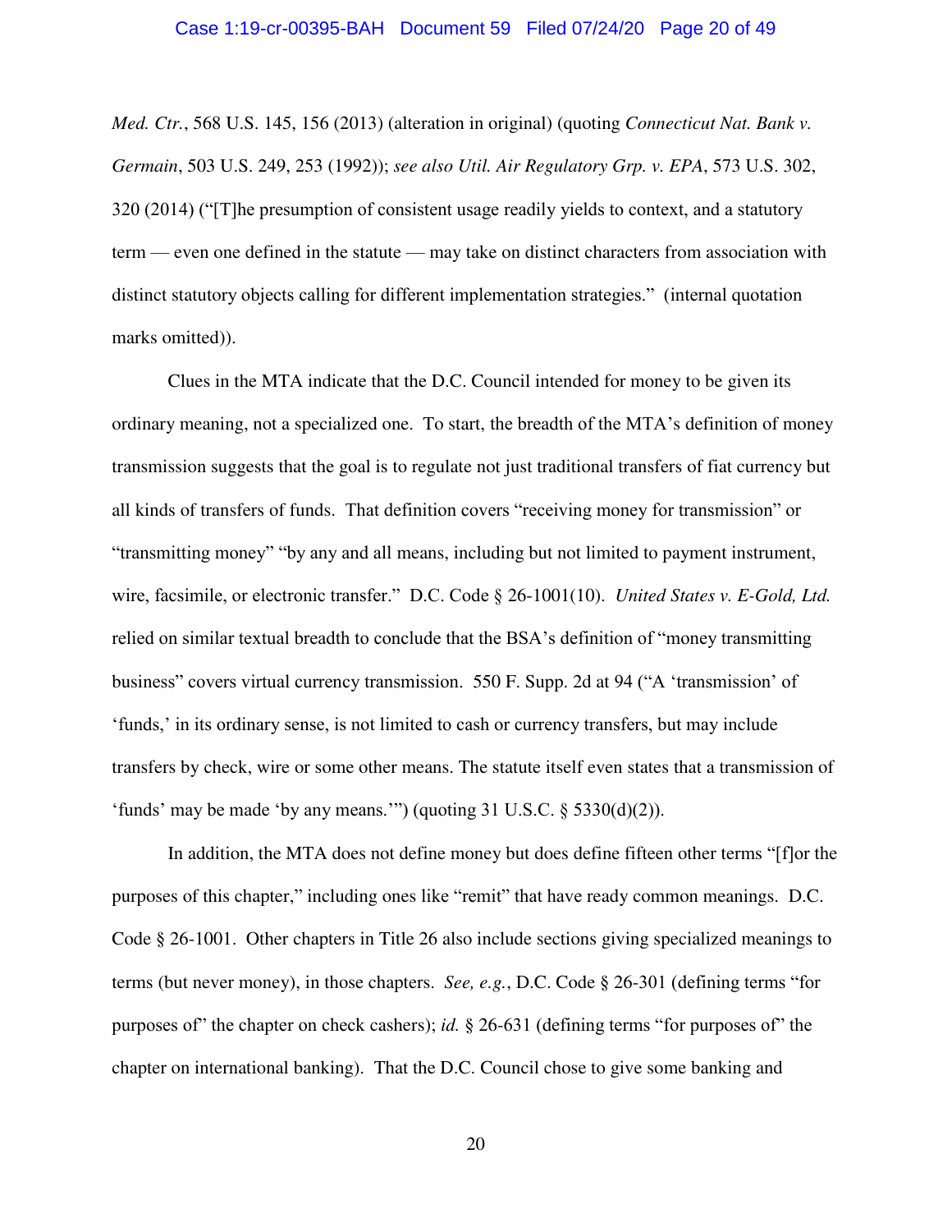*Med. Ctr.*, 568 U.S. 145, 156 (2013) (alteration in original) (quoting *Connecticut Nat. Bank v. Germain*, 503 U.S. 249, 253 (1992)); *see also Util. Air Regulatory Grp. v. EPA*, 573 U.S. 302, 320 (2014) ("[T]he presumption of consistent usage readily yields to context, and a statutory term — even one defined in the statute — may take on distinct characters from association with distinct statutory objects calling for different implementation strategies." (internal quotation marks omitted)).

Clues in the MTA indicate that the D.C. Council intended for money to be given its ordinary meaning, not a specialized one. To start, the breadth of the MTA's definition of money transmission suggests that the goal is to regulate not just traditional transfers of fiat currency but all kinds of transfers of funds. That definition covers "receiving money for transmission" or "transmitting money" "by any and all means, including but not limited to payment instrument, wire, facsimile, or electronic transfer." D.C. Code § 26-1001(10). *United States v. E-Gold, Ltd.* relied on similar textual breadth to conclude that the BSA's definition of "money transmitting business" covers virtual currency transmission. 550 F. Supp. 2d at 94 ("A 'transmission' of 'funds,' in its ordinary sense, is not limited to cash or currency transfers, but may include transfers by check, wire or some other means. The statute itself even states that a transmission of 'funds' may be made 'by any means.'") (quoting 31 U.S.C. § 5330(d)(2)).

In addition, the MTA does not define money but does define fifteen other terms "[f]or the purposes of this chapter," including ones like "remit" that have ready common meanings. D.C. Code § 26-1001. Other chapters in Title 26 also include sections giving specialized meanings to terms (but never money), in those chapters. *See, e.g.*, D.C. Code § 26-301 (defining terms "for purposes of" the chapter on check cashers); *id.* § 26-631 (defining terms "for purposes of" the chapter on international banking). That the D.C. Council chose to give some banking and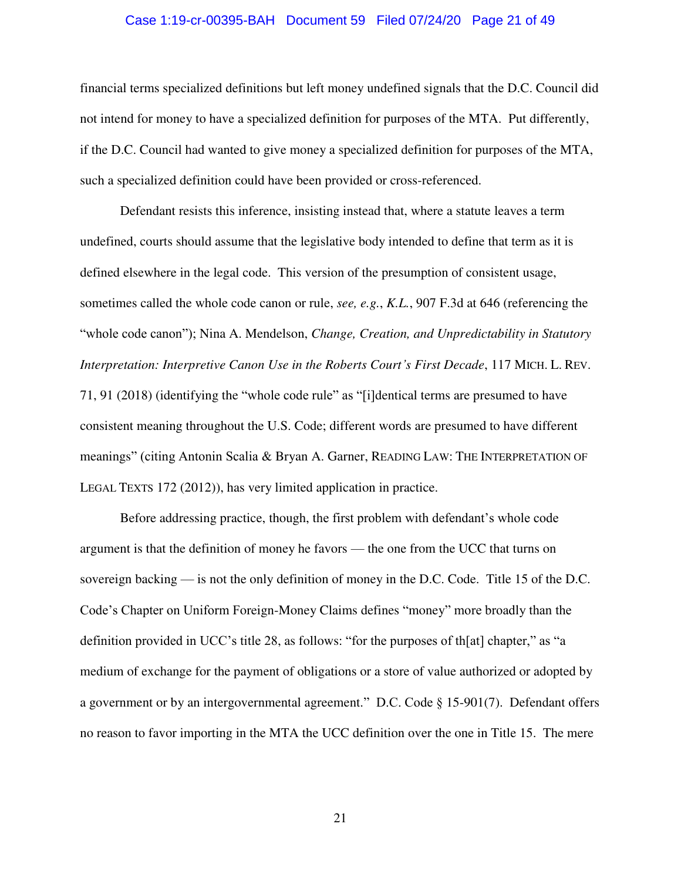financial terms specialized definitions but left money undefined signals that the D.C. Council did not intend for money to have a specialized definition for purposes of the MTA. Put differently, if the D.C. Council had wanted to give money a specialized definition for purposes of the MTA, such a specialized definition could have been provided or cross-referenced.

Defendant resists this inference, insisting instead that, where a statute leaves a term undefined, courts should assume that the legislative body intended to define that term as it is defined elsewhere in the legal code. This version of the presumption of consistent usage, sometimes called the whole code canon or rule, *see, e.g.*, *K.L.*, 907 F.3d at 646 (referencing the "whole code canon"); Nina A. Mendelson, *Change, Creation, and Unpredictability in Statutory Interpretation: Interpretive Canon Use in the Roberts Court's First Decade*, 117 MICH. L. REV. 71, 91 (2018) (identifying the "whole code rule" as "[i]dentical terms are presumed to have consistent meaning throughout the U.S. Code; different words are presumed to have different meanings" (citing Antonin Scalia & Bryan A. Garner, READING LAW: THE INTERPRETATION OF LEGAL TEXTS 172 (2012)), has very limited application in practice.

Before addressing practice, though, the first problem with defendant's whole code argument is that the definition of money he favors — the one from the UCC that turns on sovereign backing — is not the only definition of money in the D.C. Code. Title 15 of the D.C. Code's Chapter on Uniform Foreign-Money Claims defines "money" more broadly than the definition provided in UCC's title 28, as follows: "for the purposes of th[at] chapter," as "a medium of exchange for the payment of obligations or a store of value authorized or adopted by a government or by an intergovernmental agreement." D.C. Code § 15-901(7). Defendant offers no reason to favor importing in the MTA the UCC definition over the one in Title 15. The mere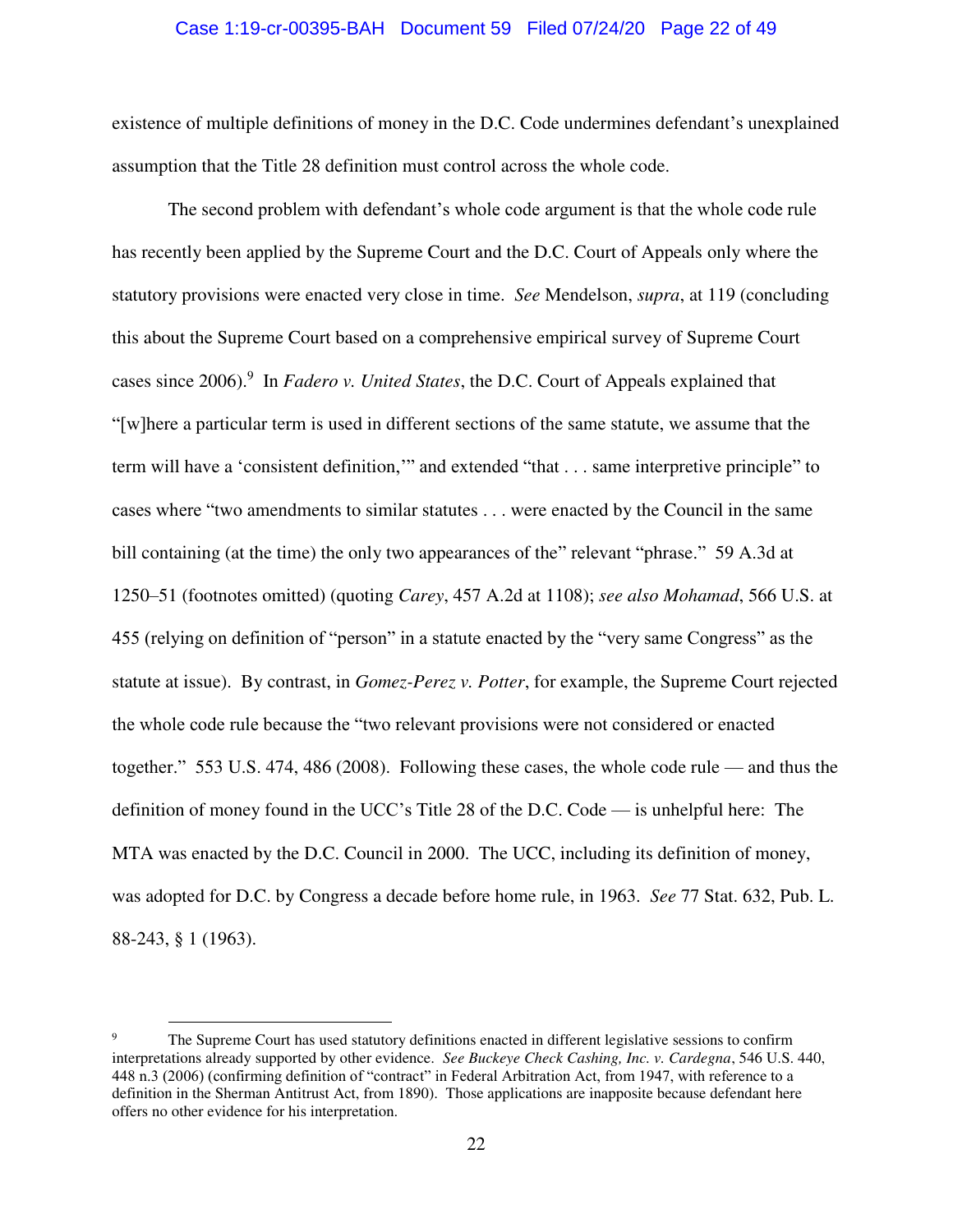existence of multiple definitions of money in the D.C. Code undermines defendant's unexplained assumption that the Title 28 definition must control across the whole code.

The second problem with defendant's whole code argument is that the whole code rule has recently been applied by the Supreme Court and the D.C. Court of Appeals only where the statutory provisions were enacted very close in time. *See* Mendelson, *supra*, at 119 (concluding this about the Supreme Court based on a comprehensive empirical survey of Supreme Court cases since 2006).[9] In *Fadero v. United States*, the D.C. Court of Appeals explained that "[w]here a particular term is used in different sections of the same statute, we assume that the term will have a 'consistent definition,'" and extended "that . . . same interpretive principle" to cases where "two amendments to similar statutes . . . were enacted by the Council in the same bill containing (at the time) the only two appearances of the" relevant "phrase." 59 A.3d at 1250–51 (footnotes omitted) (quoting *Carey*, 457 A.2d at 1108); *see also Mohamad*, 566 U.S. at 455 (relying on definition of "person" in a statute enacted by the "very same Congress" as the statute at issue). By contrast, in *Gomez-Perez v. Potter*, for example, the Supreme Court rejected the whole code rule because the "two relevant provisions were not considered or enacted together." 553 U.S. 474, 486 (2008). Following these cases, the whole code rule — and thus the definition of money found in the UCC's Title 28 of the D.C. Code — is unhelpful here: The MTA was enacted by the D.C. Council in 2000. The UCC, including its definition of money, was adopted for D.C. by Congress a decade before home rule, in 1963. *See* 77 Stat. 632, Pub. L. 88-243, § 1 (1963).

---

[9] The Supreme Court has used statutory definitions enacted in different legislative sessions to confirm interpretations already supported by other evidence. *See Buckeye Check Cashing, Inc. v. Cardegna*, 546 U.S. 440, 448 n.3 (2006) (confirming definition of "contract" in Federal Arbitration Act, from 1947, with reference to a definition in the Sherman Antitrust Act, from 1890). Those applications are inapposite because defendant here offers no other evidence for his interpretation.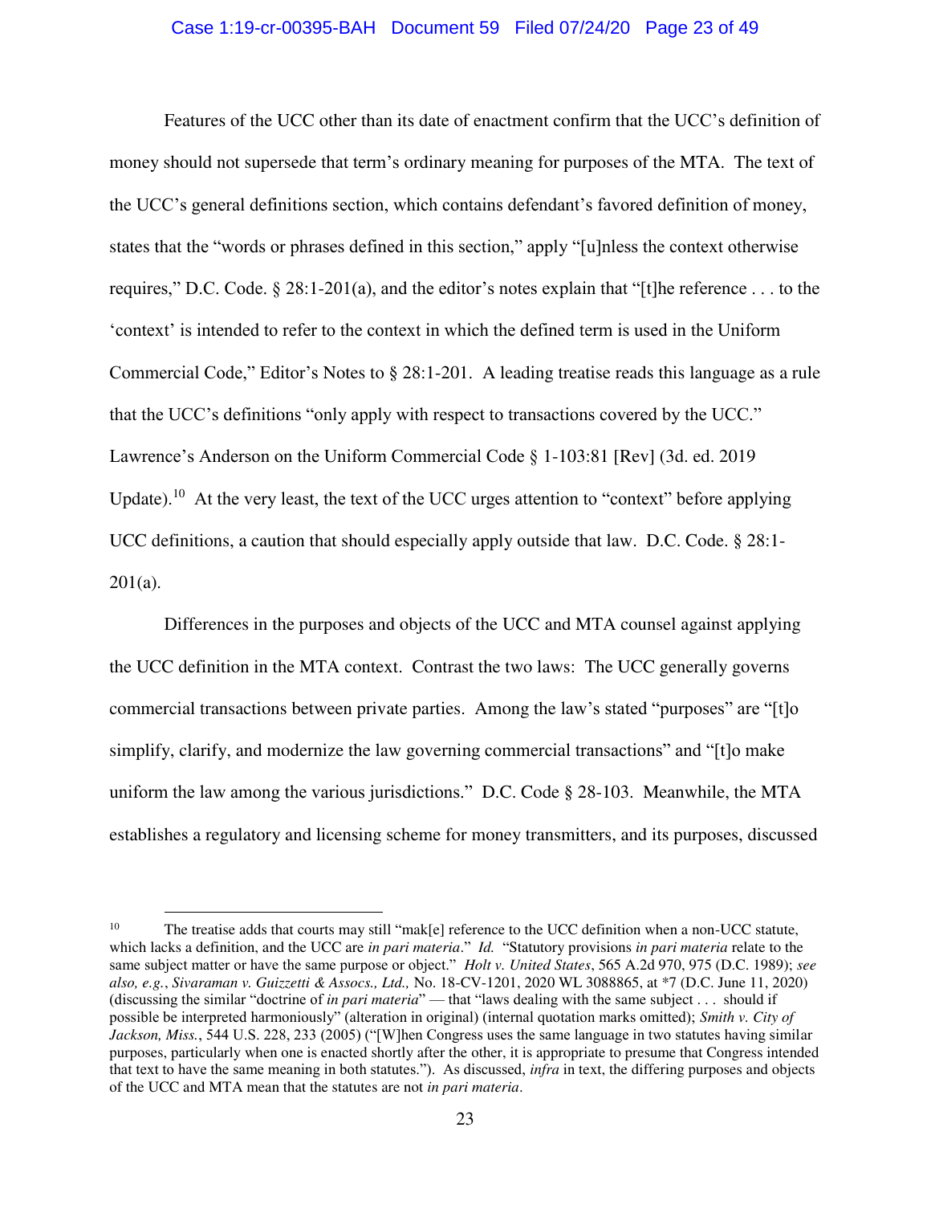Features of the UCC other than its date of enactment confirm that the UCC's definition of money should not supersede that term's ordinary meaning for purposes of the MTA. The text of the UCC's general definitions section, which contains defendant's favored definition of money, states that the "words or phrases defined in this section," apply "[u]nless the context otherwise requires," D.C. Code. § 28:1-201(a), and the editor's notes explain that "[t]he reference . . . to the 'context' is intended to refer to the context in which the defined term is used in the Uniform Commercial Code," Editor's Notes to § 28:1-201. A leading treatise reads this language as a rule that the UCC's definitions "only apply with respect to transactions covered by the UCC." Lawrence's Anderson on the Uniform Commercial Code § 1-103:81 [Rev] (3d. ed. 2019 Update).[10] At the very least, the text of the UCC urges attention to "context" before applying UCC definitions, a caution that should especially apply outside that law. D.C. Code. § 28:1-201(a).

Differences in the purposes and objects of the UCC and MTA counsel against applying the UCC definition in the MTA context. Contrast the two laws: The UCC generally governs commercial transactions between private parties. Among the law's stated "purposes" are "[t]o simplify, clarify, and modernize the law governing commercial transactions" and "[t]o make uniform the law among the various jurisdictions." D.C. Code § 28-103. Meanwhile, the MTA establishes a regulatory and licensing scheme for money transmitters, and its purposes, discussed

---

[10] The treatise adds that courts may still "mak[e] reference to the UCC definition when a non-UCC statute, which lacks a definition, and the UCC are *in pari materia*." *Id.* "Statutory provisions *in pari materia* relate to the same subject matter or have the same purpose or object." *Holt v. United States*, 565 A.2d 970, 975 (D.C. 1989); *see also, e.g.*, *Sivaraman v. Guizzetti & Assocs., Ltd.,* No. 18-CV-1201, 2020 WL 3088865, at *7 (D.C. June 11, 2020) (discussing the similar "doctrine of *in pari materia*" — that "laws dealing with the same subject . . . should if possible be interpreted harmoniously" (alteration in original) (internal quotation marks omitted); *Smith v. City of Jackson, Miss.*, 544 U.S. 228, 233 (2005) ("[W]hen Congress uses the same language in two statutes having similar purposes, particularly when one is enacted shortly after the other, it is appropriate to presume that Congress intended that text to have the same meaning in both statutes."). As discussed, *infra* in text, the differing purposes and objects of the UCC and MTA mean that the statutes are not *in pari materia*.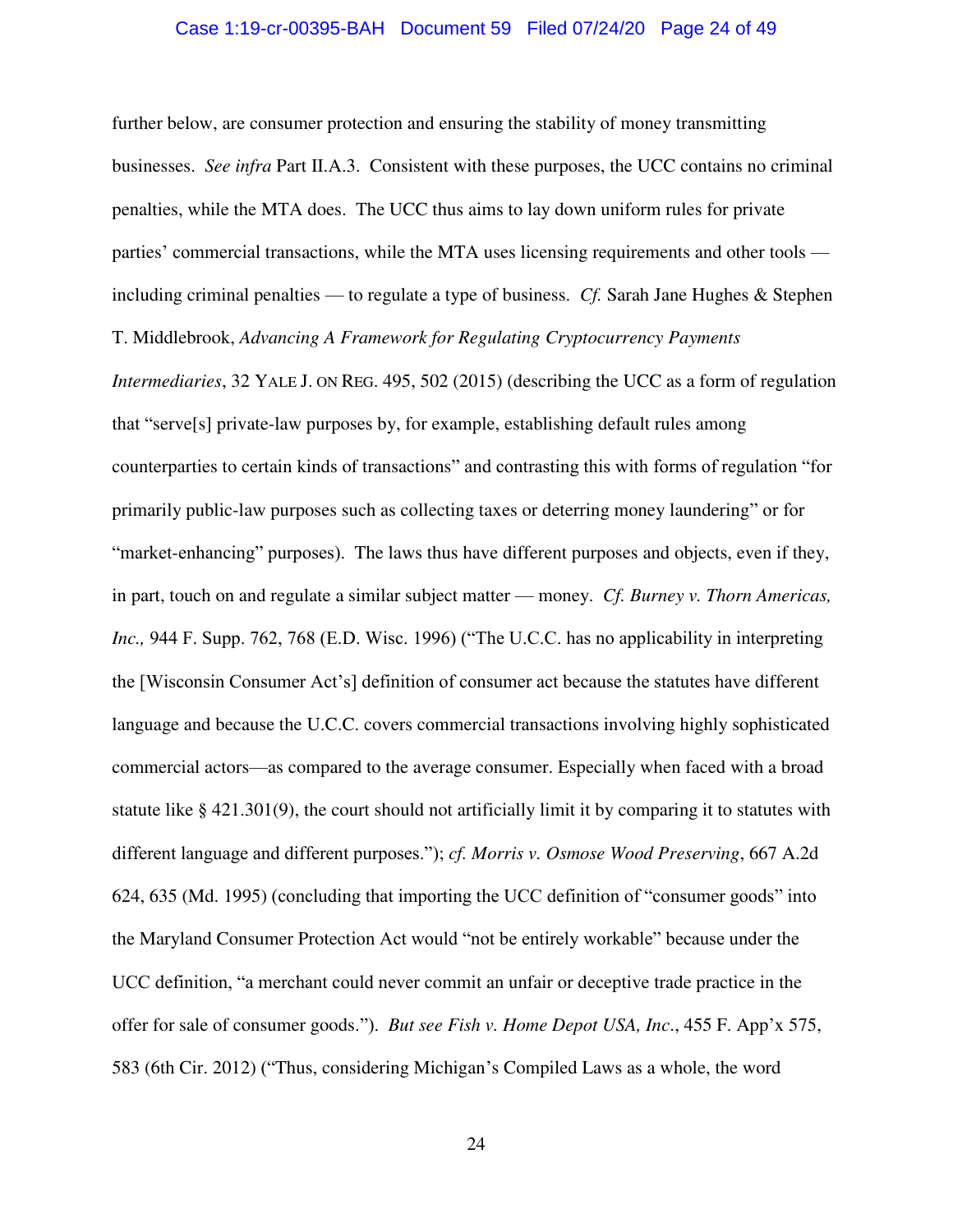further below, are consumer protection and ensuring the stability of money transmitting businesses. *See infra* Part II.A.3. Consistent with these purposes, the UCC contains no criminal penalties, while the MTA does. The UCC thus aims to lay down uniform rules for private parties' commercial transactions, while the MTA uses licensing requirements and other tools — including criminal penalties — to regulate a type of business. *Cf.* Sarah Jane Hughes & Stephen T. Middlebrook, *Advancing A Framework for Regulating Cryptocurrency Payments Intermediaries*, 32 YALE J. ON REG. 495, 502 (2015) (describing the UCC as a form of regulation that "serve[s] private-law purposes by, for example, establishing default rules among counterparties to certain kinds of transactions" and contrasting this with forms of regulation "for primarily public-law purposes such as collecting taxes or deterring money laundering" or for "market-enhancing" purposes). The laws thus have different purposes and objects, even if they, in part, touch on and regulate a similar subject matter — money. *Cf. Burney v. Thorn Americas, Inc.,* 944 F. Supp. 762, 768 (E.D. Wisc. 1996) ("The U.C.C. has no applicability in interpreting the [Wisconsin Consumer Act's] definition of consumer act because the statutes have different language and because the U.C.C. covers commercial transactions involving highly sophisticated commercial actors—as compared to the average consumer. Especially when faced with a broad statute like § 421.301(9), the court should not artificially limit it by comparing it to statutes with different language and different purposes."); *cf. Morris v. Osmose Wood Preserving*, 667 A.2d 624, 635 (Md. 1995) (concluding that importing the UCC definition of "consumer goods" into the Maryland Consumer Protection Act would "not be entirely workable" because under the UCC definition, "a merchant could never commit an unfair or deceptive trade practice in the offer for sale of consumer goods."). *But see Fish v. Home Depot USA, Inc.*, 455 F. App'x 575, 583 (6th Cir. 2012) ("Thus, considering Michigan's Compiled Laws as a whole, the word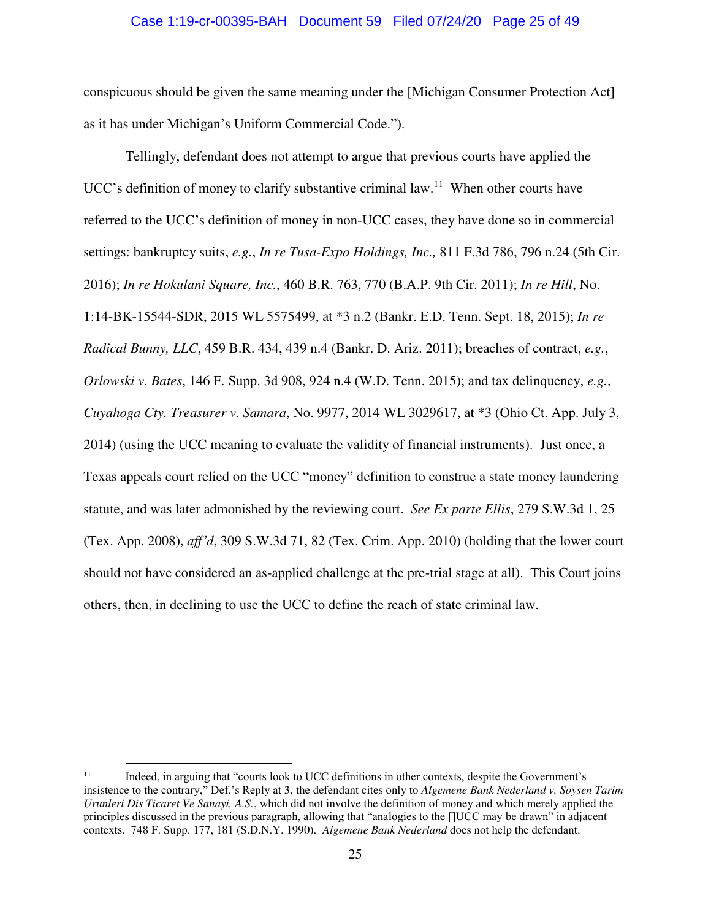conspicuous should be given the same meaning under the [Michigan Consumer Protection Act] as it has under Michigan's Uniform Commercial Code.").

Tellingly, defendant does not attempt to argue that previous courts have applied the UCC's definition of money to clarify substantive criminal law.[11] When other courts have referred to the UCC's definition of money in non-UCC cases, they have done so in commercial settings: bankruptcy suits, *e.g.*, *In re Tusa-Expo Holdings, Inc.,* 811 F.3d 786, 796 n.24 (5th Cir. 2016); *In re Hokulani Square, Inc.*, 460 B.R. 763, 770 (B.A.P. 9th Cir. 2011); *In re Hill*, No. 1:14-BK-15544-SDR, 2015 WL 5575499, at *3 n.2 (Bankr. E.D. Tenn. Sept. 18, 2015); *In re Radical Bunny, LLC*, 459 B.R. 434, 439 n.4 (Bankr. D. Ariz. 2011); breaches of contract, *e.g.*, *Orlowski v. Bates*, 146 F. Supp. 3d 908, 924 n.4 (W.D. Tenn. 2015); and tax delinquency, *e.g.*, *Cuyahoga Cty. Treasurer v. Samara*, No. 9977, 2014 WL 3029617, at *3 (Ohio Ct. App. July 3, 2014) (using the UCC meaning to evaluate the validity of financial instruments). Just once, a Texas appeals court relied on the UCC "money" definition to construe a state money laundering statute, and was later admonished by the reviewing court. *See Ex parte Ellis*, 279 S.W.3d 1, 25 (Tex. App. 2008), *aff'd*, 309 S.W.3d 71, 82 (Tex. Crim. App. 2010) (holding that the lower court should not have considered an as-applied challenge at the pre-trial stage at all). This Court joins others, then, in declining to use the UCC to define the reach of state criminal law.

---

[11] Indeed, in arguing that "courts look to UCC definitions in other contexts, despite the Government's insistence to the contrary," Def.'s Reply at 3, the defendant cites only to *Algemene Bank Nederland v. Soysen Tarim Urunleri Dis Ticaret Ve Sanayi, A.S.*, which did not involve the definition of money and which merely applied the principles discussed in the previous paragraph, allowing that "analogies to the []UCC may be drawn" in adjacent contexts. 748 F. Supp. 177, 181 (S.D.N.Y. 1990). *Algemene Bank Nederland* does not help the defendant.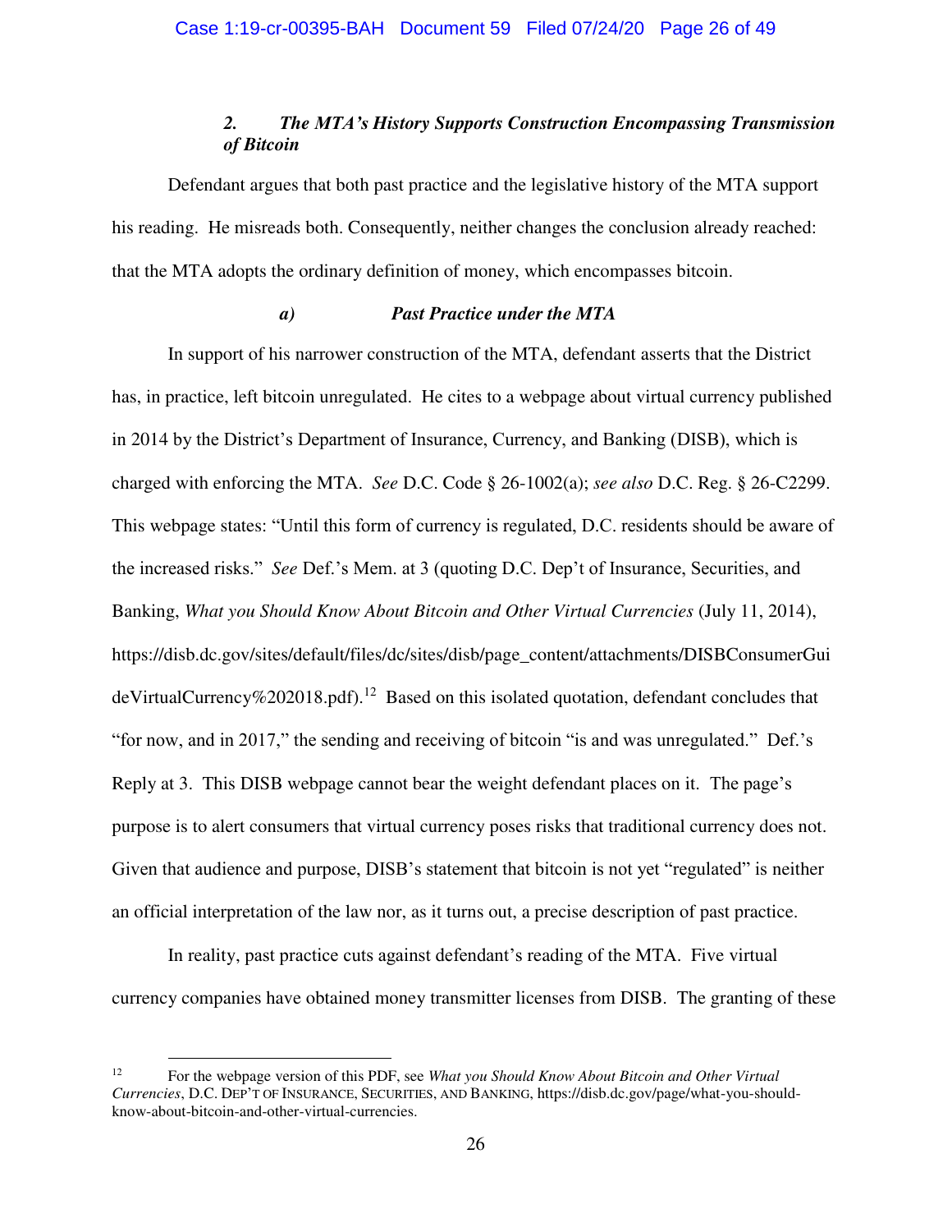### *2. The MTA's History Supports Construction Encompassing Transmission of Bitcoin*

Defendant argues that both past practice and the legislative history of the MTA support his reading. He misreads both. Consequently, neither changes the conclusion already reached: that the MTA adopts the ordinary definition of money, which encompasses bitcoin.

#### *a) Past Practice under the MTA*

In support of his narrower construction of the MTA, defendant asserts that the District has, in practice, left bitcoin unregulated. He cites to a webpage about virtual currency published in 2014 by the District's Department of Insurance, Currency, and Banking (DISB), which is charged with enforcing the MTA. *See* D.C. Code § 26-1002(a); *see also* D.C. Reg. § 26-C2299. This webpage states: "Until this form of currency is regulated, D.C. residents should be aware of the increased risks." *See* Def.'s Mem. at 3 (quoting D.C. Dep't of Insurance, Securities, and Banking, *What you Should Know About Bitcoin and Other Virtual Currencies* (July 11, 2014), https://disb.dc.gov/sites/default/files/dc/sites/disb/page_content/attachments/DISBConsumerGuideVirtualCurrency%202018.pdf).[12] Based on this isolated quotation, defendant concludes that "for now, and in 2017," the sending and receiving of bitcoin "is and was unregulated." Def.'s Reply at 3. This DISB webpage cannot bear the weight defendant places on it. The page's purpose is to alert consumers that virtual currency poses risks that traditional currency does not. Given that audience and purpose, DISB's statement that bitcoin is not yet "regulated" is neither an official interpretation of the law nor, as it turns out, a precise description of past practice.

In reality, past practice cuts against defendant's reading of the MTA. Five virtual currency companies have obtained money transmitter licenses from DISB. The granting of these

---

[12] For the webpage version of this PDF, see *What you Should Know About Bitcoin and Other Virtual Currencies*, D.C. DEP'T OF INSURANCE, SECURITIES, AND BANKING, https://disb.dc.gov/page/what-you-should-know-about-bitcoin-and-other-virtual-currencies.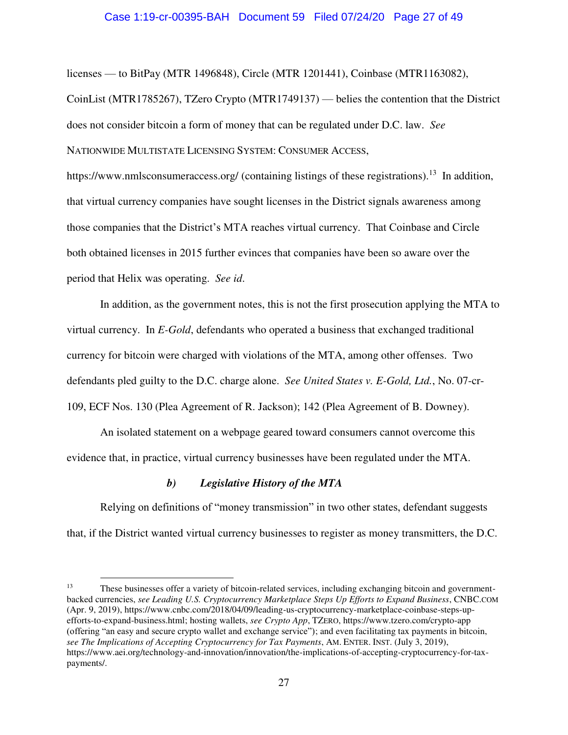licenses — to BitPay (MTR 1496848), Circle (MTR 1201441), Coinbase (MTR1163082), CoinList (MTR1785267), TZero Crypto (MTR1749137) — belies the contention that the District does not consider bitcoin a form of money that can be regulated under D.C. law. *See* NATIONWIDE MULTISTATE LICENSING SYSTEM: CONSUMER ACCESS, https://www.nmlsconsumeraccess.org/ (containing listings of these registrations).[13] In addition, that virtual currency companies have sought licenses in the District signals awareness among those companies that the District's MTA reaches virtual currency. That Coinbase and Circle both obtained licenses in 2015 further evinces that companies have been so aware over the period that Helix was operating. *See id.*

In addition, as the government notes, this is not the first prosecution applying the MTA to virtual currency. In *E-Gold*, defendants who operated a business that exchanged traditional currency for bitcoin were charged with violations of the MTA, among other offenses. Two defendants pled guilty to the D.C. charge alone. *See United States v. E-Gold, Ltd.*, No. 07-cr-109, ECF Nos. 130 (Plea Agreement of R. Jackson); 142 (Plea Agreement of B. Downey).

An isolated statement on a webpage geared toward consumers cannot overcome this evidence that, in practice, virtual currency businesses have been regulated under the MTA.

### *b) Legislative History of the MTA*

Relying on definitions of "money transmission" in two other states, defendant suggests that, if the District wanted virtual currency businesses to register as money transmitters, the D.C.

---

[13] These businesses offer a variety of bitcoin-related services, including exchanging bitcoin and government-backed currencies, *see Leading U.S. Cryptocurrency Marketplace Steps Up Efforts to Expand Business*, CNBC.COM (Apr. 9, 2019), https://www.cnbc.com/2018/04/09/leading-us-cryptocurrency-marketplace-coinbase-steps-up-efforts-to-expand-business.html; hosting wallets, *see Crypto App*, TZERO, https://www.tzero.com/crypto-app (offering "an easy and secure crypto wallet and exchange service"); and even facilitating tax payments in bitcoin, *see The Implications of Accepting Cryptocurrency for Tax Payments*, AM. ENTER. INST. (July 3, 2019), https://www.aei.org/technology-and-innovation/innovation/the-implications-of-accepting-cryptocurrency-for-tax-payments/.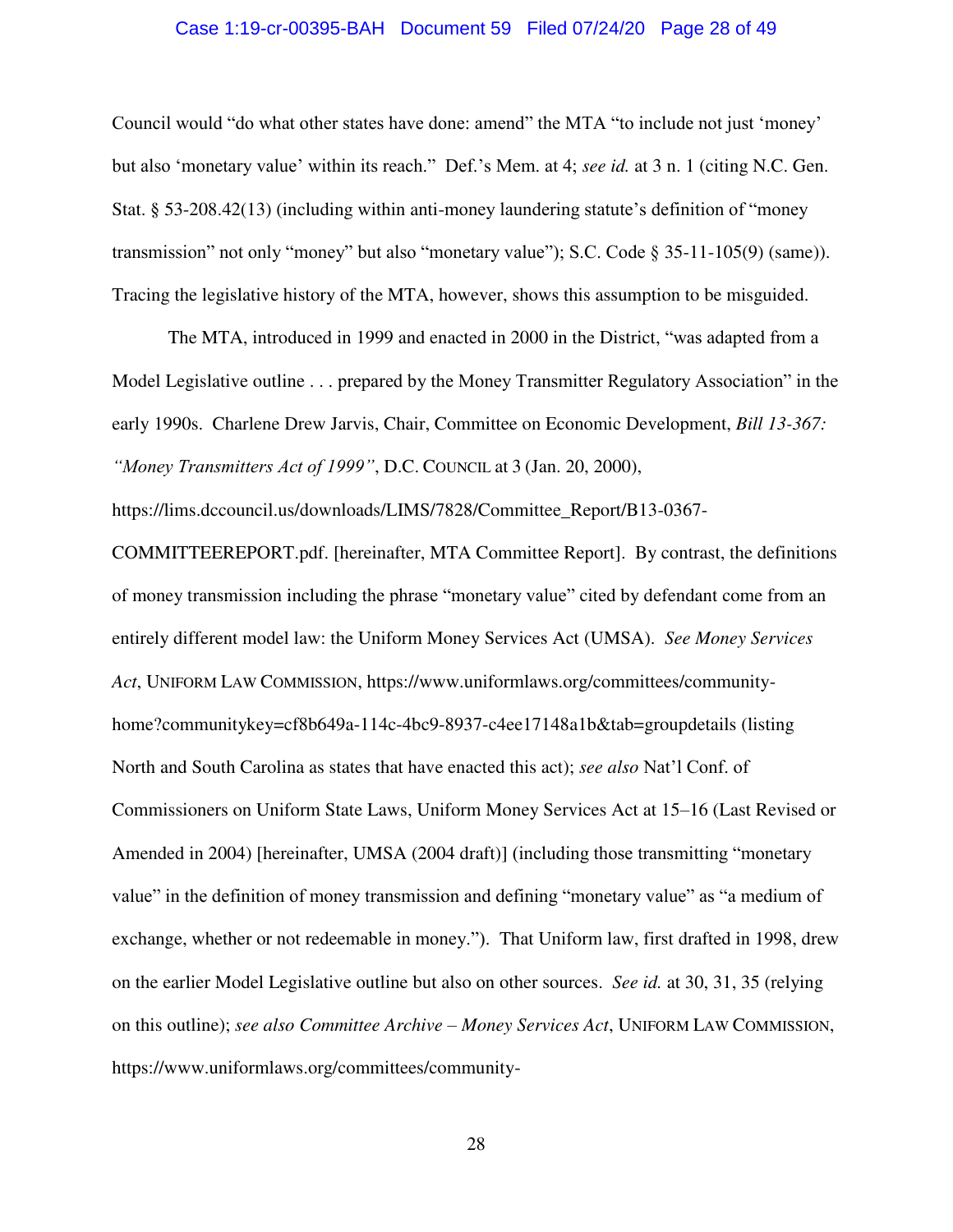Council would "do what other states have done: amend" the MTA "to include not just 'money' but also 'monetary value' within its reach." Def.'s Mem. at 4; *see id.* at 3 n. 1 (citing N.C. Gen. Stat. § 53-208.42(13) (including within anti-money laundering statute's definition of "money transmission" not only "money" but also "monetary value"); S.C. Code § 35-11-105(9) (same)). Tracing the legislative history of the MTA, however, shows this assumption to be misguided.

The MTA, introduced in 1999 and enacted in 2000 in the District, "was adapted from a Model Legislative outline . . . prepared by the Money Transmitter Regulatory Association" in the early 1990s. Charlene Drew Jarvis, Chair, Committee on Economic Development, *Bill 13-367: "Money Transmitters Act of 1999"*, D.C. COUNCIL at 3 (Jan. 20, 2000), https://lims.dccouncil.us/downloads/LIMS/7828/Committee_Report/B13-0367-COMMITTEEREPORT.pdf. [hereinafter, MTA Committee Report]. By contrast, the definitions of money transmission including the phrase "monetary value" cited by defendant come from an entirely different model law: the Uniform Money Services Act (UMSA). *See Money Services Act*, UNIFORM LAW COMMISSION, https://www.uniformlaws.org/committees/community-home?communitykey=cf8b649a-114c-4bc9-8937-c4ee17148a1b&tab=groupdetails (listing North and South Carolina as states that have enacted this act); *see also* Nat'l Conf. of Commissioners on Uniform State Laws, Uniform Money Services Act at 15–16 (Last Revised or Amended in 2004) [hereinafter, UMSA (2004 draft)] (including those transmitting "monetary value" in the definition of money transmission and defining "monetary value" as "a medium of exchange, whether or not redeemable in money."). That Uniform law, first drafted in 1998, drew on the earlier Model Legislative outline but also on other sources. *See id.* at 30, 31, 35 (relying on this outline); *see also Committee Archive – Money Services Act*, UNIFORM LAW COMMISSION, https://www.uniformlaws.org/committees/community-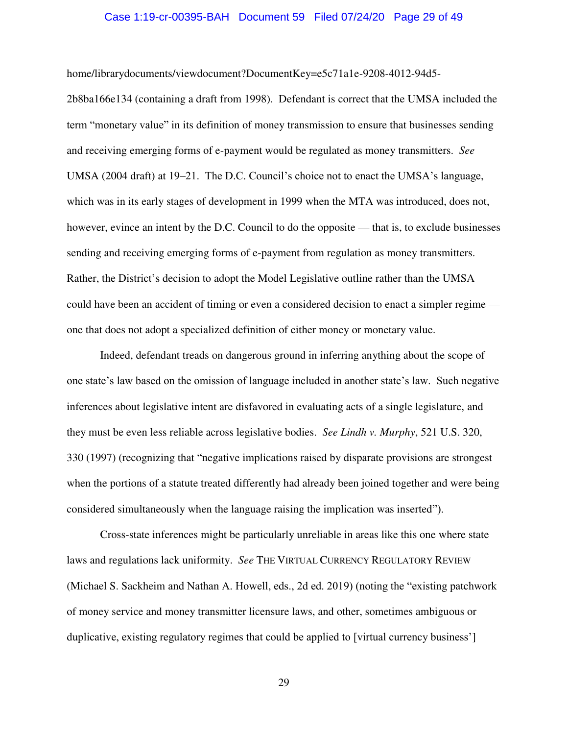home/librarydocuments/viewdocument?DocumentKey=e5c71a1e-9208-4012-94d5-2b8ba166e134 (containing a draft from 1998). Defendant is correct that the UMSA included the term "monetary value" in its definition of money transmission to ensure that businesses sending and receiving emerging forms of e-payment would be regulated as money transmitters. *See* UMSA (2004 draft) at 19–21. The D.C. Council's choice not to enact the UMSA's language, which was in its early stages of development in 1999 when the MTA was introduced, does not, however, evince an intent by the D.C. Council to do the opposite — that is, to exclude businesses sending and receiving emerging forms of e-payment from regulation as money transmitters. Rather, the District's decision to adopt the Model Legislative outline rather than the UMSA could have been an accident of timing or even a considered decision to enact a simpler regime — one that does not adopt a specialized definition of either money or monetary value.

Indeed, defendant treads on dangerous ground in inferring anything about the scope of one state's law based on the omission of language included in another state's law. Such negative inferences about legislative intent are disfavored in evaluating acts of a single legislature, and they must be even less reliable across legislative bodies. *See Lindh v. Murphy*, 521 U.S. 320, 330 (1997) (recognizing that "negative implications raised by disparate provisions are strongest when the portions of a statute treated differently had already been joined together and were being considered simultaneously when the language raising the implication was inserted").

Cross-state inferences might be particularly unreliable in areas like this one where state laws and regulations lack uniformity. *See* THE VIRTUAL CURRENCY REGULATORY REVIEW (Michael S. Sackheim and Nathan A. Howell, eds., 2d ed. 2019) (noting the "existing patchwork of money service and money transmitter licensure laws, and other, sometimes ambiguous or duplicative, existing regulatory regimes that could be applied to [virtual currency business']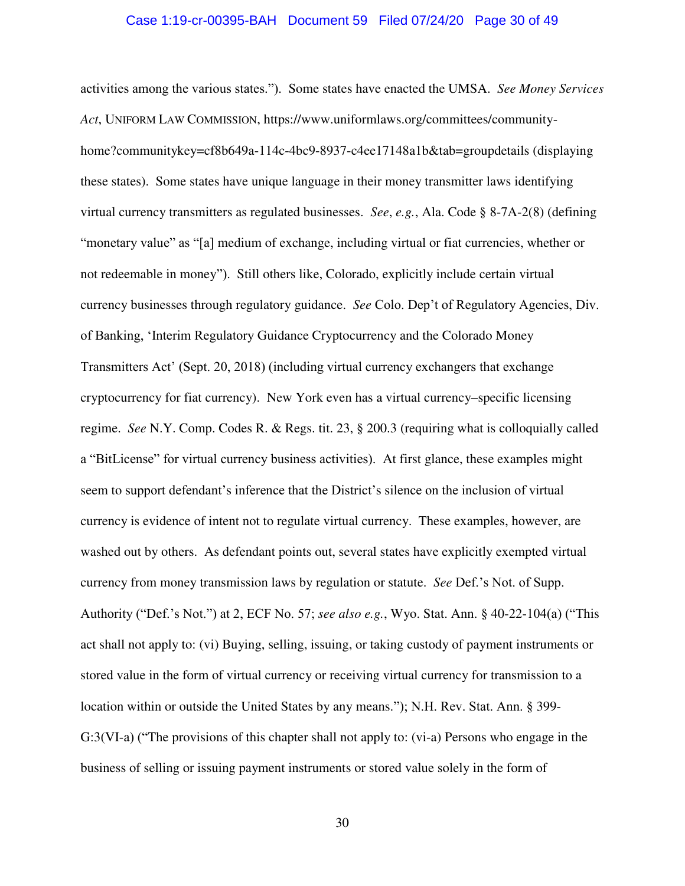activities among the various states."). Some states have enacted the UMSA. *See Money Services Act*, UNIFORM LAW COMMISSION, https://www.uniformlaws.org/committees/community-home?communitykey=cf8b649a-114c-4bc9-8937-c4ee17148a1b&tab=groupdetails (displaying these states). Some states have unique language in their money transmitter laws identifying virtual currency transmitters as regulated businesses. *See*, *e.g.*, Ala. Code § 8-7A-2(8) (defining "monetary value" as "[a] medium of exchange, including virtual or fiat currencies, whether or not redeemable in money"). Still others like, Colorado, explicitly include certain virtual currency businesses through regulatory guidance. *See* Colo. Dep't of Regulatory Agencies, Div. of Banking, 'Interim Regulatory Guidance Cryptocurrency and the Colorado Money Transmitters Act' (Sept. 20, 2018) (including virtual currency exchangers that exchange cryptocurrency for fiat currency). New York even has a virtual currency–specific licensing regime. *See* N.Y. Comp. Codes R. & Regs. tit. 23, § 200.3 (requiring what is colloquially called a "BitLicense" for virtual currency business activities). At first glance, these examples might seem to support defendant's inference that the District's silence on the inclusion of virtual currency is evidence of intent not to regulate virtual currency. These examples, however, are washed out by others. As defendant points out, several states have explicitly exempted virtual currency from money transmission laws by regulation or statute. *See* Def.'s Not. of Supp. Authority ("Def.'s Not.") at 2, ECF No. 57; *see also e.g.*, Wyo. Stat. Ann. § 40-22-104(a) ("This act shall not apply to: (vi) Buying, selling, issuing, or taking custody of payment instruments or stored value in the form of virtual currency or receiving virtual currency for transmission to a location within or outside the United States by any means."); N.H. Rev. Stat. Ann. § 399-G:3(VI-a) ("The provisions of this chapter shall not apply to: (vi-a) Persons who engage in the business of selling or issuing payment instruments or stored value solely in the form of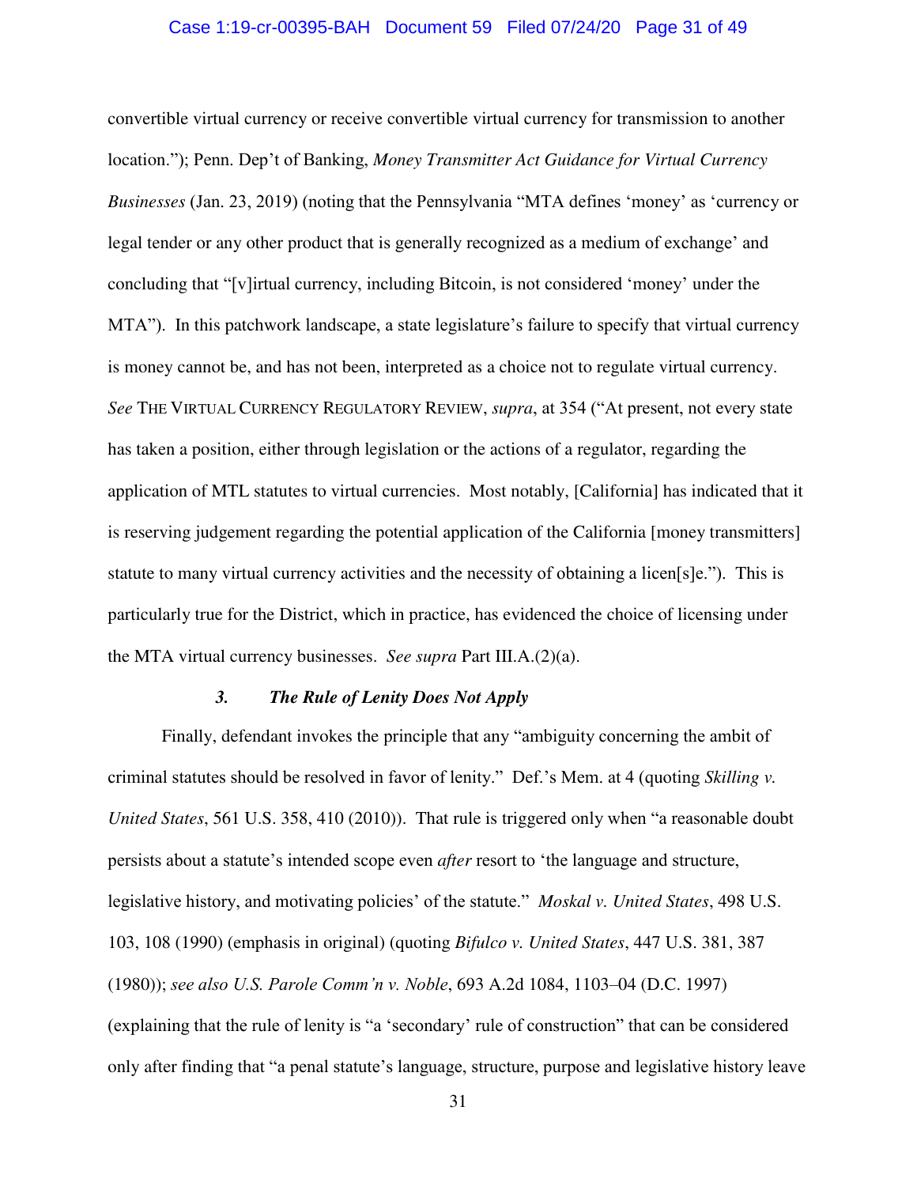convertible virtual currency or receive convertible virtual currency for transmission to another location."); Penn. Dep't of Banking, *Money Transmitter Act Guidance for Virtual Currency Businesses* (Jan. 23, 2019) (noting that the Pennsylvania "MTA defines 'money' as 'currency or legal tender or any other product that is generally recognized as a medium of exchange' and concluding that "[v]irtual currency, including Bitcoin, is not considered 'money' under the MTA"). In this patchwork landscape, a state legislature's failure to specify that virtual currency is money cannot be, and has not been, interpreted as a choice not to regulate virtual currency. *See* THE VIRTUAL CURRENCY REGULATORY REVIEW, *supra*, at 354 ("At present, not every state has taken a position, either through legislation or the actions of a regulator, regarding the application of MTL statutes to virtual currencies. Most notably, [California] has indicated that it is reserving judgement regarding the potential application of the California [money transmitters] statute to many virtual currency activities and the necessity of obtaining a licen[s]e."). This is particularly true for the District, which in practice, has evidenced the choice of licensing under the MTA virtual currency businesses. *See supra* Part III.A.(2)(a).

### *3. The Rule of Lenity Does Not Apply*

Finally, defendant invokes the principle that any "ambiguity concerning the ambit of criminal statutes should be resolved in favor of lenity." Def.'s Mem. at 4 (quoting *Skilling v. United States*, 561 U.S. 358, 410 (2010)). That rule is triggered only when "a reasonable doubt persists about a statute's intended scope even *after* resort to 'the language and structure, legislative history, and motivating policies' of the statute." *Moskal v. United States*, 498 U.S. 103, 108 (1990) (emphasis in original) (quoting *Bifulco v. United States*, 447 U.S. 381, 387 (1980)); *see also U.S. Parole Comm'n v. Noble*, 693 A.2d 1084, 1103–04 (D.C. 1997) (explaining that the rule of lenity is "a 'secondary' rule of construction" that can be considered only after finding that "a penal statute's language, structure, purpose and legislative history leave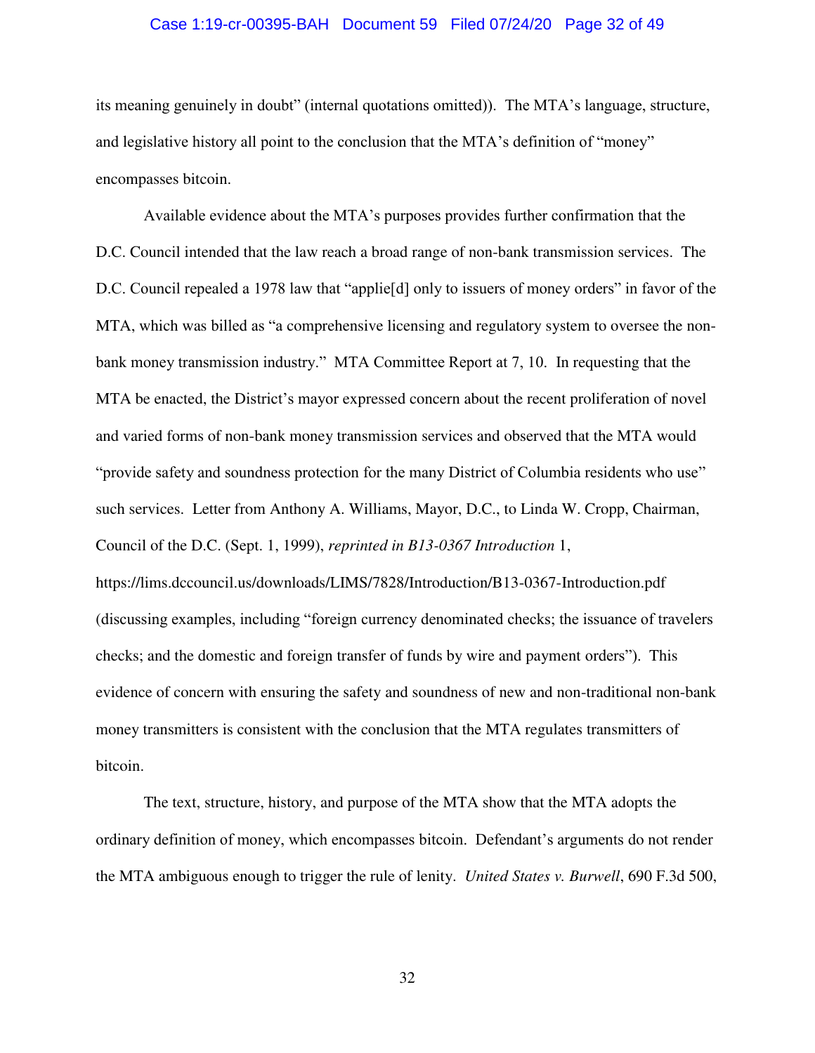its meaning genuinely in doubt" (internal quotations omitted)). The MTA's language, structure, and legislative history all point to the conclusion that the MTA's definition of "money" encompasses bitcoin.

Available evidence about the MTA's purposes provides further confirmation that the D.C. Council intended that the law reach a broad range of non-bank transmission services. The D.C. Council repealed a 1978 law that "applie[d] only to issuers of money orders" in favor of the MTA, which was billed as "a comprehensive licensing and regulatory system to oversee the non-bank money transmission industry." MTA Committee Report at 7, 10. In requesting that the MTA be enacted, the District's mayor expressed concern about the recent proliferation of novel and varied forms of non-bank money transmission services and observed that the MTA would "provide safety and soundness protection for the many District of Columbia residents who use" such services. Letter from Anthony A. Williams, Mayor, D.C., to Linda W. Cropp, Chairman, Council of the D.C. (Sept. 1, 1999), *reprinted in B13-0367 Introduction* 1, https://lims.dccouncil.us/downloads/LIMS/7828/Introduction/B13-0367-Introduction.pdf (discussing examples, including "foreign currency denominated checks; the issuance of travelers checks; and the domestic and foreign transfer of funds by wire and payment orders"). This evidence of concern with ensuring the safety and soundness of new and non-traditional non-bank money transmitters is consistent with the conclusion that the MTA regulates transmitters of bitcoin.

The text, structure, history, and purpose of the MTA show that the MTA adopts the ordinary definition of money, which encompasses bitcoin. Defendant's arguments do not render the MTA ambiguous enough to trigger the rule of lenity. *United States v. Burwell*, 690 F.3d 500,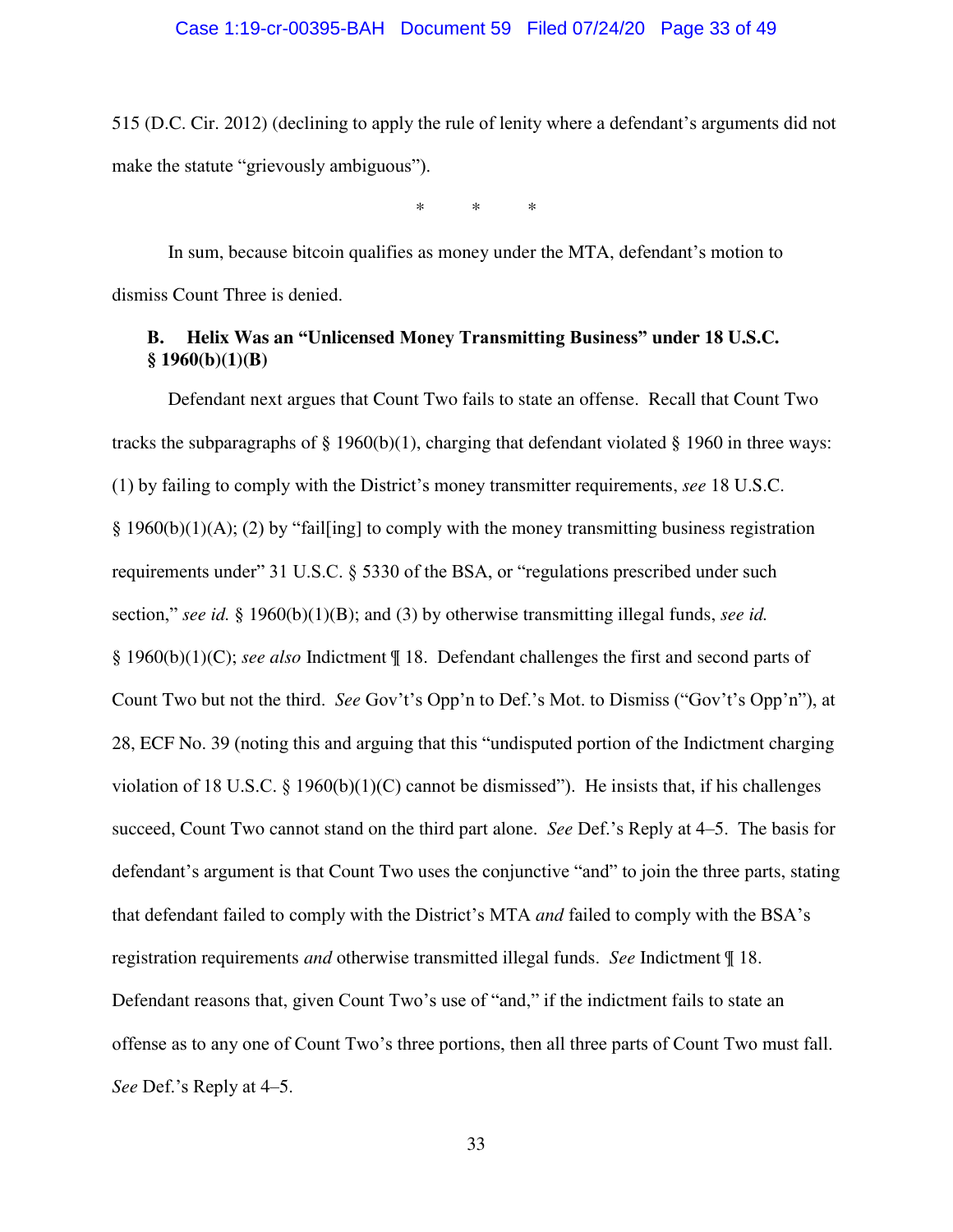515 (D.C. Cir. 2012) (declining to apply the rule of lenity where a defendant's arguments did not make the statute "grievously ambiguous").

\*   \*   \*

In sum, because bitcoin qualifies as money under the MTA, defendant's motion to dismiss Count Three is denied.

### B. Helix Was an "Unlicensed Money Transmitting Business" under 18 U.S.C. § 1960(b)(1)(B)

Defendant next argues that Count Two fails to state an offense. Recall that Count Two tracks the subparagraphs of § 1960(b)(1), charging that defendant violated § 1960 in three ways: (1) by failing to comply with the District's money transmitter requirements, *see* 18 U.S.C. § 1960(b)(1)(A); (2) by "fail[ing] to comply with the money transmitting business registration requirements under" 31 U.S.C. § 5330 of the BSA, or "regulations prescribed under such section," *see id.* § 1960(b)(1)(B); and (3) by otherwise transmitting illegal funds, *see id.* § 1960(b)(1)(C); *see also* Indictment ¶ 18. Defendant challenges the first and second parts of Count Two but not the third. *See* Gov't's Opp'n to Def.'s Mot. to Dismiss ("Gov't's Opp'n"), at 28, ECF No. 39 (noting this and arguing that this "undisputed portion of the Indictment charging violation of 18 U.S.C. § 1960(b)(1)(C) cannot be dismissed"). He insists that, if his challenges succeed, Count Two cannot stand on the third part alone. *See* Def.'s Reply at 4–5. The basis for defendant's argument is that Count Two uses the conjunctive "and" to join the three parts, stating that defendant failed to comply with the District's MTA *and* failed to comply with the BSA's registration requirements *and* otherwise transmitted illegal funds. *See* Indictment ¶ 18. Defendant reasons that, given Count Two's use of "and," if the indictment fails to state an offense as to any one of Count Two's three portions, then all three parts of Count Two must fall. *See* Def.'s Reply at 4–5.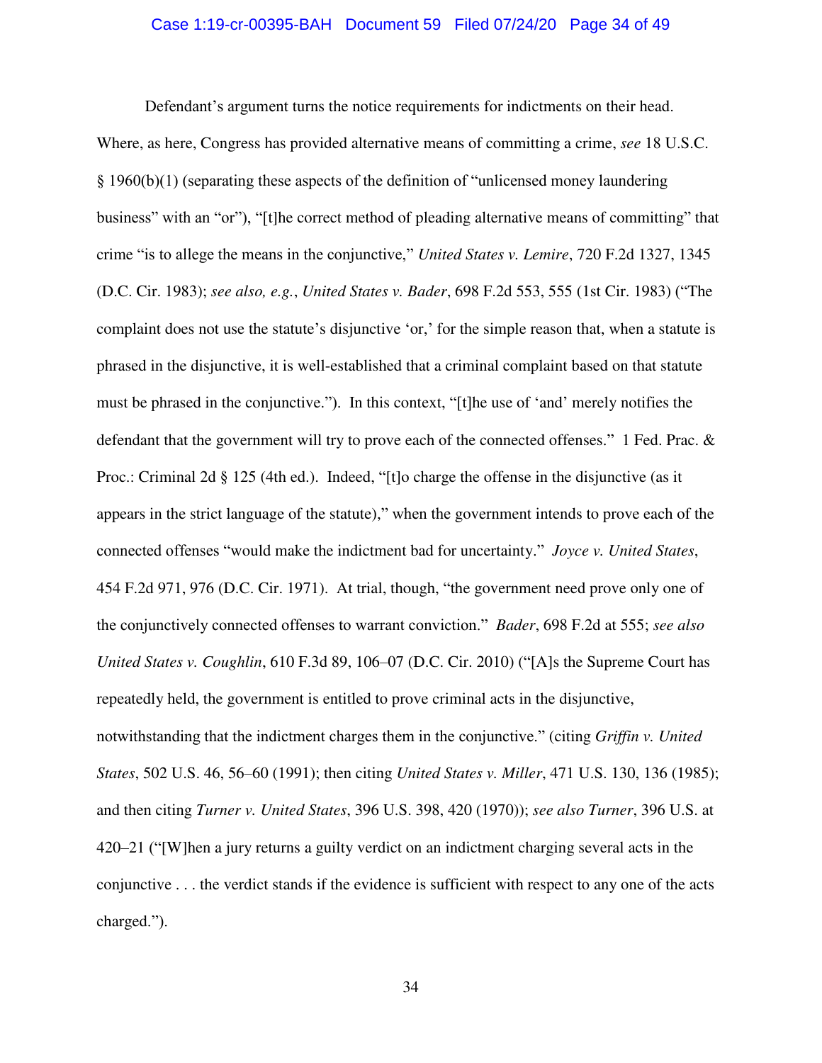Defendant's argument turns the notice requirements for indictments on their head. Where, as here, Congress has provided alternative means of committing a crime, *see* 18 U.S.C. § 1960(b)(1) (separating these aspects of the definition of "unlicensed money laundering business" with an "or"), "[t]he correct method of pleading alternative means of committing" that crime "is to allege the means in the conjunctive," *United States v. Lemire*, 720 F.2d 1327, 1345 (D.C. Cir. 1983); *see also, e.g.*, *United States v. Bader*, 698 F.2d 553, 555 (1st Cir. 1983) ("The complaint does not use the statute's disjunctive 'or,' for the simple reason that, when a statute is phrased in the disjunctive, it is well-established that a criminal complaint based on that statute must be phrased in the conjunctive."). In this context, "[t]he use of 'and' merely notifies the defendant that the government will try to prove each of the connected offenses." 1 Fed. Prac. & Proc.: Criminal 2d § 125 (4th ed.). Indeed, "[t]o charge the offense in the disjunctive (as it appears in the strict language of the statute)," when the government intends to prove each of the connected offenses "would make the indictment bad for uncertainty." *Joyce v. United States*, 454 F.2d 971, 976 (D.C. Cir. 1971). At trial, though, "the government need prove only one of the conjunctively connected offenses to warrant conviction." *Bader*, 698 F.2d at 555; *see also* *United States v. Coughlin*, 610 F.3d 89, 106–07 (D.C. Cir. 2010) ("[A]s the Supreme Court has repeatedly held, the government is entitled to prove criminal acts in the disjunctive, notwithstanding that the indictment charges them in the conjunctive." (citing *Griffin v. United States*, 502 U.S. 46, 56–60 (1991); then citing *United States v. Miller*, 471 U.S. 130, 136 (1985); and then citing *Turner v. United States*, 396 U.S. 398, 420 (1970)); *see also Turner*, 396 U.S. at 420–21 ("[W]hen a jury returns a guilty verdict on an indictment charging several acts in the conjunctive . . . the verdict stands if the evidence is sufficient with respect to any one of the acts charged.").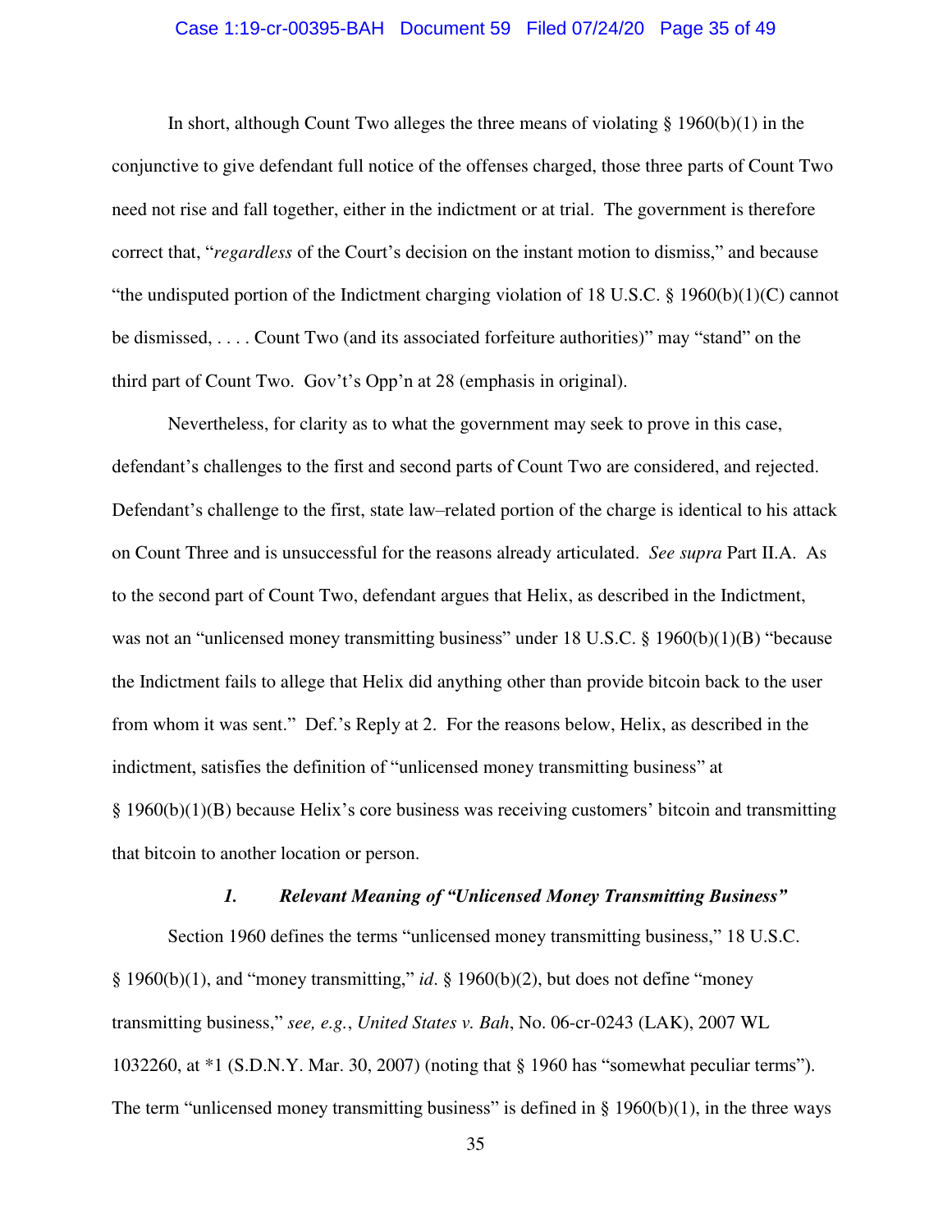In short, although Count Two alleges the three means of violating § 1960(b)(1) in the conjunctive to give defendant full notice of the offenses charged, those three parts of Count Two need not rise and fall together, either in the indictment or at trial. The government is therefore correct that, "*regardless* of the Court's decision on the instant motion to dismiss," and because "the undisputed portion of the Indictment charging violation of 18 U.S.C. § 1960(b)(1)(C) cannot be dismissed, . . . . Count Two (and its associated forfeiture authorities)" may "stand" on the third part of Count Two. Gov't's Opp'n at 28 (emphasis in original).

Nevertheless, for clarity as to what the government may seek to prove in this case, defendant's challenges to the first and second parts of Count Two are considered, and rejected. Defendant's challenge to the first, state law–related portion of the charge is identical to his attack on Count Three and is unsuccessful for the reasons already articulated. *See supra* Part II.A. As to the second part of Count Two, defendant argues that Helix, as described in the Indictment, was not an "unlicensed money transmitting business" under 18 U.S.C. § 1960(b)(1)(B) "because the Indictment fails to allege that Helix did anything other than provide bitcoin back to the user from whom it was sent." Def.'s Reply at 2. For the reasons below, Helix, as described in the indictment, satisfies the definition of "unlicensed money transmitting business" at § 1960(b)(1)(B) because Helix's core business was receiving customers' bitcoin and transmitting that bitcoin to another location or person.

### *1. Relevant Meaning of "Unlicensed Money Transmitting Business"*

Section 1960 defines the terms "unlicensed money transmitting business," 18 U.S.C. § 1960(b)(1), and "money transmitting," *id*. § 1960(b)(2), but does not define "money transmitting business," *see, e.g.*, *United States v. Bah*, No. 06-cr-0243 (LAK), 2007 WL 1032260, at *1 (S.D.N.Y. Mar. 30, 2007) (noting that § 1960 has "somewhat peculiar terms"). The term "unlicensed money transmitting business" is defined in § 1960(b)(1), in the three ways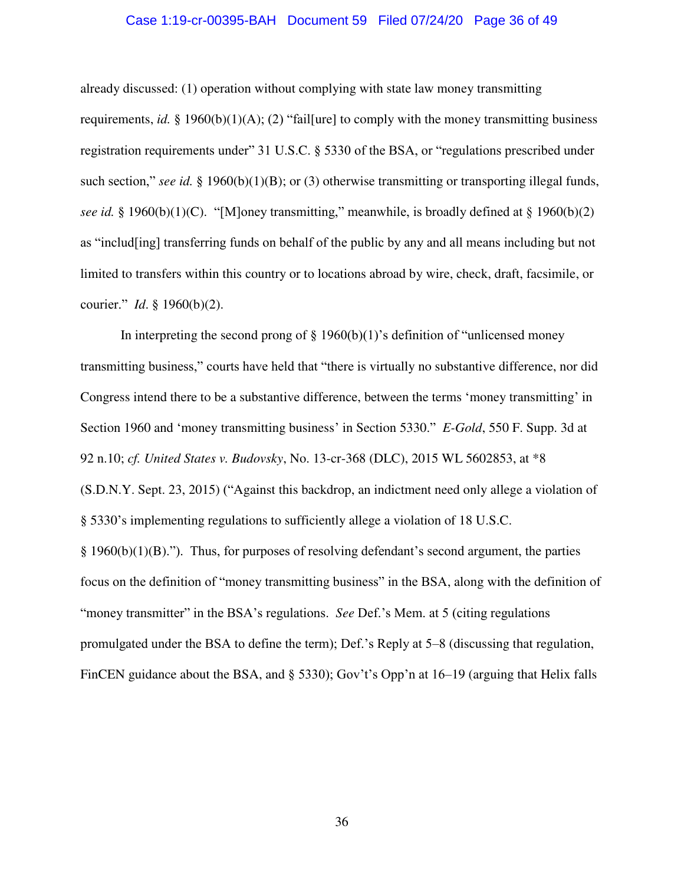already discussed: (1) operation without complying with state law money transmitting requirements, *id.* § 1960(b)(1)(A); (2) "fail[ure] to comply with the money transmitting business registration requirements under" 31 U.S.C. § 5330 of the BSA, or "regulations prescribed under such section," *see id.* § 1960(b)(1)(B); or (3) otherwise transmitting or transporting illegal funds, *see id.* § 1960(b)(1)(C). "[M]oney transmitting," meanwhile, is broadly defined at § 1960(b)(2) as "includ[ing] transferring funds on behalf of the public by any and all means including but not limited to transfers within this country or to locations abroad by wire, check, draft, facsimile, or courier." *Id*. § 1960(b)(2).

In interpreting the second prong of § 1960(b)(1)'s definition of "unlicensed money transmitting business," courts have held that "there is virtually no substantive difference, nor did Congress intend there to be a substantive difference, between the terms 'money transmitting' in Section 1960 and 'money transmitting business' in Section 5330." *E-Gold*, 550 F. Supp. 3d at 92 n.10; *cf. United States v. Budovsky*, No. 13-cr-368 (DLC), 2015 WL 5602853, at *8 (S.D.N.Y. Sept. 23, 2015) ("Against this backdrop, an indictment need only allege a violation of § 5330's implementing regulations to sufficiently allege a violation of 18 U.S.C. § 1960(b)(1)(B)."). Thus, for purposes of resolving defendant's second argument, the parties focus on the definition of "money transmitting business" in the BSA, along with the definition of "money transmitter" in the BSA's regulations. *See* Def.'s Mem. at 5 (citing regulations promulgated under the BSA to define the term); Def.'s Reply at 5–8 (discussing that regulation, FinCEN guidance about the BSA, and § 5330); Gov't's Opp'n at 16–19 (arguing that Helix falls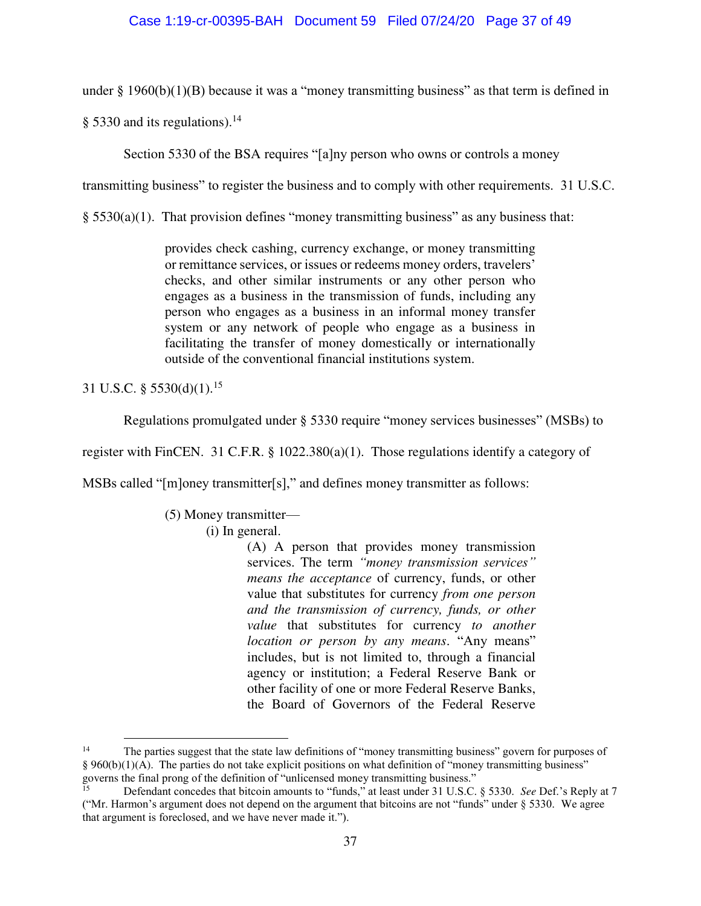under § 1960(b)(1)(B) because it was a "money transmitting business" as that term is defined in § 5330 and its regulations).[14]

Section 5330 of the BSA requires "[a]ny person who owns or controls a money transmitting business" to register the business and to comply with other requirements. 31 U.S.C. § 5530(a)(1). That provision defines "money transmitting business" as any business that:

> provides check cashing, currency exchange, or money transmitting or remittance services, or issues or redeems money orders, travelers' checks, and other similar instruments or any other person who engages as a business in the transmission of funds, including any person who engages as a business in an informal money transfer system or any network of people who engage as a business in facilitating the transfer of money domestically or internationally outside of the conventional financial institutions system.

31 U.S.C. § 5530(d)(1).[15]

Regulations promulgated under § 5330 require "money services businesses" (MSBs) to register with FinCEN. 31 C.F.R. § 1022.380(a)(1). Those regulations identify a category of MSBs called "[m]oney transmitter[s]," and defines money transmitter as follows:

> (5) Money transmitter—
>
> (i) In general.
>
> (A) A person that provides money transmission services. The term *"money transmission services" means the acceptance* of currency, funds, or other value that substitutes for currency *from one person and the transmission of currency, funds, or other value* that substitutes for currency *to another location or person by any means*. "Any means" includes, but is not limited to, through a financial agency or institution; a Federal Reserve Bank or other facility of one or more Federal Reserve Banks, the Board of Governors of the Federal Reserve

---

[14] The parties suggest that the state law definitions of "money transmitting business" govern for purposes of § 960(b)(1)(A). The parties do not take explicit positions on what definition of "money transmitting business" governs the final prong of the definition of "unlicensed money transmitting business."

[15] Defendant concedes that bitcoin amounts to "funds," at least under 31 U.S.C. § 5330. *See* Def.'s Reply at 7 ("Mr. Harmon's argument does not depend on the argument that bitcoins are not "funds" under § 5330. We agree that argument is foreclosed, and we have never made it.").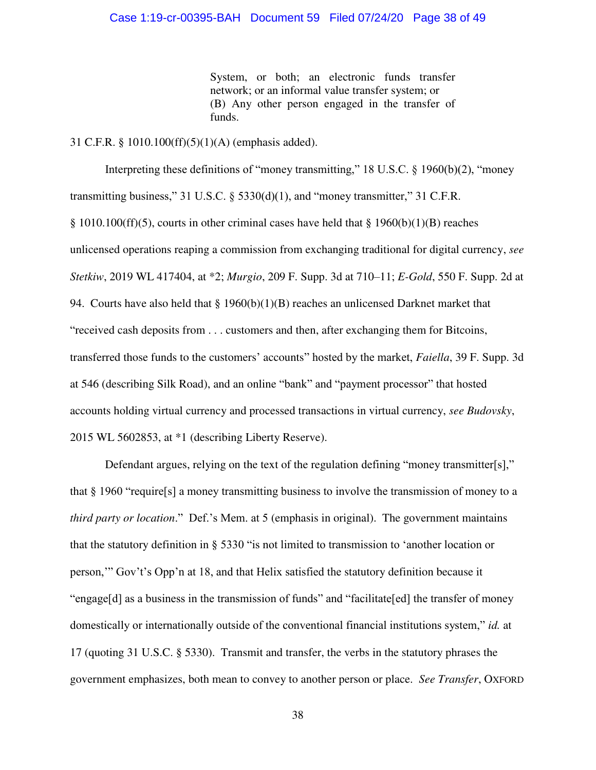> System, or both; an electronic funds transfer network; or an informal value transfer system; or (B) Any other person engaged in the transfer of funds.

31 C.F.R. § 1010.100(ff)(5)(1)(A) (emphasis added).

Interpreting these definitions of "money transmitting," 18 U.S.C. § 1960(b)(2), "money transmitting business," 31 U.S.C. § 5330(d)(1), and "money transmitter," 31 C.F.R. § 1010.100(ff)(5), courts in other criminal cases have held that § 1960(b)(1)(B) reaches unlicensed operations reaping a commission from exchanging traditional for digital currency, *see Stetkiw*, 2019 WL 417404, at *2; *Murgio*, 209 F. Supp. 3d at 710–11; *E-Gold*, 550 F. Supp. 2d at 94. Courts have also held that § 1960(b)(1)(B) reaches an unlicensed Darknet market that "received cash deposits from . . . customers and then, after exchanging them for Bitcoins, transferred those funds to the customers' accounts" hosted by the market, *Faiella*, 39 F. Supp. 3d at 546 (describing Silk Road), and an online "bank" and "payment processor" that hosted accounts holding virtual currency and processed transactions in virtual currency, *see Budovsky*, 2015 WL 5602853, at *1 (describing Liberty Reserve).

Defendant argues, relying on the text of the regulation defining "money transmitter[s]," that § 1960 "require[s] a money transmitting business to involve the transmission of money to a *third party or location*." Def.'s Mem. at 5 (emphasis in original). The government maintains that the statutory definition in § 5330 "is not limited to transmission to 'another location or person,'" Gov't's Opp'n at 18, and that Helix satisfied the statutory definition because it "engage[d] as a business in the transmission of funds" and "facilitate[ed] the transfer of money domestically or internationally outside of the conventional financial institutions system," *id.* at 17 (quoting 31 U.S.C. § 5330). Transmit and transfer, the verbs in the statutory phrases the government emphasizes, both mean to convey to another person or place. *See Transfer*, OXFORD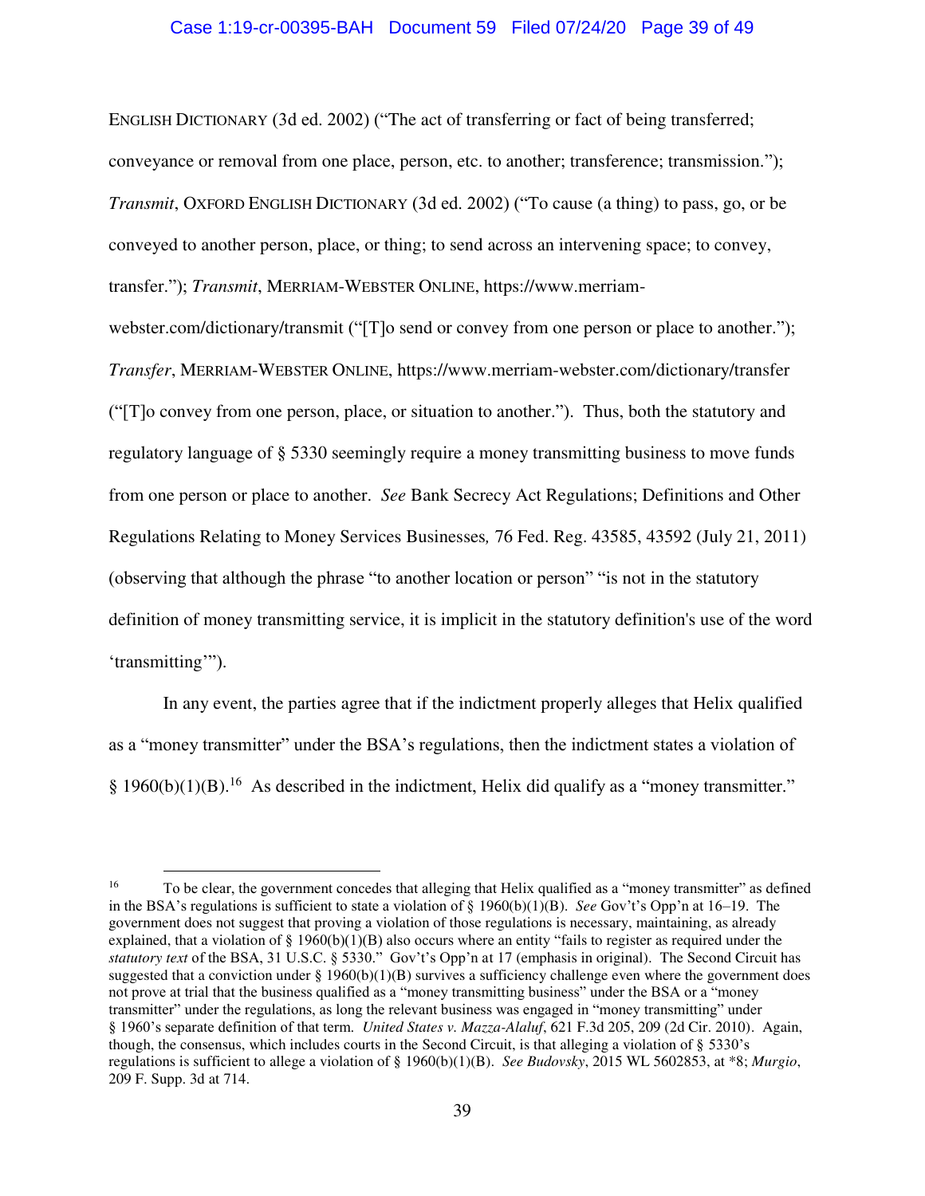ENGLISH DICTIONARY (3d ed. 2002) ("The act of transferring or fact of being transferred; conveyance or removal from one place, person, etc. to another; transference; transmission."); *Transmit*, OXFORD ENGLISH DICTIONARY (3d ed. 2002) ("To cause (a thing) to pass, go, or be conveyed to another person, place, or thing; to send across an intervening space; to convey, transfer."); *Transmit*, MERRIAM-WEBSTER ONLINE, https://www.merriam-webster.com/dictionary/transmit ("[T]o send or convey from one person or place to another."); *Transfer*, MERRIAM-WEBSTER ONLINE, https://www.merriam-webster.com/dictionary/transfer ("[T]o convey from one person, place, or situation to another."). Thus, both the statutory and regulatory language of § 5330 seemingly require a money transmitting business to move funds from one person or place to another. *See* Bank Secrecy Act Regulations; Definitions and Other Regulations Relating to Money Services Businesses*,* 76 Fed. Reg. 43585, 43592 (July 21, 2011) (observing that although the phrase "to another location or person" "is not in the statutory definition of money transmitting service, it is implicit in the statutory definition's use of the word 'transmitting'").

In any event, the parties agree that if the indictment properly alleges that Helix qualified as a "money transmitter" under the BSA's regulations, then the indictment states a violation of § 1960(b)(1)(B).[16] As described in the indictment, Helix did qualify as a "money transmitter."

---

[16] To be clear, the government concedes that alleging that Helix qualified as a "money transmitter" as defined in the BSA's regulations is sufficient to state a violation of § 1960(b)(1)(B). *See* Gov't's Opp'n at 16–19. The government does not suggest that proving a violation of those regulations is necessary, maintaining, as already explained, that a violation of § 1960(b)(1)(B) also occurs where an entity "fails to register as required under the *statutory text* of the BSA, 31 U.S.C. § 5330." Gov't's Opp'n at 17 (emphasis in original). The Second Circuit has suggested that a conviction under § 1960(b)(1)(B) survives a sufficiency challenge even where the government does not prove at trial that the business qualified as a "money transmitting business" under the BSA or a "money transmitter" under the regulations, as long the relevant business was engaged in "money transmitting" under § 1960's separate definition of that term. *United States v. Mazza-Alaluf*, 621 F.3d 205, 209 (2d Cir. 2010). Again, though, the consensus, which includes courts in the Second Circuit, is that alleging a violation of § 5330's regulations is sufficient to allege a violation of § 1960(b)(1)(B). *See Budovsky*, 2015 WL 5602853, at *8; *Murgio*, 209 F. Supp. 3d at 714.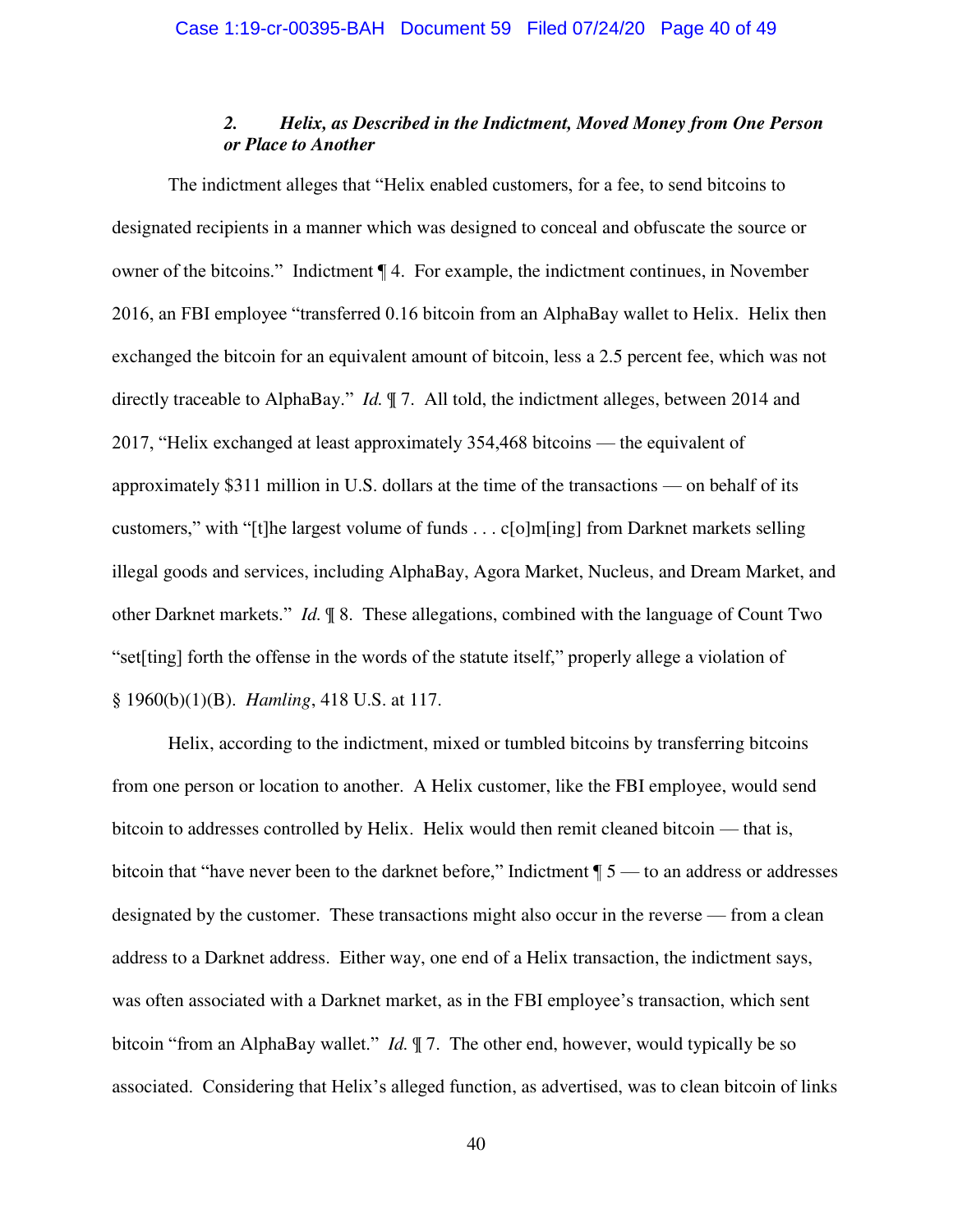### *2. Helix, as Described in the Indictment, Moved Money from One Person or Place to Another*

The indictment alleges that "Helix enabled customers, for a fee, to send bitcoins to designated recipients in a manner which was designed to conceal and obfuscate the source or owner of the bitcoins." Indictment ¶ 4. For example, the indictment continues, in November 2016, an FBI employee "transferred 0.16 bitcoin from an AlphaBay wallet to Helix. Helix then exchanged the bitcoin for an equivalent amount of bitcoin, less a 2.5 percent fee, which was not directly traceable to AlphaBay." *Id.* ¶ 7. All told, the indictment alleges, between 2014 and 2017, "Helix exchanged at least approximately 354,468 bitcoins — the equivalent of approximately $311 million in U.S. dollars at the time of the transactions — on behalf of its customers," with "[t]he largest volume of funds . . . c[o]m[ing] from Darknet markets selling illegal goods and services, including AlphaBay, Agora Market, Nucleus, and Dream Market, and other Darknet markets." *Id.* ¶ 8. These allegations, combined with the language of Count Two "set[ting] forth the offense in the words of the statute itself," properly allege a violation of § 1960(b)(1)(B). *Hamling*, 418 U.S. at 117.

Helix, according to the indictment, mixed or tumbled bitcoins by transferring bitcoins from one person or location to another. A Helix customer, like the FBI employee, would send bitcoin to addresses controlled by Helix. Helix would then remit cleaned bitcoin — that is, bitcoin that "have never been to the darknet before," Indictment ¶ 5 — to an address or addresses designated by the customer. These transactions might also occur in the reverse — from a clean address to a Darknet address. Either way, one end of a Helix transaction, the indictment says, was often associated with a Darknet market, as in the FBI employee's transaction, which sent bitcoin "from an AlphaBay wallet." *Id.* ¶ 7. The other end, however, would typically be so associated. Considering that Helix's alleged function, as advertised, was to clean bitcoin of links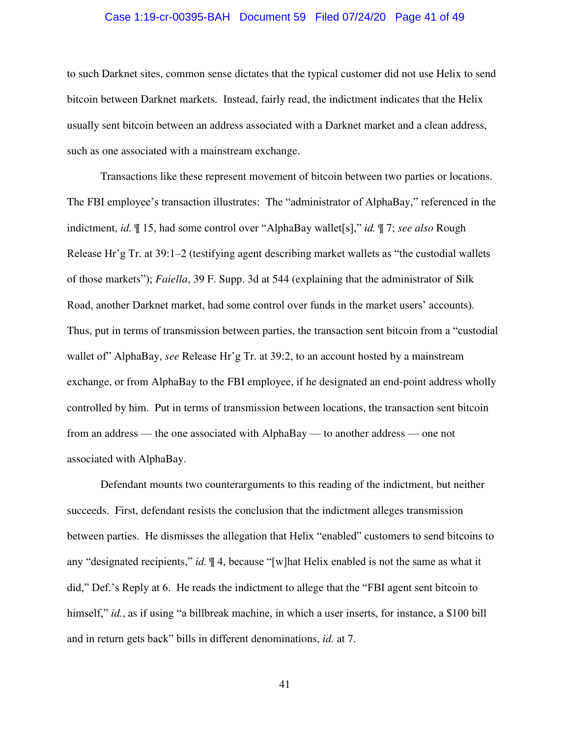to such Darknet sites, common sense dictates that the typical customer did not use Helix to send bitcoin between Darknet markets. Instead, fairly read, the indictment indicates that the Helix usually sent bitcoin between an address associated with a Darknet market and a clean address, such as one associated with a mainstream exchange.

Transactions like these represent movement of bitcoin between two parties or locations. The FBI employee's transaction illustrates: The "administrator of AlphaBay," referenced in the indictment, *id.* ¶ 15, had some control over "AlphaBay wallet[s]," *id.* ¶ 7; *see also* Rough Release Hr'g Tr. at 39:1–2 (testifying agent describing market wallets as "the custodial wallets of those markets"); *Faiella*, 39 F. Supp. 3d at 544 (explaining that the administrator of Silk Road, another Darknet market, had some control over funds in the market users' accounts). Thus, put in terms of transmission between parties, the transaction sent bitcoin from a "custodial wallet of" AlphaBay, *see* Release Hr'g Tr. at 39:2, to an account hosted by a mainstream exchange, or from AlphaBay to the FBI employee, if he designated an end-point address wholly controlled by him. Put in terms of transmission between locations, the transaction sent bitcoin from an address — the one associated with AlphaBay — to another address — one not associated with AlphaBay.

Defendant mounts two counterarguments to this reading of the indictment, but neither succeeds. First, defendant resists the conclusion that the indictment alleges transmission between parties. He dismisses the allegation that Helix "enabled" customers to send bitcoins to any "designated recipients," *id.* ¶ 4, because "[w]hat Helix enabled is not the same as what it did," Def.'s Reply at 6. He reads the indictment to allege that the "FBI agent sent bitcoin to himself," *id.*, as if using "a billbreak machine, in which a user inserts, for instance, a $100 bill and in return gets back" bills in different denominations, *id.* at 7.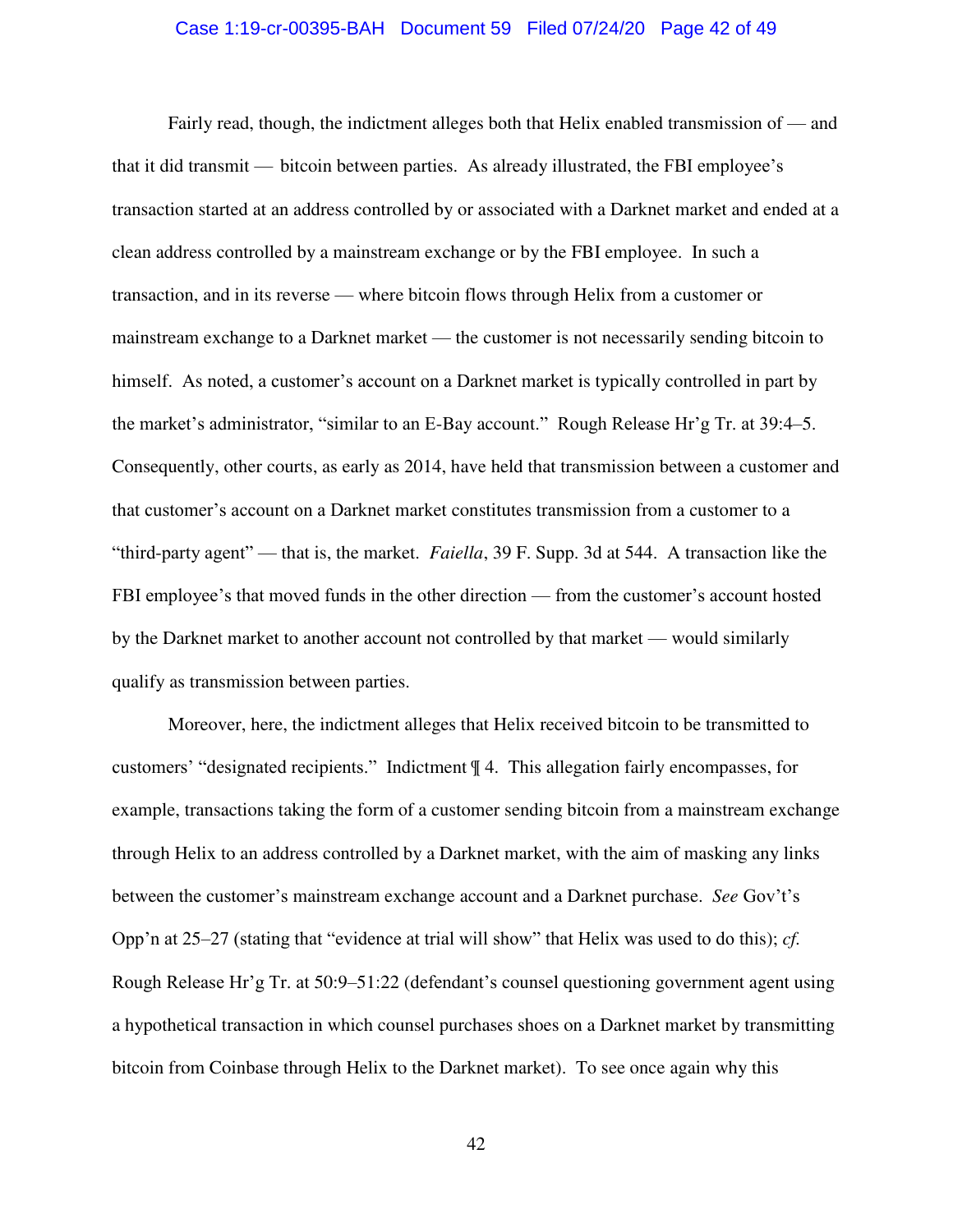Fairly read, though, the indictment alleges both that Helix enabled transmission of — and that it did transmit — bitcoin between parties. As already illustrated, the FBI employee's transaction started at an address controlled by or associated with a Darknet market and ended at a clean address controlled by a mainstream exchange or by the FBI employee. In such a transaction, and in its reverse — where bitcoin flows through Helix from a customer or mainstream exchange to a Darknet market — the customer is not necessarily sending bitcoin to himself. As noted, a customer's account on a Darknet market is typically controlled in part by the market's administrator, "similar to an E-Bay account." Rough Release Hr'g Tr. at 39:4–5. Consequently, other courts, as early as 2014, have held that transmission between a customer and that customer's account on a Darknet market constitutes transmission from a customer to a "third-party agent" — that is, the market. *Faiella*, 39 F. Supp. 3d at 544. A transaction like the FBI employee's that moved funds in the other direction — from the customer's account hosted by the Darknet market to another account not controlled by that market — would similarly qualify as transmission between parties.

Moreover, here, the indictment alleges that Helix received bitcoin to be transmitted to customers' "designated recipients." Indictment ¶ 4. This allegation fairly encompasses, for example, transactions taking the form of a customer sending bitcoin from a mainstream exchange through Helix to an address controlled by a Darknet market, with the aim of masking any links between the customer's mainstream exchange account and a Darknet purchase. *See* Gov't's Opp'n at 25–27 (stating that "evidence at trial will show" that Helix was used to do this); *cf.* Rough Release Hr'g Tr. at 50:9–51:22 (defendant's counsel questioning government agent using a hypothetical transaction in which counsel purchases shoes on a Darknet market by transmitting bitcoin from Coinbase through Helix to the Darknet market). To see once again why this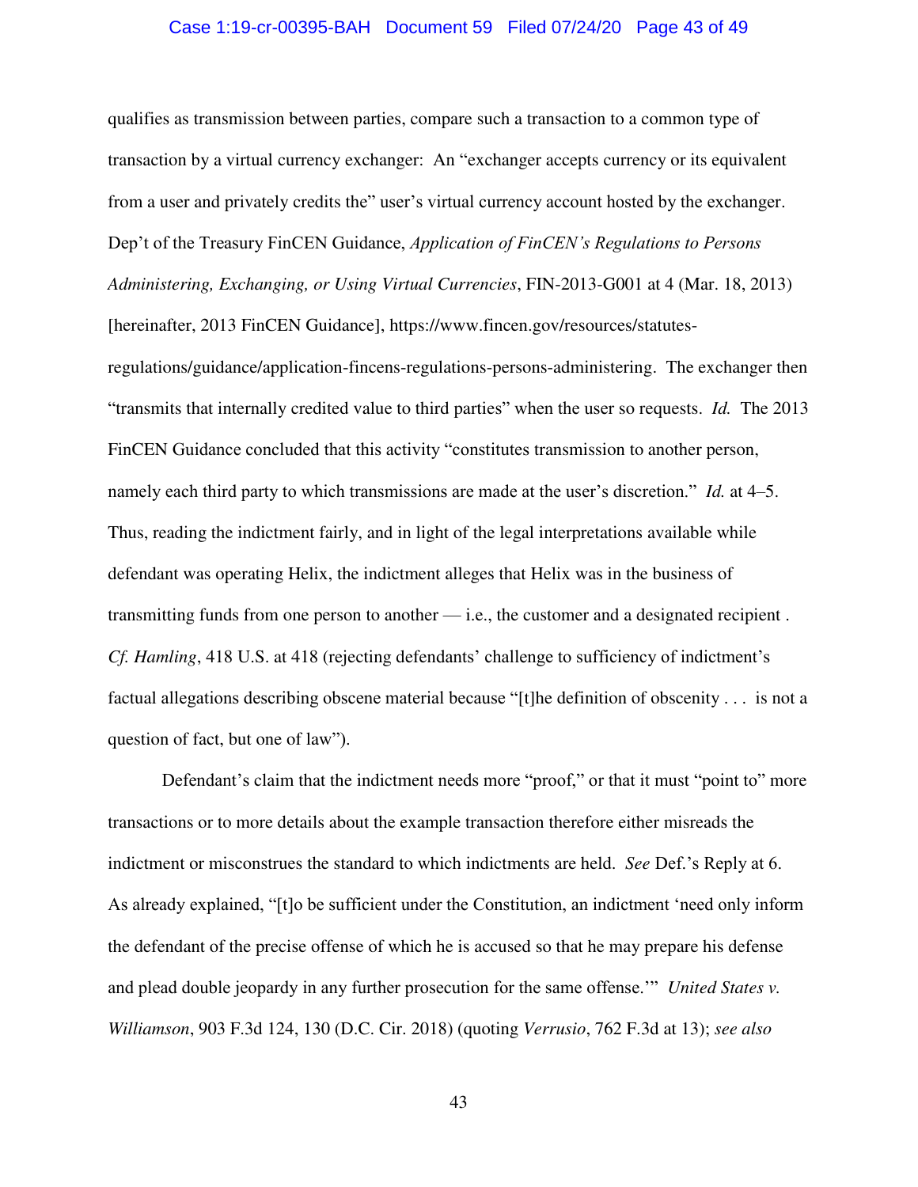qualifies as transmission between parties, compare such a transaction to a common type of transaction by a virtual currency exchanger: An "exchanger accepts currency or its equivalent from a user and privately credits the" user's virtual currency account hosted by the exchanger. Dep't of the Treasury FinCEN Guidance, *Application of FinCEN's Regulations to Persons Administering, Exchanging, or Using Virtual Currencies*, FIN-2013-G001 at 4 (Mar. 18, 2013) [hereinafter, 2013 FinCEN Guidance], https://www.fincen.gov/resources/statutes-regulations/guidance/application-fincens-regulations-persons-administering. The exchanger then "transmits that internally credited value to third parties" when the user so requests. *Id.* The 2013 FinCEN Guidance concluded that this activity "constitutes transmission to another person, namely each third party to which transmissions are made at the user's discretion." *Id.* at 4–5. Thus, reading the indictment fairly, and in light of the legal interpretations available while defendant was operating Helix, the indictment alleges that Helix was in the business of transmitting funds from one person to another — i.e., the customer and a designated recipient . *Cf. Hamling*, 418 U.S. at 418 (rejecting defendants' challenge to sufficiency of indictment's factual allegations describing obscene material because "[t]he definition of obscenity . . . is not a question of fact, but one of law").

Defendant's claim that the indictment needs more "proof," or that it must "point to" more transactions or to more details about the example transaction therefore either misreads the indictment or misconstrues the standard to which indictments are held. *See* Def.'s Reply at 6. As already explained, "[t]o be sufficient under the Constitution, an indictment 'need only inform the defendant of the precise offense of which he is accused so that he may prepare his defense and plead double jeopardy in any further prosecution for the same offense.'" *United States v. Williamson*, 903 F.3d 124, 130 (D.C. Cir. 2018) (quoting *Verrusio*, 762 F.3d at 13); *see also*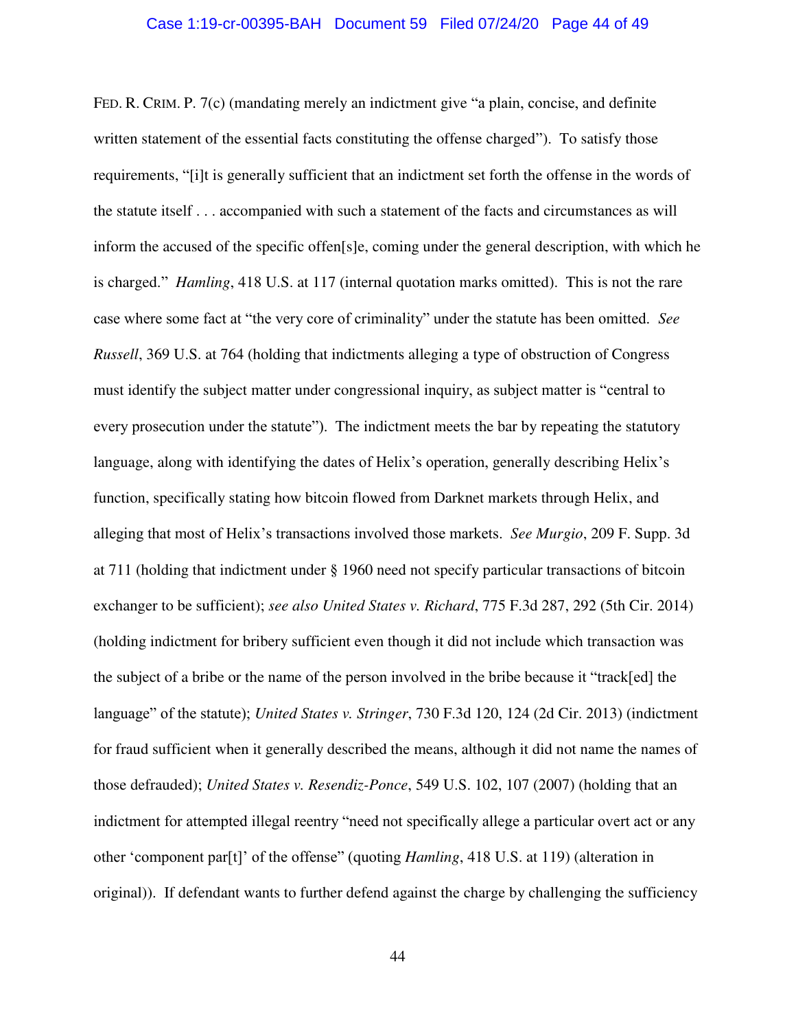FED. R. CRIM. P. 7(c) (mandating merely an indictment give "a plain, concise, and definite written statement of the essential facts constituting the offense charged"). To satisfy those requirements, "[i]t is generally sufficient that an indictment set forth the offense in the words of the statute itself . . . accompanied with such a statement of the facts and circumstances as will inform the accused of the specific offen[s]e, coming under the general description, with which he is charged." *Hamling*, 418 U.S. at 117 (internal quotation marks omitted). This is not the rare case where some fact at "the very core of criminality" under the statute has been omitted. *See Russell*, 369 U.S. at 764 (holding that indictments alleging a type of obstruction of Congress must identify the subject matter under congressional inquiry, as subject matter is "central to every prosecution under the statute"). The indictment meets the bar by repeating the statutory language, along with identifying the dates of Helix's operation, generally describing Helix's function, specifically stating how bitcoin flowed from Darknet markets through Helix, and alleging that most of Helix's transactions involved those markets. *See Murgio*, 209 F. Supp. 3d at 711 (holding that indictment under § 1960 need not specify particular transactions of bitcoin exchanger to be sufficient); *see also United States v. Richard*, 775 F.3d 287, 292 (5th Cir. 2014) (holding indictment for bribery sufficient even though it did not include which transaction was the subject of a bribe or the name of the person involved in the bribe because it "track[ed] the language" of the statute); *United States v. Stringer*, 730 F.3d 120, 124 (2d Cir. 2013) (indictment for fraud sufficient when it generally described the means, although it did not name the names of those defrauded); *United States v. Resendiz-Ponce*, 549 U.S. 102, 107 (2007) (holding that an indictment for attempted illegal reentry "need not specifically allege a particular overt act or any other 'component par[t]' of the offense" (quoting *Hamling*, 418 U.S. at 119) (alteration in original)). If defendant wants to further defend against the charge by challenging the sufficiency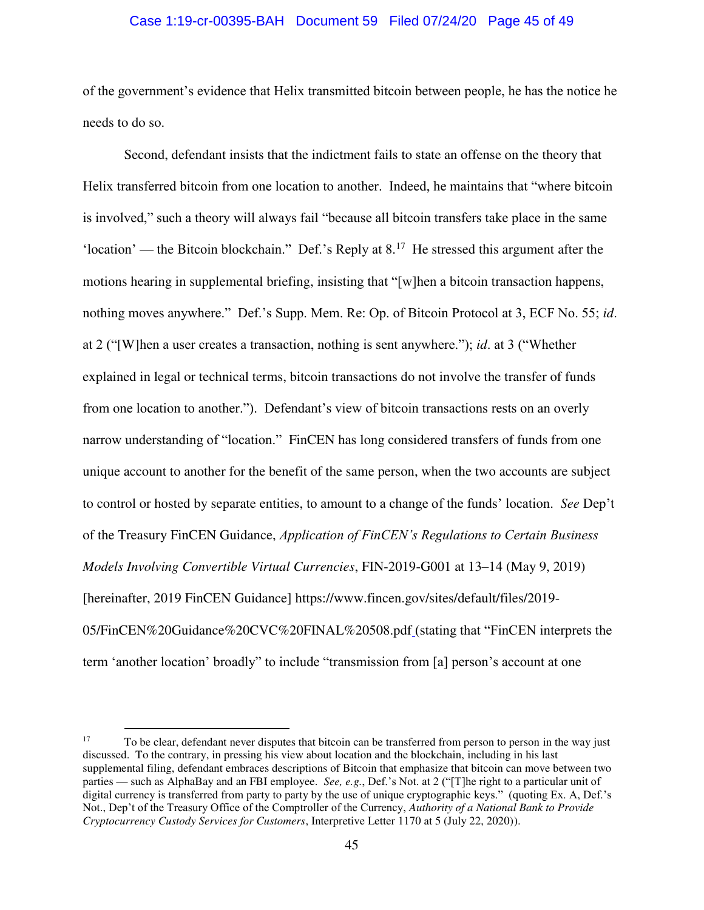of the government's evidence that Helix transmitted bitcoin between people, he has the notice he needs to do so.

Second, defendant insists that the indictment fails to state an offense on the theory that Helix transferred bitcoin from one location to another. Indeed, he maintains that "where bitcoin is involved," such a theory will always fail "because all bitcoin transfers take place in the same 'location' — the Bitcoin blockchain." Def.'s Reply at 8.[17] He stressed this argument after the motions hearing in supplemental briefing, insisting that "[w]hen a bitcoin transaction happens, nothing moves anywhere." Def.'s Supp. Mem. Re: Op. of Bitcoin Protocol at 3, ECF No. 55; *id*. at 2 ("[W]hen a user creates a transaction, nothing is sent anywhere."); *id*. at 3 ("Whether explained in legal or technical terms, bitcoin transactions do not involve the transfer of funds from one location to another."). Defendant's view of bitcoin transactions rests on an overly narrow understanding of "location." FinCEN has long considered transfers of funds from one unique account to another for the benefit of the same person, when the two accounts are subject to control or hosted by separate entities, to amount to a change of the funds' location. *See* Dep't of the Treasury FinCEN Guidance, *Application of FinCEN's Regulations to Certain Business Models Involving Convertible Virtual Currencies*, FIN-2019-G001 at 13–14 (May 9, 2019) [hereinafter, 2019 FinCEN Guidance] https://www.fincen.gov/sites/default/files/2019-05/FinCEN%20Guidance%20CVC%20FINAL%20508.pdf (stating that "FinCEN interprets the term 'another location' broadly" to include "transmission from [a] person's account at one

---

[17] To be clear, defendant never disputes that bitcoin can be transferred from person to person in the way just discussed. To the contrary, in pressing his view about location and the blockchain, including in his last supplemental filing, defendant embraces descriptions of Bitcoin that emphasize that bitcoin can move between two parties — such as AlphaBay and an FBI employee. *See, e.g.*, Def.'s Not. at 2 ("[T]he right to a particular unit of digital currency is transferred from party to party by the use of unique cryptographic keys." (quoting Ex. A, Def.'s Not., Dep't of the Treasury Office of the Comptroller of the Currency, *Authority of a National Bank to Provide Cryptocurrency Custody Services for Customers*, Interpretive Letter 1170 at 5 (July 22, 2020)).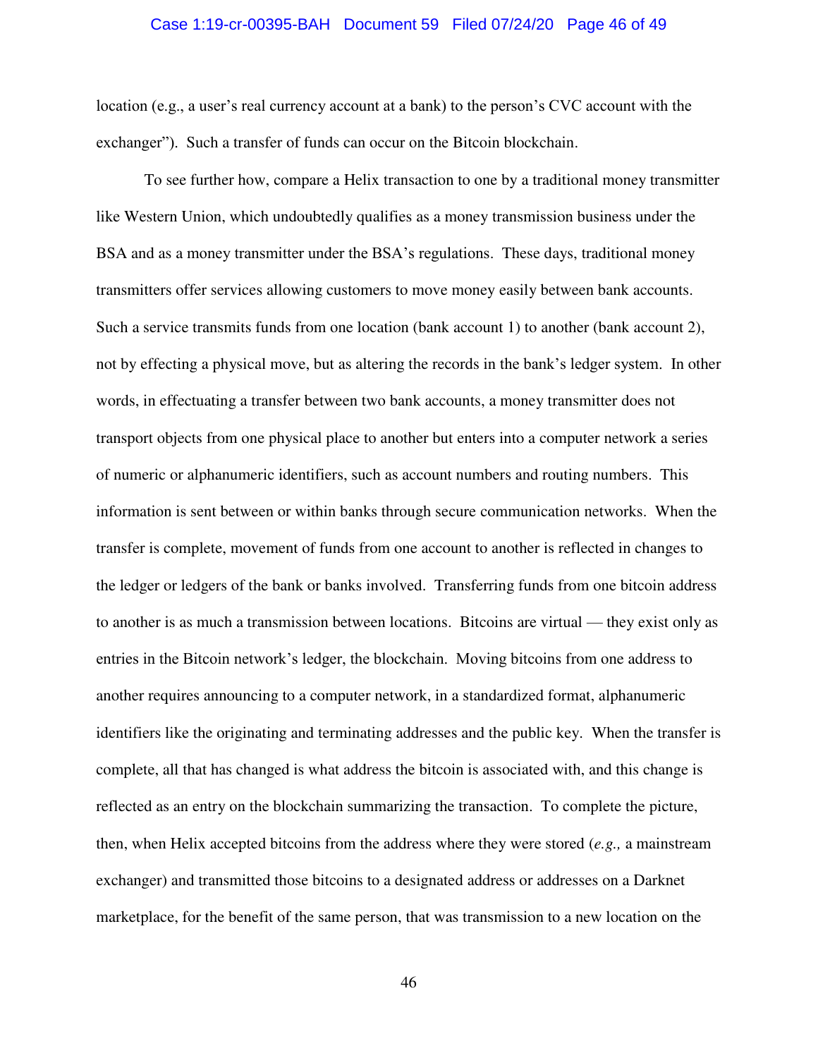location (e.g., a user's real currency account at a bank) to the person's CVC account with the exchanger"). Such a transfer of funds can occur on the Bitcoin blockchain.

To see further how, compare a Helix transaction to one by a traditional money transmitter like Western Union, which undoubtedly qualifies as a money transmission business under the BSA and as a money transmitter under the BSA's regulations. These days, traditional money transmitters offer services allowing customers to move money easily between bank accounts. Such a service transmits funds from one location (bank account 1) to another (bank account 2), not by effecting a physical move, but as altering the records in the bank's ledger system. In other words, in effectuating a transfer between two bank accounts, a money transmitter does not transport objects from one physical place to another but enters into a computer network a series of numeric or alphanumeric identifiers, such as account numbers and routing numbers. This information is sent between or within banks through secure communication networks. When the transfer is complete, movement of funds from one account to another is reflected in changes to the ledger or ledgers of the bank or banks involved. Transferring funds from one bitcoin address to another is as much a transmission between locations. Bitcoins are virtual — they exist only as entries in the Bitcoin network's ledger, the blockchain. Moving bitcoins from one address to another requires announcing to a computer network, in a standardized format, alphanumeric identifiers like the originating and terminating addresses and the public key. When the transfer is complete, all that has changed is what address the bitcoin is associated with, and this change is reflected as an entry on the blockchain summarizing the transaction. To complete the picture, then, when Helix accepted bitcoins from the address where they were stored (*e.g.,* a mainstream exchanger) and transmitted those bitcoins to a designated address or addresses on a Darknet marketplace, for the benefit of the same person, that was transmission to a new location on the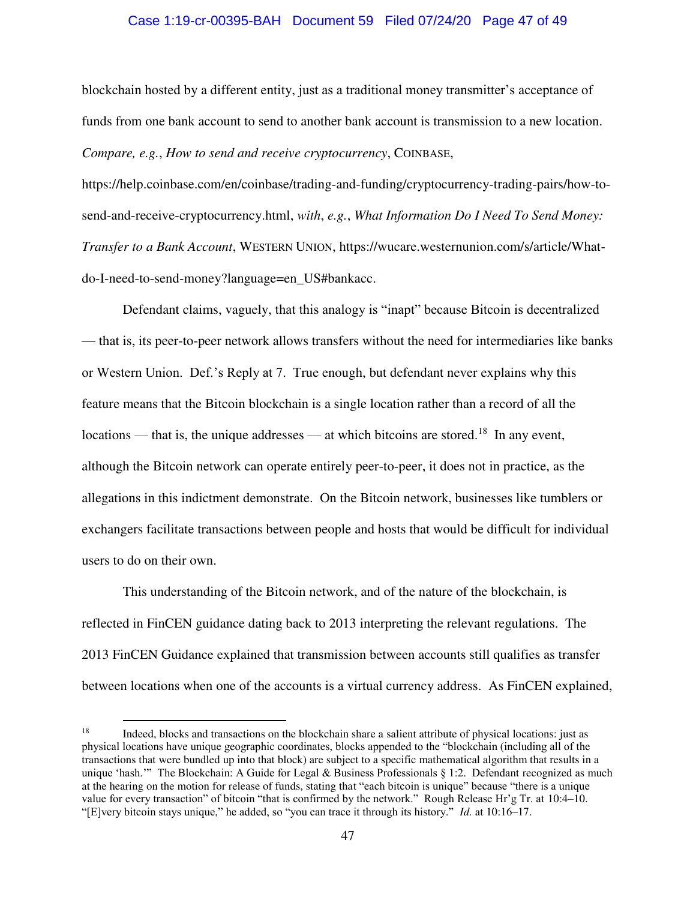blockchain hosted by a different entity, just as a traditional money transmitter's acceptance of funds from one bank account to send to another bank account is transmission to a new location. *Compare, e.g.*, *How to send and receive cryptocurrency*, COINBASE, https://help.coinbase.com/en/coinbase/trading-and-funding/cryptocurrency-trading-pairs/how-to-send-and-receive-cryptocurrency.html, *with*, *e.g.*, *What Information Do I Need To Send Money: Transfer to a Bank Account*, WESTERN UNION, https://wucare.westernunion.com/s/article/What-do-I-need-to-send-money?language=en_US#bankacc.

Defendant claims, vaguely, that this analogy is "inapt" because Bitcoin is decentralized — that is, its peer-to-peer network allows transfers without the need for intermediaries like banks or Western Union. Def.'s Reply at 7. True enough, but defendant never explains why this feature means that the Bitcoin blockchain is a single location rather than a record of all the locations — that is, the unique addresses — at which bitcoins are stored.[18] In any event, although the Bitcoin network can operate entirely peer-to-peer, it does not in practice, as the allegations in this indictment demonstrate. On the Bitcoin network, businesses like tumblers or exchangers facilitate transactions between people and hosts that would be difficult for individual users to do on their own.

This understanding of the Bitcoin network, and of the nature of the blockchain, is reflected in FinCEN guidance dating back to 2013 interpreting the relevant regulations. The 2013 FinCEN Guidance explained that transmission between accounts still qualifies as transfer between locations when one of the accounts is a virtual currency address. As FinCEN explained,

---

[18] Indeed, blocks and transactions on the blockchain share a salient attribute of physical locations: just as physical locations have unique geographic coordinates, blocks appended to the "blockchain (including all of the transactions that were bundled up into that block) are subject to a specific mathematical algorithm that results in a unique 'hash.'" The Blockchain: A Guide for Legal & Business Professionals § 1:2. Defendant recognized as much at the hearing on the motion for release of funds, stating that "each bitcoin is unique" because "there is a unique value for every transaction" of bitcoin "that is confirmed by the network." Rough Release Hr'g Tr. at 10:4–10. "[E]very bitcoin stays unique," he added, so "you can trace it through its history." *Id.* at 10:16–17.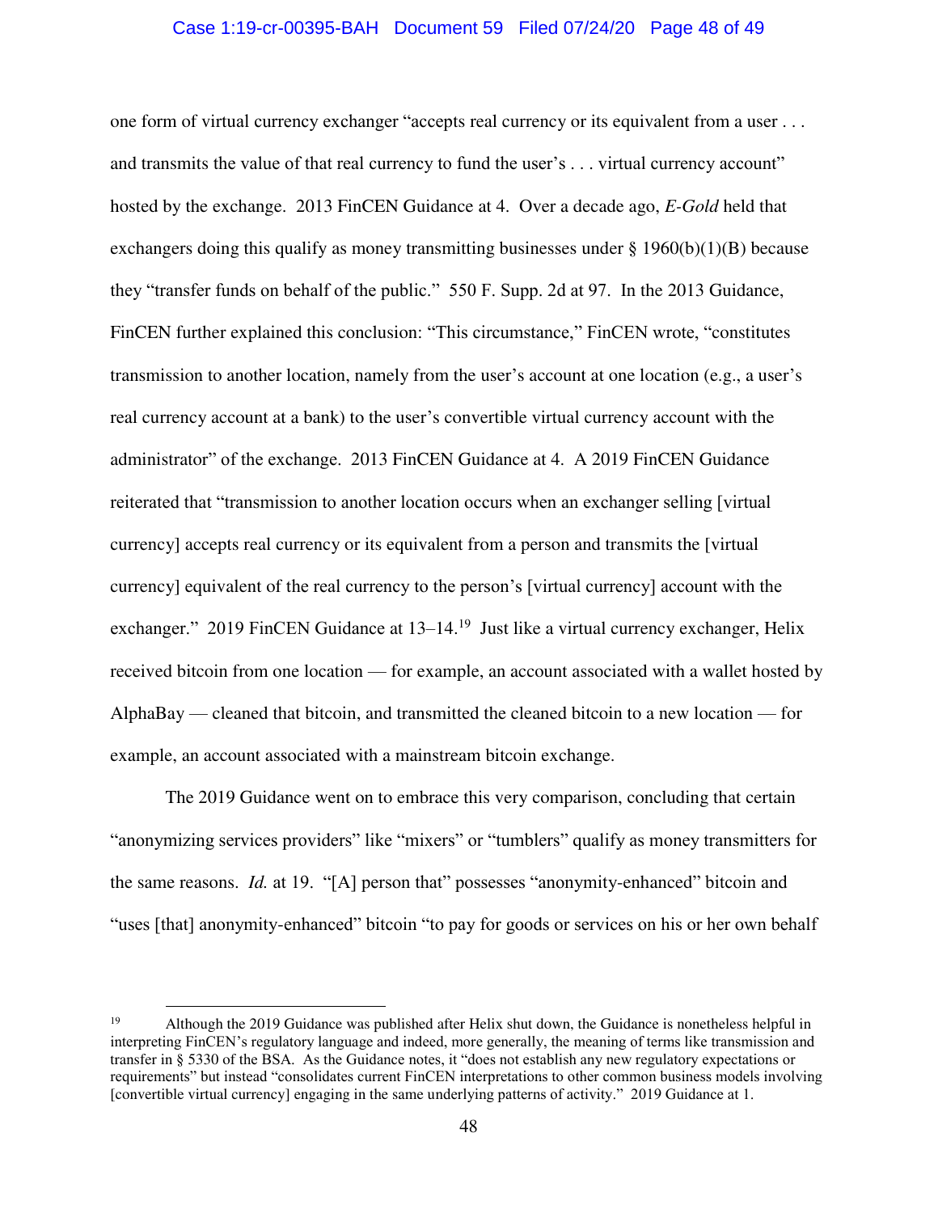one form of virtual currency exchanger "accepts real currency or its equivalent from a user . . . and transmits the value of that real currency to fund the user's . . . virtual currency account" hosted by the exchange. 2013 FinCEN Guidance at 4. Over a decade ago, *E-Gold* held that exchangers doing this qualify as money transmitting businesses under § 1960(b)(1)(B) because they "transfer funds on behalf of the public." 550 F. Supp. 2d at 97. In the 2013 Guidance, FinCEN further explained this conclusion: "This circumstance," FinCEN wrote, "constitutes transmission to another location, namely from the user's account at one location (e.g., a user's real currency account at a bank) to the user's convertible virtual currency account with the administrator" of the exchange. 2013 FinCEN Guidance at 4. A 2019 FinCEN Guidance reiterated that "transmission to another location occurs when an exchanger selling [virtual currency] accepts real currency or its equivalent from a person and transmits the [virtual currency] equivalent of the real currency to the person's [virtual currency] account with the exchanger." 2019 FinCEN Guidance at 13–14.[19] Just like a virtual currency exchanger, Helix received bitcoin from one location — for example, an account associated with a wallet hosted by AlphaBay — cleaned that bitcoin, and transmitted the cleaned bitcoin to a new location — for example, an account associated with a mainstream bitcoin exchange.

The 2019 Guidance went on to embrace this very comparison, concluding that certain "anonymizing services providers" like "mixers" or "tumblers" qualify as money transmitters for the same reasons. *Id.* at 19. "[A] person that" possesses "anonymity-enhanced" bitcoin and "uses [that] anonymity-enhanced" bitcoin "to pay for goods or services on his or her own behalf

[19] Although the 2019 Guidance was published after Helix shut down, the Guidance is nonetheless helpful in interpreting FinCEN's regulatory language and indeed, more generally, the meaning of terms like transmission and transfer in § 5330 of the BSA. As the Guidance notes, it "does not establish any new regulatory expectations or requirements" but instead "consolidates current FinCEN interpretations to other common business models involving [convertible virtual currency] engaging in the same underlying patterns of activity." 2019 Guidance at 1.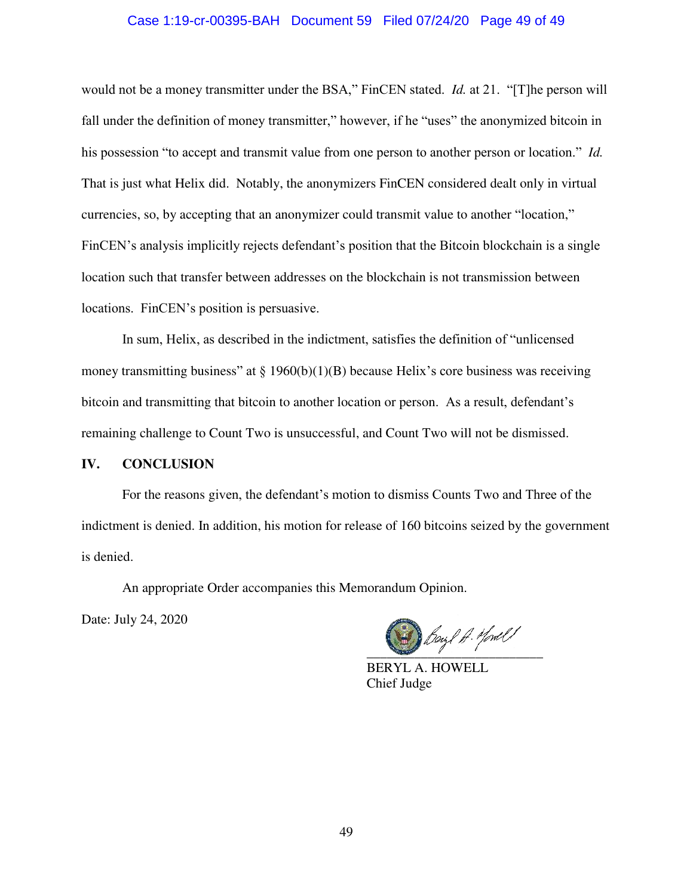would not be a money transmitter under the BSA," FinCEN stated. *Id.* at 21. "[T]he person will fall under the definition of money transmitter," however, if he "uses" the anonymized bitcoin in his possession "to accept and transmit value from one person to another person or location." *Id.* That is just what Helix did. Notably, the anonymizers FinCEN considered dealt only in virtual currencies, so, by accepting that an anonymizer could transmit value to another "location," FinCEN's analysis implicitly rejects defendant's position that the Bitcoin blockchain is a single location such that transfer between addresses on the blockchain is not transmission between locations. FinCEN's position is persuasive.

In sum, Helix, as described in the indictment, satisfies the definition of "unlicensed money transmitting business" at § 1960(b)(1)(B) because Helix's core business was receiving bitcoin and transmitting that bitcoin to another location or person. As a result, defendant's remaining challenge to Count Two is unsuccessful, and Count Two will not be dismissed.

## IV. CONCLUSION

For the reasons given, the defendant's motion to dismiss Counts Two and Three of the indictment is denied. In addition, his motion for release of 160 bitcoins seized by the government is denied.

An appropriate Order accompanies this Memorandum Opinion.

Date: July 24, 2020

BERYL A. HOWELL
Chief Judge